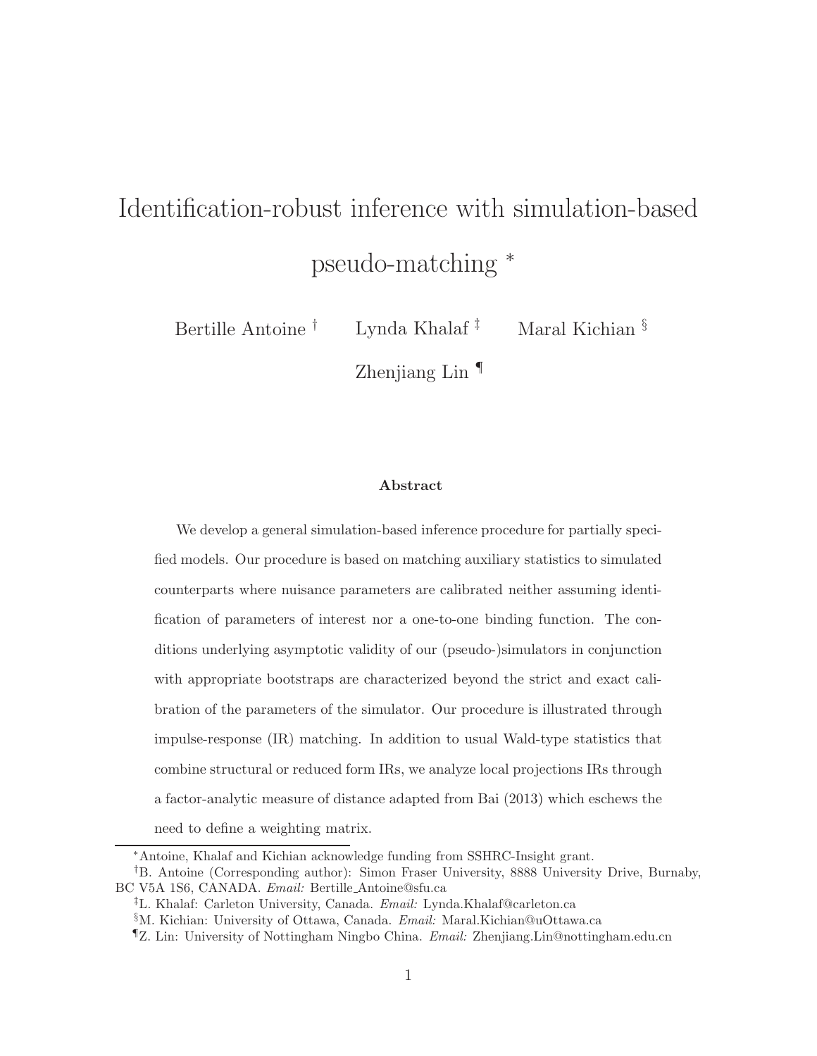# Identification-robust inference with simulation-based pseudo-matching [*]

Bertille Antoine [†] Lynda Khalaf [‡] Maral Kichian [§]

Zhenjiang Lin [¶]

### Abstract

We develop a general simulation-based inference procedure for partially specified models. Our procedure is based on matching auxiliary statistics to simulated counterparts where nuisance parameters are calibrated neither assuming identification of parameters of interest nor a one-to-one binding function. The conditions underlying asymptotic validity of our (pseudo-)simulators in conjunction with appropriate bootstraps are characterized beyond the strict and exact calibration of the parameters of the simulator. Our procedure is illustrated through impulse-response (IR) matching. In addition to usual Wald-type statistics that combine structural or reduced form IRs, we analyze local projections IRs through a factor-analytic measure of distance adapted from Bai (2013) which eschews the need to define a weighting matrix.

---

[*] Antoine, Khalaf and Kichian acknowledge funding from SSHRC-Insight grant.

[†] B. Antoine (Corresponding author): Simon Fraser University, 8888 University Drive, Burnaby, BC V5A 1S6, CANADA. *Email:* Bertille_Antoine@sfu.ca

[‡] L. Khalaf: Carleton University, Canada. *Email:* Lynda.Khalaf@carleton.ca

[§] M. Kichian: University of Ottawa, Canada. *Email:* Maral.Kichian@uOttawa.ca

[¶] Z. Lin: University of Nottingham Ningbo China. *Email:* Zhenjiang.Lin@nottingham.edu.cn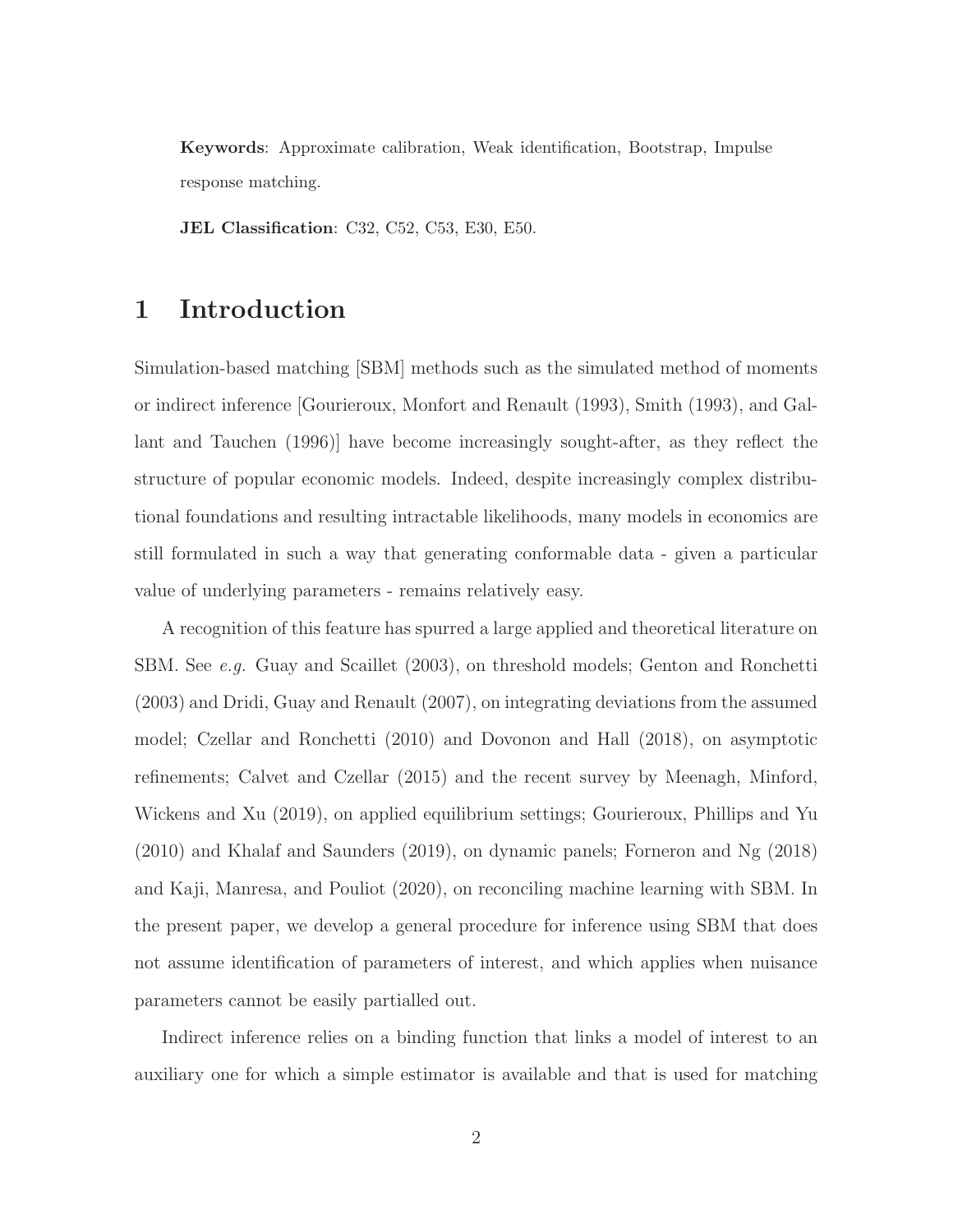**Keywords**: Approximate calibration, Weak identification, Bootstrap, Impulse response matching.

**JEL Classification**: C32, C52, C53, E30, E50.

# 1 Introduction

Simulation-based matching [SBM] methods such as the simulated method of moments or indirect inference [Gourieroux, Monfort and Renault (1993), Smith (1993), and Gallant and Tauchen (1996)] have become increasingly sought-after, as they reflect the structure of popular economic models. Indeed, despite increasingly complex distributional foundations and resulting intractable likelihoods, many models in economics are still formulated in such a way that generating conformable data - given a particular value of underlying parameters - remains relatively easy.

A recognition of this feature has spurred a large applied and theoretical literature on SBM. See *e.g.* Guay and Scaillet (2003), on threshold models; Genton and Ronchetti (2003) and Dridi, Guay and Renault (2007), on integrating deviations from the assumed model; Czellar and Ronchetti (2010) and Dovonon and Hall (2018), on asymptotic refinements; Calvet and Czellar (2015) and the recent survey by Meenagh, Minford, Wickens and Xu (2019), on applied equilibrium settings; Gourieroux, Phillips and Yu (2010) and Khalaf and Saunders (2019), on dynamic panels; Forneron and Ng (2018) and Kaji, Manresa, and Pouliot (2020), on reconciling machine learning with SBM. In the present paper, we develop a general procedure for inference using SBM that does not assume identification of parameters of interest, and which applies when nuisance parameters cannot be easily partialled out.

Indirect inference relies on a binding function that links a model of interest to an auxiliary one for which a simple estimator is available and that is used for matching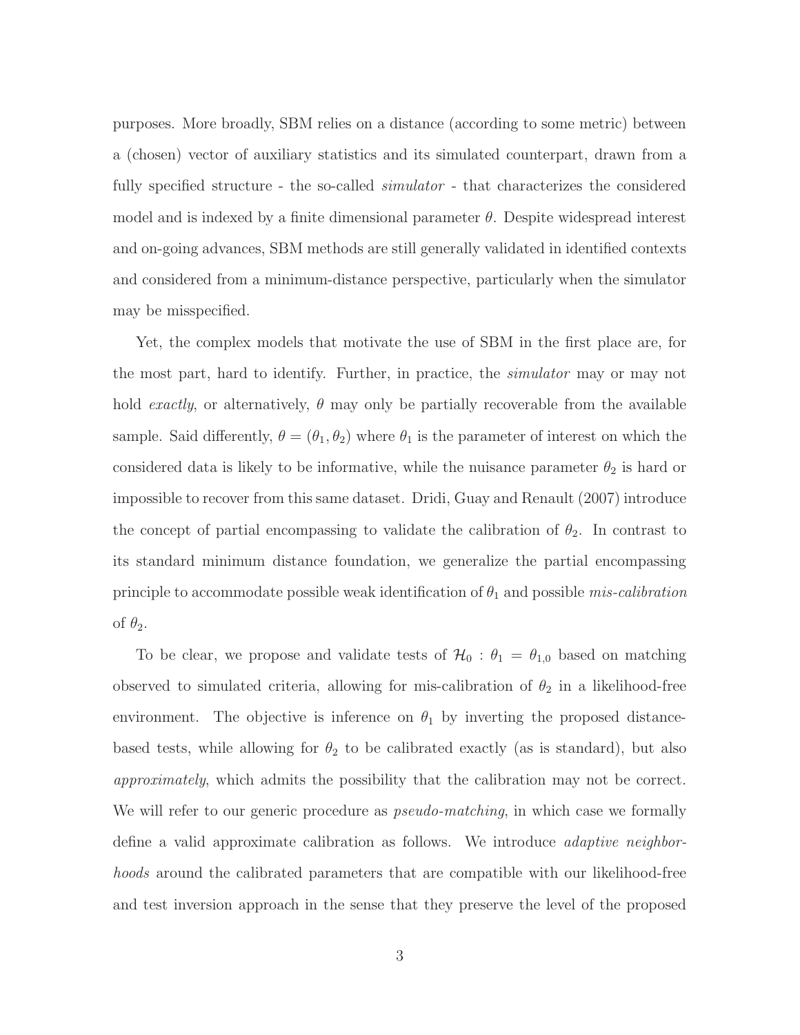purposes. More broadly, SBM relies on a distance (according to some metric) between a (chosen) vector of auxiliary statistics and its simulated counterpart, drawn from a fully specified structure - the so-called *simulator* - that characterizes the considered model and is indexed by a finite dimensional parameter $\theta$. Despite widespread interest and on-going advances, SBM methods are still generally validated in identified contexts and considered from a minimum-distance perspective, particularly when the simulator may be misspecified.

Yet, the complex models that motivate the use of SBM in the first place are, for the most part, hard to identify. Further, in practice, the *simulator* may or may not hold *exactly*, or alternatively, $\theta$ may only be partially recoverable from the available sample. Said differently, $\theta = (\theta_1, \theta_2)$ where $\theta_1$ is the parameter of interest on which the considered data is likely to be informative, while the nuisance parameter $\theta_2$ is hard or impossible to recover from this same dataset. Dridi, Guay and Renault (2007) introduce the concept of partial encompassing to validate the calibration of $\theta_2$. In contrast to its standard minimum distance foundation, we generalize the partial encompassing principle to accommodate possible weak identification of $\theta_1$ and possible *mis-calibration* of $\theta_2$.

To be clear, we propose and validate tests of $\mathcal{H}_0 : \theta_1 = \theta_{1,0}$ based on matching observed to simulated criteria, allowing for mis-calibration of $\theta_2$ in a likelihood-free environment. The objective is inference on $\theta_1$ by inverting the proposed distance-based tests, while allowing for $\theta_2$ to be calibrated exactly (as is standard), but also *approximately*, which admits the possibility that the calibration may not be correct. We will refer to our generic procedure as *pseudo-matching*, in which case we formally define a valid approximate calibration as follows. We introduce *adaptive neighborhoods* around the calibrated parameters that are compatible with our likelihood-free and test inversion approach in the sense that they preserve the level of the proposed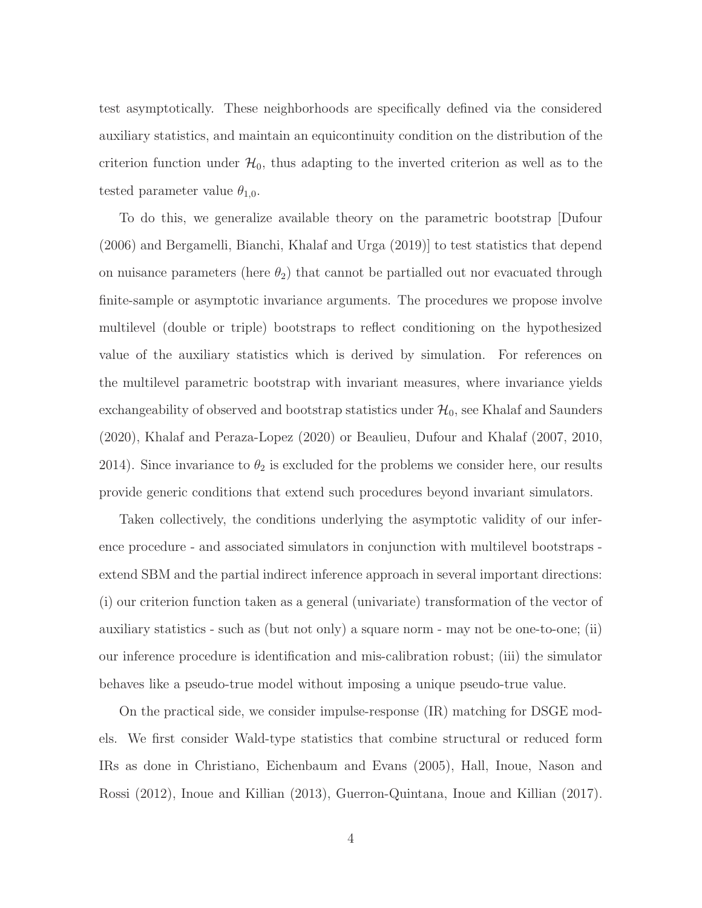test asymptotically. These neighborhoods are specifically defined via the considered auxiliary statistics, and maintain an equicontinuity condition on the distribution of the criterion function under $\mathcal{H}_0$, thus adapting to the inverted criterion as well as to the tested parameter value $\theta_{1,0}$.

To do this, we generalize available theory on the parametric bootstrap [Dufour (2006) and Bergamelli, Bianchi, Khalaf and Urga (2019)] to test statistics that depend on nuisance parameters (here $\theta_2$) that cannot be partialled out nor evacuated through finite-sample or asymptotic invariance arguments. The procedures we propose involve multilevel (double or triple) bootstraps to reflect conditioning on the hypothesized value of the auxiliary statistics which is derived by simulation. For references on the multilevel parametric bootstrap with invariant measures, where invariance yields exchangeability of observed and bootstrap statistics under $\mathcal{H}_0$, see Khalaf and Saunders (2020), Khalaf and Peraza-Lopez (2020) or Beaulieu, Dufour and Khalaf (2007, 2010, 2014). Since invariance to $\theta_2$ is excluded for the problems we consider here, our results provide generic conditions that extend such procedures beyond invariant simulators.

Taken collectively, the conditions underlying the asymptotic validity of our inference procedure - and associated simulators in conjunction with multilevel bootstraps - extend SBM and the partial indirect inference approach in several important directions: (i) our criterion function taken as a general (univariate) transformation of the vector of auxiliary statistics - such as (but not only) a square norm - may not be one-to-one; (ii) our inference procedure is identification and mis-calibration robust; (iii) the simulator behaves like a pseudo-true model without imposing a unique pseudo-true value.

On the practical side, we consider impulse-response (IR) matching for DSGE models. We first consider Wald-type statistics that combine structural or reduced form IRs as done in Christiano, Eichenbaum and Evans (2005), Hall, Inoue, Nason and Rossi (2012), Inoue and Killian (2013), Guerron-Quintana, Inoue and Killian (2017).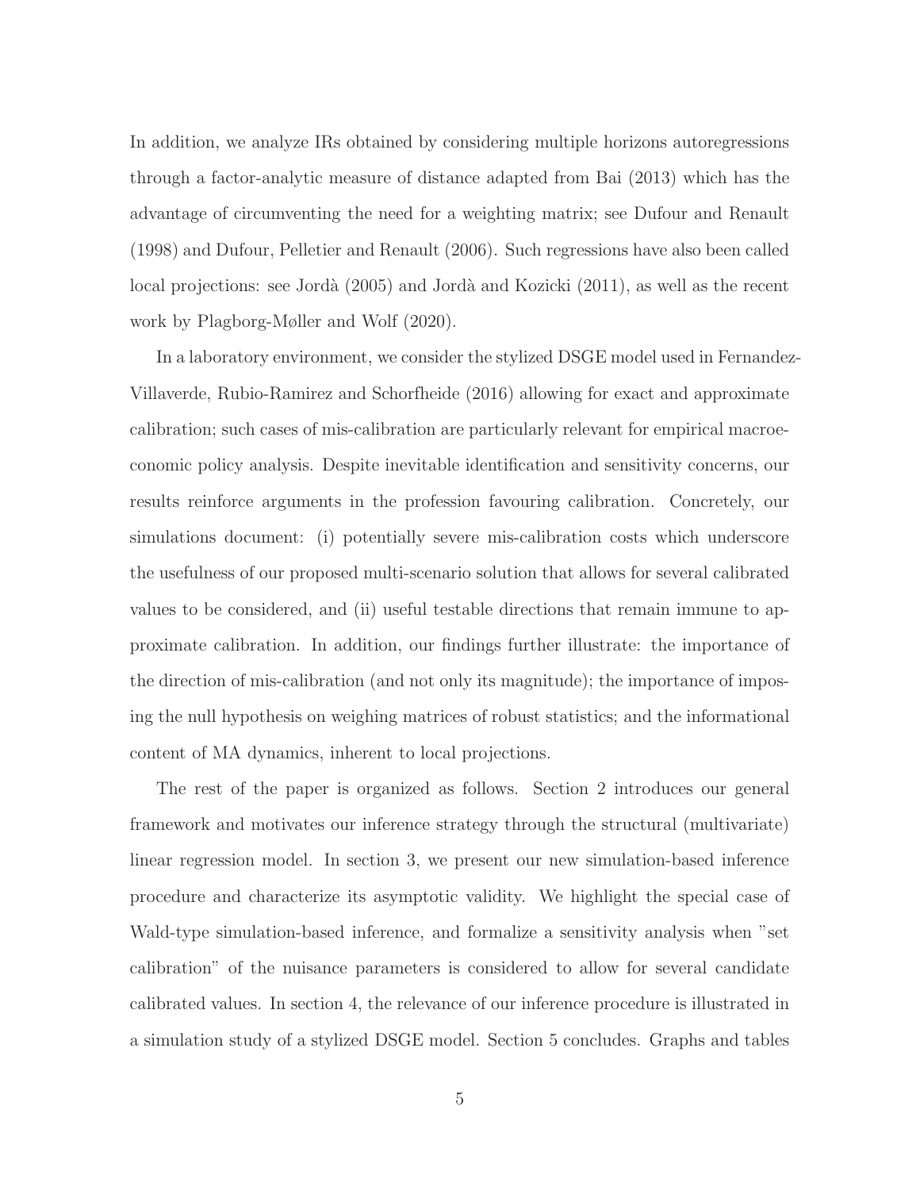In addition, we analyze IRs obtained by considering multiple horizons autoregressions through a factor-analytic measure of distance adapted from Bai (2013) which has the advantage of circumventing the need for a weighting matrix; see Dufour and Renault (1998) and Dufour, Pelletier and Renault (2006). Such regressions have also been called local projections: see Jordà (2005) and Jordà and Kozicki (2011), as well as the recent work by Plagborg-Møller and Wolf (2020).

In a laboratory environment, we consider the stylized DSGE model used in Fernandez-Villaverde, Rubio-Ramirez and Schorfheide (2016) allowing for exact and approximate calibration; such cases of mis-calibration are particularly relevant for empirical macroeconomic policy analysis. Despite inevitable identification and sensitivity concerns, our results reinforce arguments in the profession favouring calibration. Concretely, our simulations document: (i) potentially severe mis-calibration costs which underscore the usefulness of our proposed multi-scenario solution that allows for several calibrated values to be considered, and (ii) useful testable directions that remain immune to approximate calibration. In addition, our findings further illustrate: the importance of the direction of mis-calibration (and not only its magnitude); the importance of imposing the null hypothesis on weighing matrices of robust statistics; and the informational content of MA dynamics, inherent to local projections.

The rest of the paper is organized as follows. Section 2 introduces our general framework and motivates our inference strategy through the structural (multivariate) linear regression model. In section 3, we present our new simulation-based inference procedure and characterize its asymptotic validity. We highlight the special case of Wald-type simulation-based inference, and formalize a sensitivity analysis when "set calibration" of the nuisance parameters is considered to allow for several candidate calibrated values. In section 4, the relevance of our inference procedure is illustrated in a simulation study of a stylized DSGE model. Section 5 concludes. Graphs and tables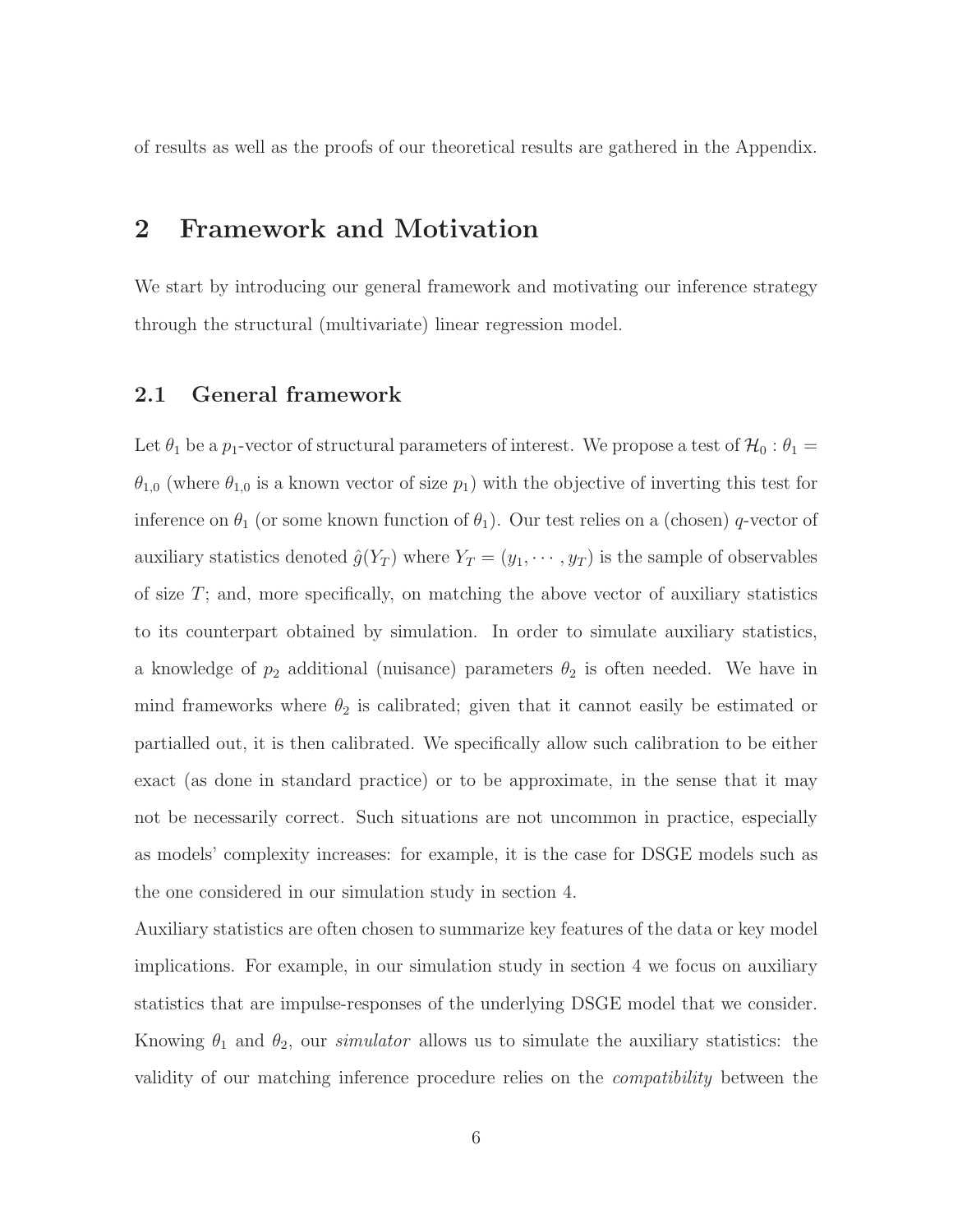of results as well as the proofs of our theoretical results are gathered in the Appendix.

# 2 Framework and Motivation

We start by introducing our general framework and motivating our inference strategy through the structural (multivariate) linear regression model.

## 2.1 General framework

Let $\theta_1$ be a $p_1$-vector of structural parameters of interest. We propose a test of $\mathcal{H}_0 : \theta_1 = \theta_{1,0}$ (where $\theta_{1,0}$ is a known vector of size $p_1$) with the objective of inverting this test for inference on $\theta_1$ (or some known function of $\theta_1$). Our test relies on a (chosen) $q$-vector of auxiliary statistics denoted $\hat{g}(Y_T)$ where $Y_T = (y_1, \cdots, y_T)$ is the sample of observables of size $T$; and, more specifically, on matching the above vector of auxiliary statistics to its counterpart obtained by simulation. In order to simulate auxiliary statistics, a knowledge of $p_2$ additional (nuisance) parameters $\theta_2$ is often needed. We have in mind frameworks where $\theta_2$ is calibrated; given that it cannot easily be estimated or partialled out, it is then calibrated. We specifically allow such calibration to be either exact (as done in standard practice) or to be approximate, in the sense that it may not be necessarily correct. Such situations are not uncommon in practice, especially as models' complexity increases: for example, it is the case for DSGE models such as the one considered in our simulation study in section 4.

Auxiliary statistics are often chosen to summarize key features of the data or key model implications. For example, in our simulation study in section 4 we focus on auxiliary statistics that are impulse-responses of the underlying DSGE model that we consider. Knowing $\theta_1$ and $\theta_2$, our *simulator* allows us to simulate the auxiliary statistics: the validity of our matching inference procedure relies on the *compatibility* between the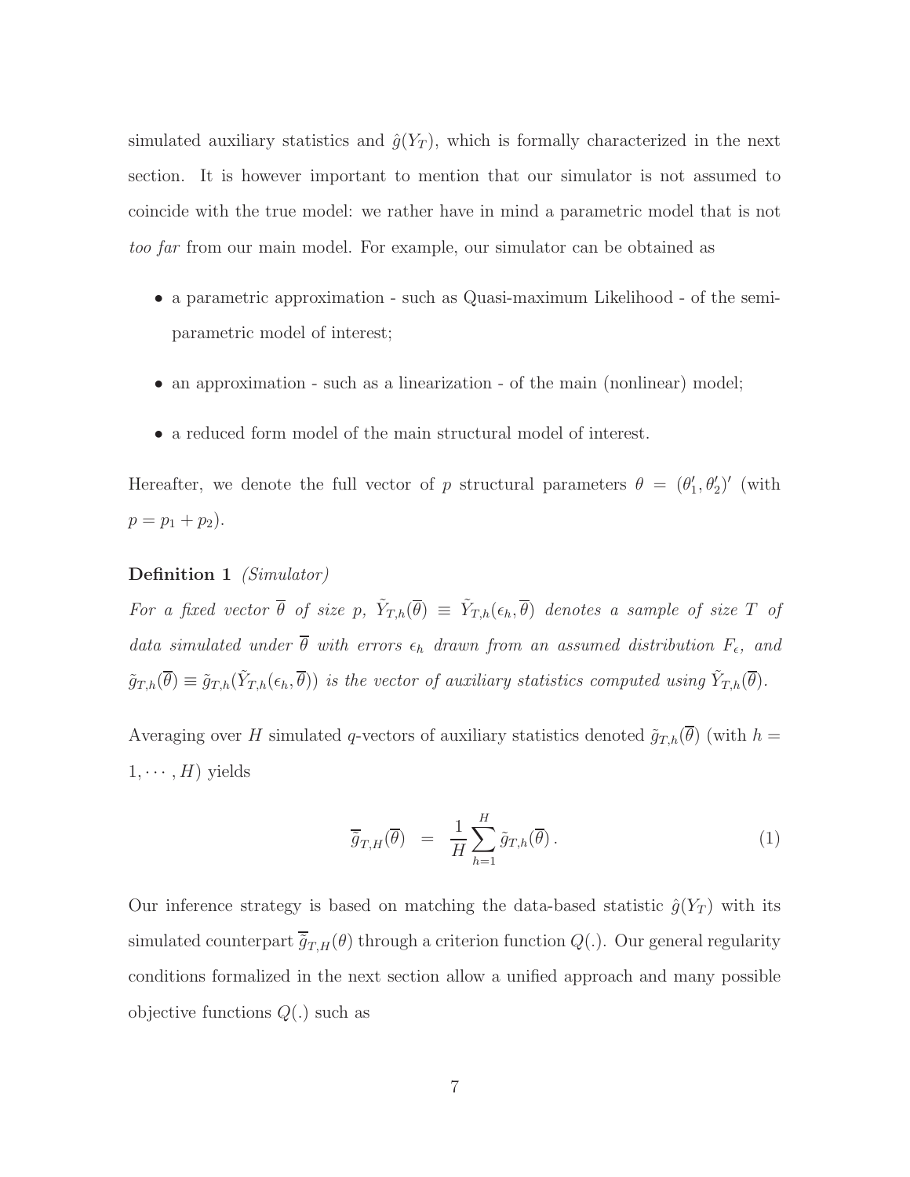simulated auxiliary statistics and $\hat{g}(Y_T)$, which is formally characterized in the next section. It is however important to mention that our simulator is not assumed to coincide with the true model: we rather have in mind a parametric model that is not *too far* from our main model. For example, our simulator can be obtained as

- a parametric approximation - such as Quasi-maximum Likelihood - of the semi-parametric model of interest;
- an approximation - such as a linearization - of the main (nonlinear) model;
- a reduced form model of the main structural model of interest.

Hereafter, we denote the full vector of $p$ structural parameters $\theta = (\theta_1', \theta_2')'$ (with $p = p_1 + p_2$).

**Definition 1** *(Simulator)*

*For a fixed vector $\overline{\theta}$ of size $p$, $\tilde{Y}_{T,h}(\overline{\theta}) \equiv \tilde{Y}_{T,h}(\epsilon_h, \overline{\theta})$ denotes a sample of size $T$ of data simulated under $\overline{\theta}$ with errors $\epsilon_h$ drawn from an assumed distribution $F_\epsilon$, and $\tilde{g}_{T,h}(\overline{\theta}) \equiv \tilde{g}_{T,h}(\tilde{Y}_{T,h}(\epsilon_h, \overline{\theta}))$ is the vector of auxiliary statistics computed using $\tilde{Y}_{T,h}(\overline{\theta})$.*

Averaging over $H$ simulated $q$-vectors of auxiliary statistics denoted $\tilde{g}_{T,h}(\overline{\theta})$ (with $h = 1, \cdots, H$) yields

$$\overline{\tilde{g}}_{T,H}(\overline{\theta}) \;=\; \frac{1}{H}\sum_{h=1}^{H} \tilde{g}_{T,h}(\overline{\theta})\,. \tag{1}$$

Our inference strategy is based on matching the data-based statistic $\hat{g}(Y_T)$ with its simulated counterpart $\overline{\tilde{g}}_{T,H}(\theta)$ through a criterion function $Q(.)$. Our general regularity conditions formalized in the next section allow a unified approach and many possible objective functions $Q(.)$ such as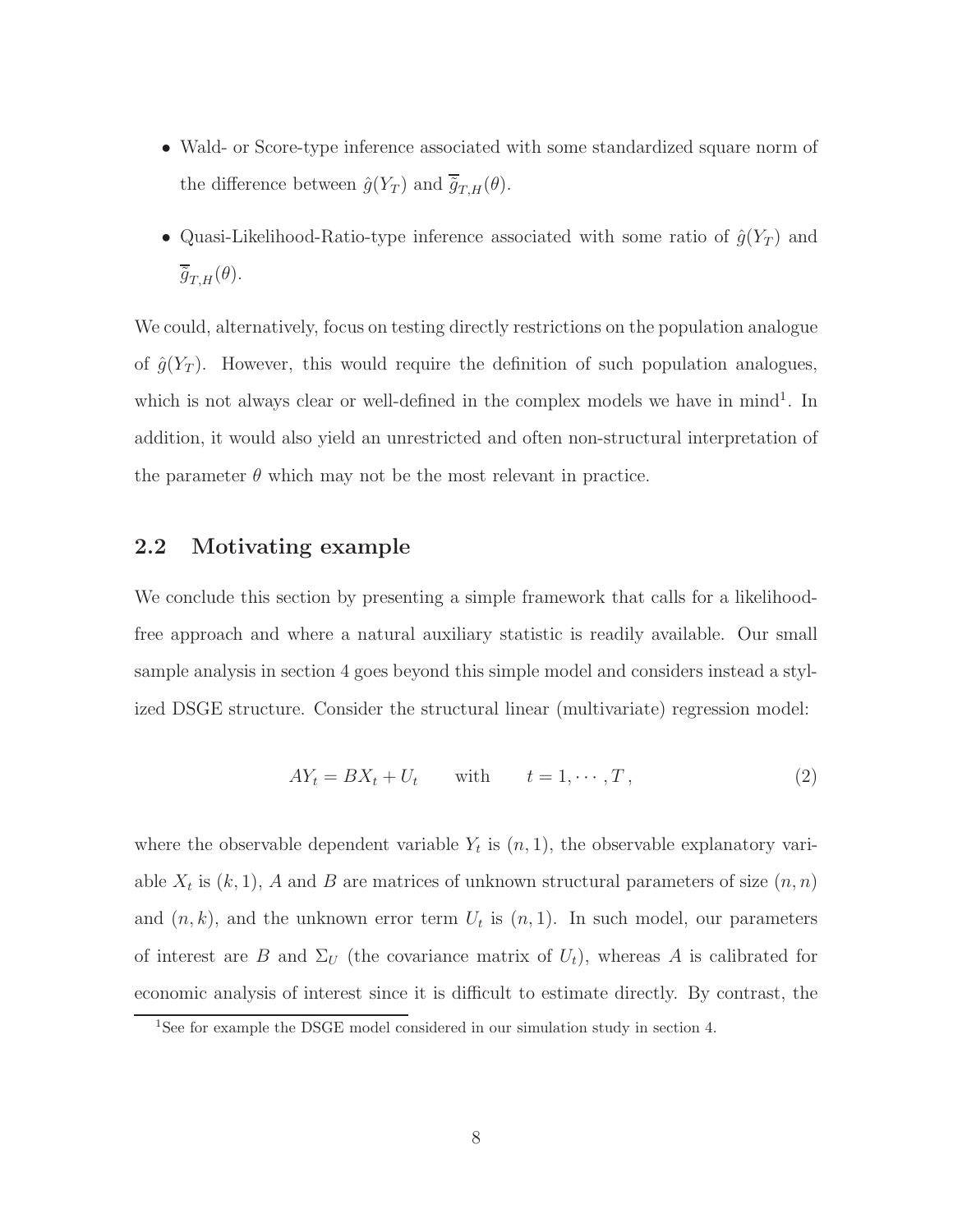- Wald- or Score-type inference associated with some standardized square norm of the difference between $\hat{g}(Y_T)$ and $\overline{\overline{g}}_{T,H}(\theta)$.
- Quasi-Likelihood-Ratio-type inference associated with some ratio of $\hat{g}(Y_T)$ and $\overline{\overline{g}}_{T,H}(\theta)$.

We could, alternatively, focus on testing directly restrictions on the population analogue of $\hat{g}(Y_T)$. However, this would require the definition of such population analogues, which is not always clear or well-defined in the complex models we have in mind[1]. In addition, it would also yield an unrestricted and often non-structural interpretation of the parameter $\theta$ which may not be the most relevant in practice.

## 2.2 Motivating example

We conclude this section by presenting a simple framework that calls for a likelihood-free approach and where a natural auxiliary statistic is readily available. Our small sample analysis in section 4 goes beyond this simple model and considers instead a stylized DSGE structure. Consider the structural linear (multivariate) regression model:

$$AY_t = BX_t + U_t \qquad \text{with} \qquad t = 1, \cdots, T\,, \tag{2}$$

where the observable dependent variable $Y_t$ is $(n, 1)$, the observable explanatory variable $X_t$ is $(k, 1)$, $A$ and $B$ are matrices of unknown structural parameters of size $(n, n)$ and $(n, k)$, and the unknown error term $U_t$ is $(n, 1)$. In such model, our parameters of interest are $B$ and $\Sigma_U$ (the covariance matrix of $U_t$), whereas $A$ is calibrated for economic analysis of interest since it is difficult to estimate directly. By contrast, the

[1] See for example the DSGE model considered in our simulation study in section 4.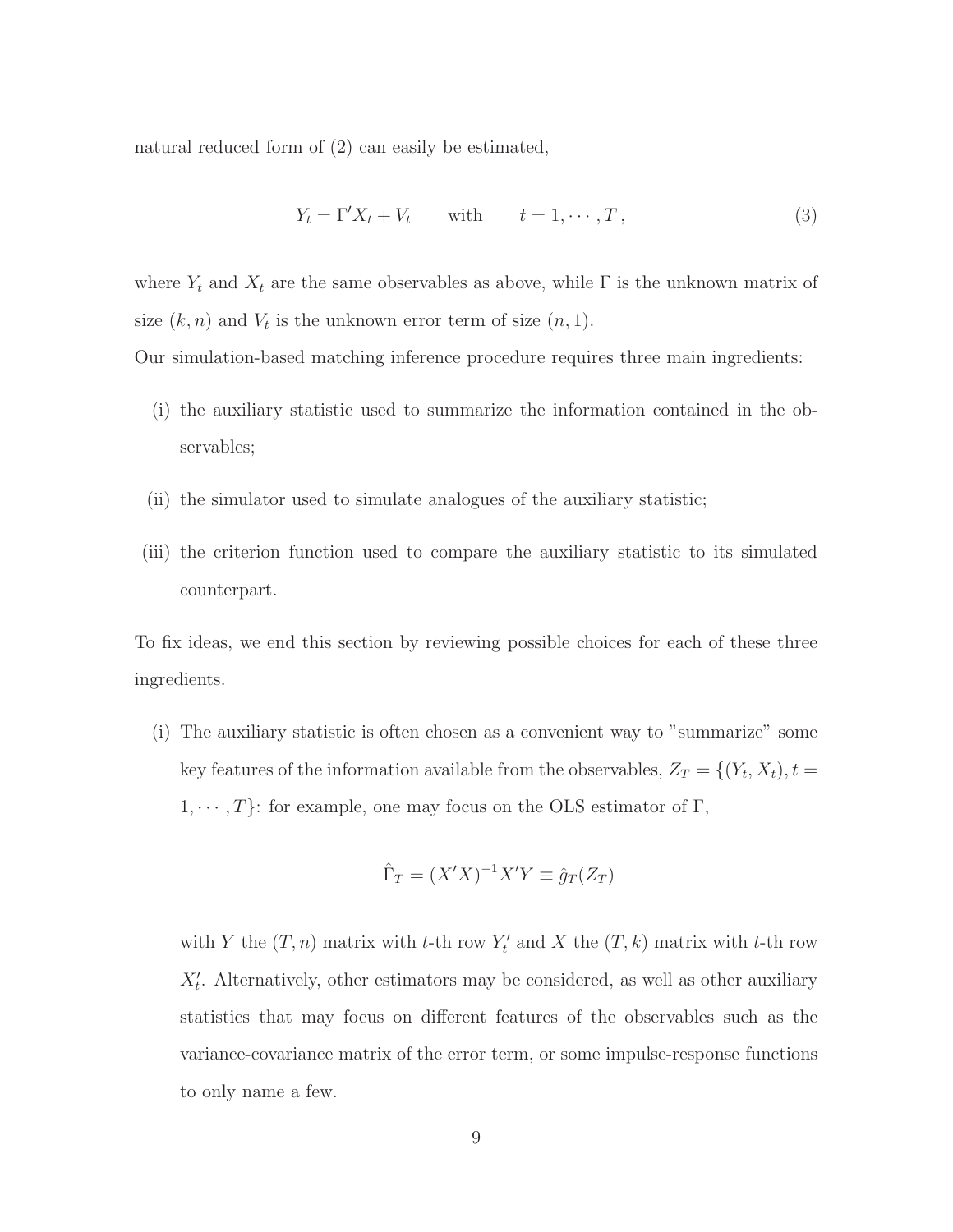natural reduced form of (2) can easily be estimated,

$$Y_t = \Gamma' X_t + V_t \qquad \text{with} \qquad t = 1, \cdots, T\,, \tag{3}$$

where $Y_t$ and $X_t$ are the same observables as above, while $\Gamma$ is the unknown matrix of size $(k, n)$ and $V_t$ is the unknown error term of size $(n, 1)$.

Our simulation-based matching inference procedure requires three main ingredients:

(i) the auxiliary statistic used to summarize the information contained in the observables;

(ii) the simulator used to simulate analogues of the auxiliary statistic;

(iii) the criterion function used to compare the auxiliary statistic to its simulated counterpart.

To fix ideas, we end this section by reviewing possible choices for each of these three ingredients.

(i) The auxiliary statistic is often chosen as a convenient way to "summarize" some key features of the information available from the observables, $Z_T = \{(Y_t, X_t), t = 1, \cdots, T\}$: for example, one may focus on the OLS estimator of $\Gamma$,

$$\hat{\Gamma}_T = (X'X)^{-1} X'Y \equiv \hat{g}_T(Z_T)$$

with $Y$ the $(T, n)$ matrix with $t$-th row $Y_t'$ and $X$ the $(T, k)$ matrix with $t$-th row $X_t'$. Alternatively, other estimators may be considered, as well as other auxiliary statistics that may focus on different features of the observables such as the variance-covariance matrix of the error term, or some impulse-response functions to only name a few.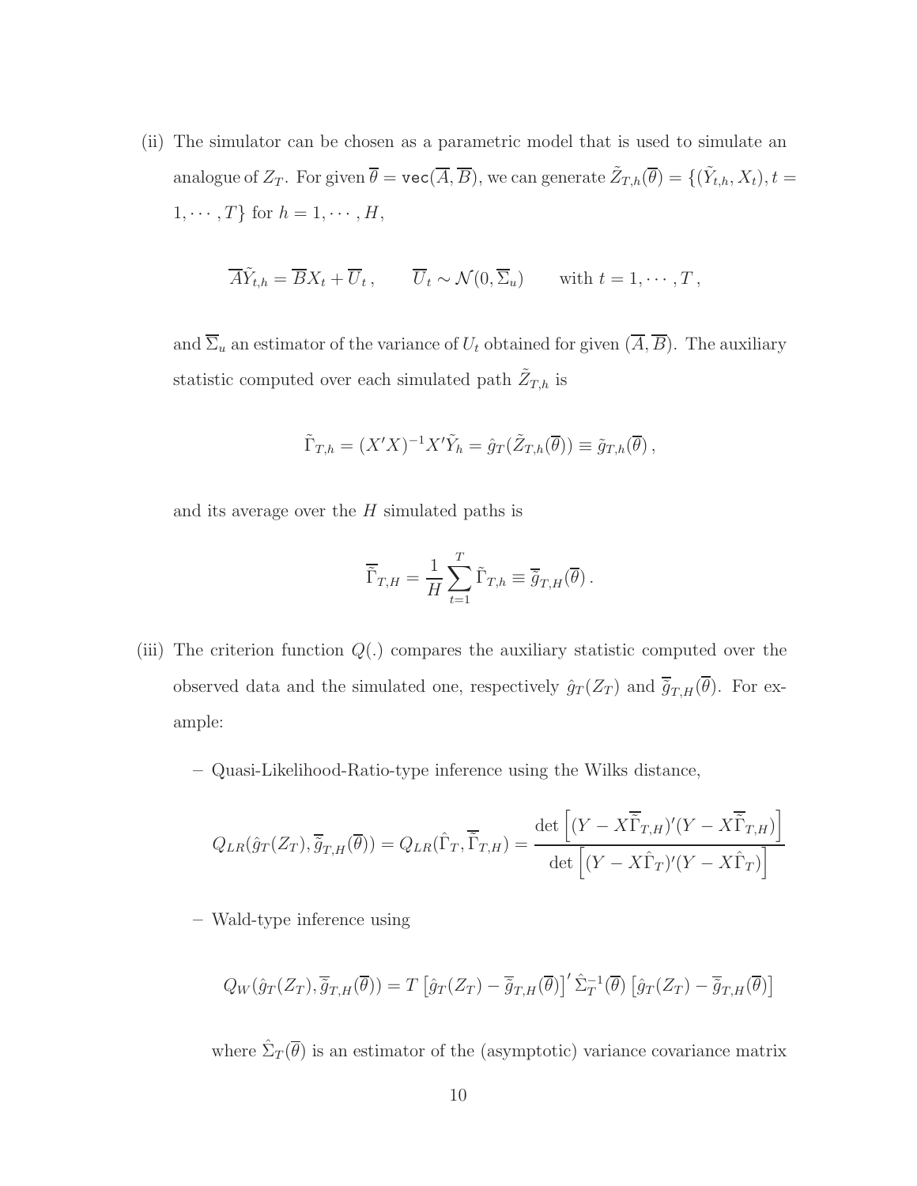(ii) The simulator can be chosen as a parametric model that is used to simulate an analogue of $Z_T$. For given $\overline{\theta} = \texttt{vec}(\overline{A}, \overline{B})$, we can generate $\tilde{Z}_{T,h}(\overline{\theta}) = \{(\tilde{Y}_{t,h}, X_t), t = 1, \cdots, T\}$ for $h = 1, \cdots, H$,

$$\overline{A}\tilde{Y}_{t,h} = \overline{B}X_t + \overline{U}_t \,, \qquad \overline{U}_t \sim \mathcal{N}(0, \overline{\Sigma}_u) \qquad \text{with } t = 1, \cdots, T \,,$$

and $\overline{\Sigma}_u$ an estimator of the variance of $U_t$ obtained for given $(\overline{A}, \overline{B})$. The auxiliary statistic computed over each simulated path $\tilde{Z}_{T,h}$ is

$$\tilde{\Gamma}_{T,h} = (X'X)^{-1}X'\tilde{Y}_h = \hat{g}_T(\tilde{Z}_{T,h}(\overline{\theta})) \equiv \tilde{g}_{T,h}(\overline{\theta}) \,,$$

and its average over the $H$ simulated paths is

$$\overline{\tilde{\Gamma}}_{T,H} = \frac{1}{H}\sum_{t=1}^{T} \tilde{\Gamma}_{T,h} \equiv \overline{\tilde{g}}_{T,H}(\overline{\theta}) \,.$$

(iii) The criterion function $Q(.)$ compares the auxiliary statistic computed over the observed data and the simulated one, respectively $\hat{g}_T(Z_T)$ and $\overline{\tilde{g}}_{T,H}(\overline{\theta})$. For example:

– Quasi-Likelihood-Ratio-type inference using the Wilks distance,

$$Q_{LR}(\hat{g}_T(Z_T), \overline{\tilde{g}}_{T,H}(\overline{\theta})) = Q_{LR}(\hat{\Gamma}_T, \overline{\tilde{\Gamma}}_{T,H}) = \frac{\det\left[(Y - X\overline{\tilde{\Gamma}}_{T,H})'(Y - X\overline{\tilde{\Gamma}}_{T,H})\right]}{\det\left[(Y - X\hat{\Gamma}_T)'(Y - X\hat{\Gamma}_T)\right]}$$

– Wald-type inference using

$$Q_W(\hat{g}_T(Z_T), \overline{\tilde{g}}_{T,H}(\overline{\theta})) = T\left[\hat{g}_T(Z_T) - \overline{\tilde{g}}_{T,H}(\overline{\theta})\right]' \hat{\Sigma}_T^{-1}(\overline{\theta})\left[\hat{g}_T(Z_T) - \overline{\tilde{g}}_{T,H}(\overline{\theta})\right]$$

where $\hat{\Sigma}_T(\overline{\theta})$ is an estimator of the (asymptotic) variance covariance matrix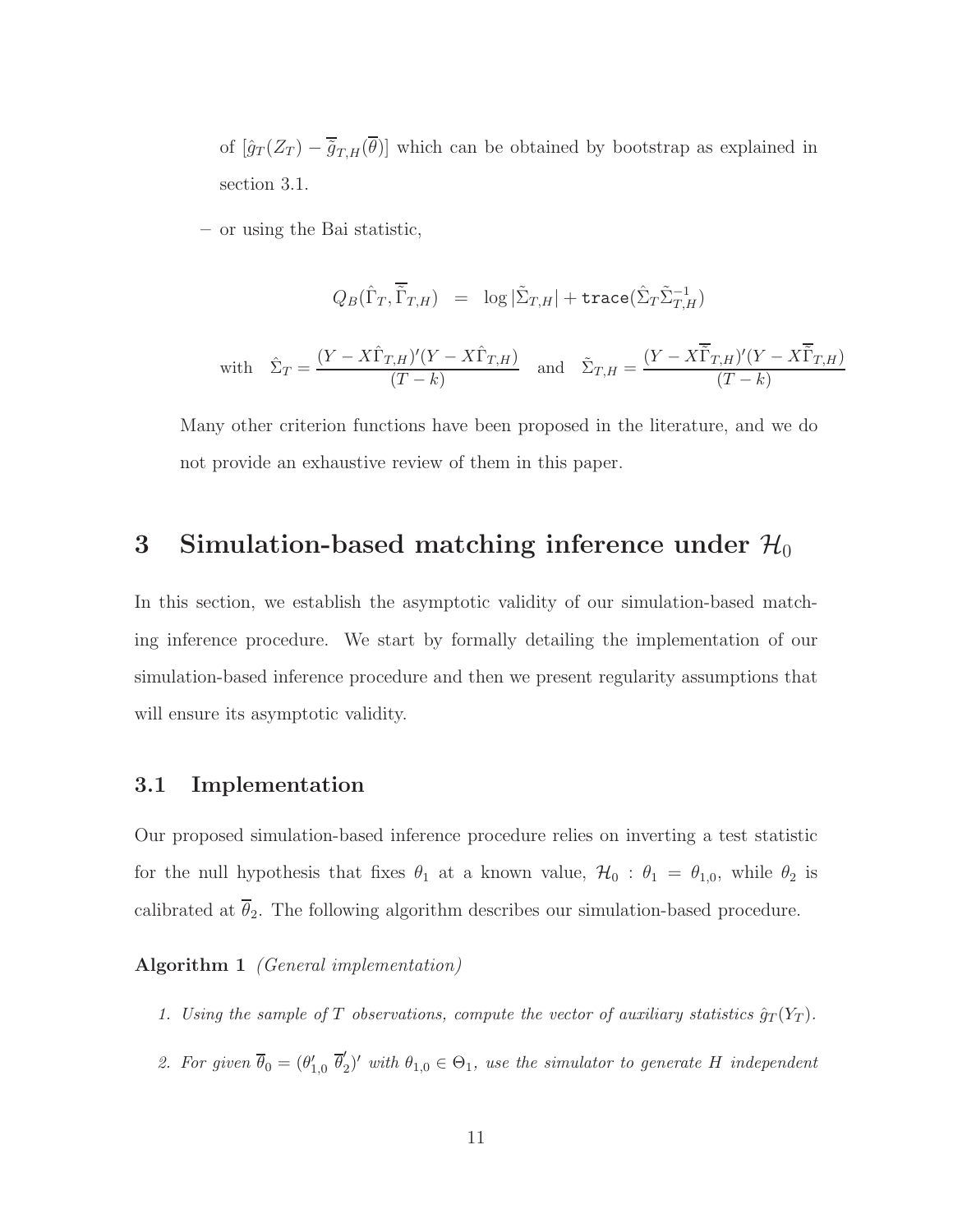of $[\hat{g}_T(Z_T) - \overline{\overline{g}}_{T,H}(\overline{\theta})]$ which can be obtained by bootstrap as explained in section 3.1.

– or using the Bai statistic,

$$Q_B(\hat{\Gamma}_T, \overline{\overline{\tilde{\Gamma}}}_{T,H}) \;\; = \;\; \log|\tilde{\Sigma}_{T,H}| + \mathtt{trace}(\hat{\Sigma}_T \tilde{\Sigma}_{T,H}^{-1})$$

$$\text{with} \quad \hat{\Sigma}_T = \frac{(Y - X\hat{\Gamma}_{T,H})'(Y - X\hat{\Gamma}_{T,H})}{(T-k)} \quad \text{and} \quad \tilde{\Sigma}_{T,H} = \frac{(Y - X\overline{\overline{\Gamma}}_{T,H})'(Y - X\overline{\overline{\Gamma}}_{T,H})}{(T-k)}$$

Many other criterion functions have been proposed in the literature, and we do not provide an exhaustive review of them in this paper.

# 3 Simulation-based matching inference under $\mathcal{H}_0$

In this section, we establish the asymptotic validity of our simulation-based matching inference procedure. We start by formally detailing the implementation of our simulation-based inference procedure and then we present regularity assumptions that will ensure its asymptotic validity.

## 3.1 Implementation

Our proposed simulation-based inference procedure relies on inverting a test statistic for the null hypothesis that fixes $\theta_1$ at a known value, $\mathcal{H}_0 : \theta_1 = \theta_{1,0}$, while $\theta_2$ is calibrated at $\overline{\theta}_2$. The following algorithm describes our simulation-based procedure.

**Algorithm 1** *(General implementation)*

1. *Using the sample of $T$ observations, compute the vector of auxiliary statistics $\hat{g}_T(Y_T)$.*
2. *For given $\overline{\theta}_0 = (\theta_{1,0}' \; \overline{\theta}_2')'$ with $\theta_{1,0} \in \Theta_1$, use the simulator to generate $H$ independent*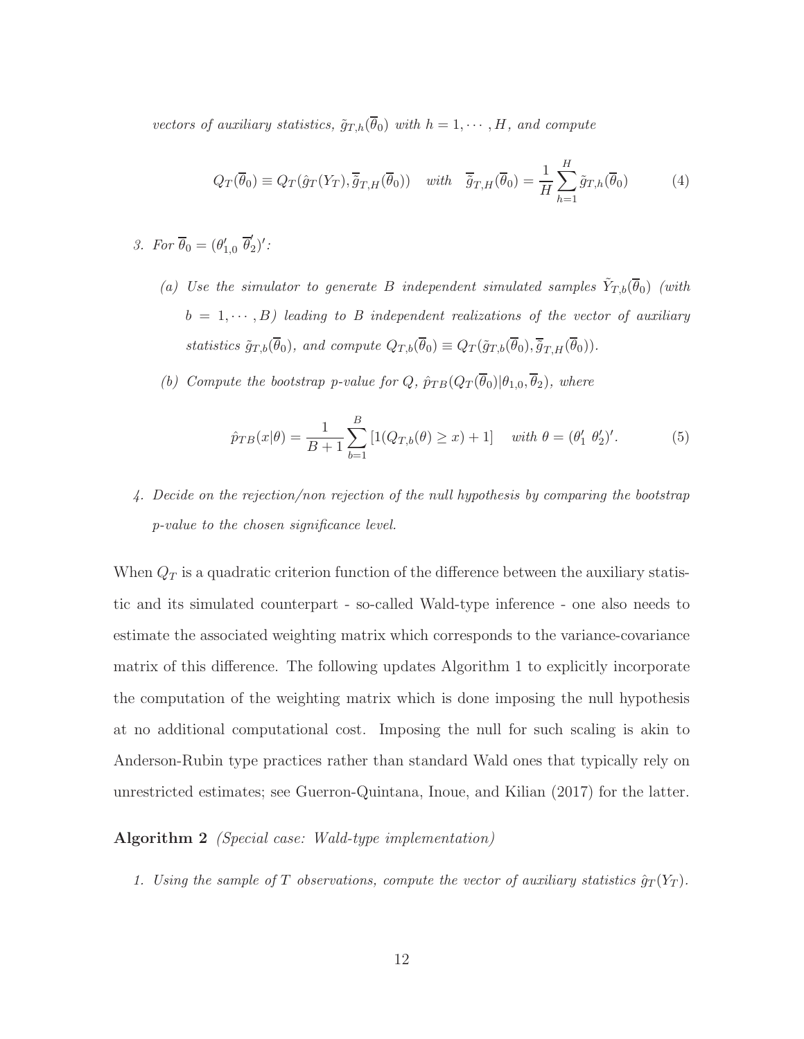*vectors of auxiliary statistics, $\tilde{g}_{T,h}(\overline{\theta}_0)$ with $h = 1, \cdots, H$, and compute*

$$Q_T(\overline{\theta}_0) \equiv Q_T(\hat{g}_T(Y_T), \overline{\tilde{g}}_{T,H}(\overline{\theta}_0)) \quad \text{with} \quad \overline{\tilde{g}}_{T,H}(\overline{\theta}_0) = \frac{1}{H}\sum_{h=1}^{H} \tilde{g}_{T,h}(\overline{\theta}_0) \tag{4}$$

3. *For $\overline{\theta}_0 = (\theta'_{1,0}\ \overline{\theta}'_2)'$:*

   (a) *Use the simulator to generate $B$ independent simulated samples $\tilde{Y}_{T,b}(\overline{\theta}_0)$ (with $b = 1, \cdots, B$) leading to $B$ independent realizations of the vector of auxiliary statistics $\tilde{g}_{T,b}(\overline{\theta}_0)$, and compute $Q_{T,b}(\overline{\theta}_0) \equiv Q_T(\tilde{g}_{T,b}(\overline{\theta}_0), \overline{\tilde{g}}_{T,H}(\overline{\theta}_0))$.*

   (b) *Compute the bootstrap p-value for $Q$, $\hat{p}_{TB}(Q_T(\overline{\theta}_0)|\theta_{1,0}, \overline{\theta}_2)$, where*

$$\hat{p}_{TB}(x|\theta) = \frac{1}{B+1}\sum_{b=1}^{B}\left[1(Q_{T,b}(\theta) \geq x) + 1\right] \quad \text{with } \theta = (\theta'_1\ \theta'_2)'. \tag{5}$$

4. *Decide on the rejection/non rejection of the null hypothesis by comparing the bootstrap p-value to the chosen significance level.*

When $Q_T$ is a quadratic criterion function of the difference between the auxiliary statistic and its simulated counterpart - so-called Wald-type inference - one also needs to estimate the associated weighting matrix which corresponds to the variance-covariance matrix of this difference. The following updates Algorithm 1 to explicitly incorporate the computation of the weighting matrix which is done imposing the null hypothesis at no additional computational cost. Imposing the null for such scaling is akin to Anderson-Rubin type practices rather than standard Wald ones that typically rely on unrestricted estimates; see Guerron-Quintana, Inoue, and Kilian (2017) for the latter.

**Algorithm 2** *(Special case: Wald-type implementation)*

1. *Using the sample of $T$ observations, compute the vector of auxiliary statistics $\hat{g}_T(Y_T)$.*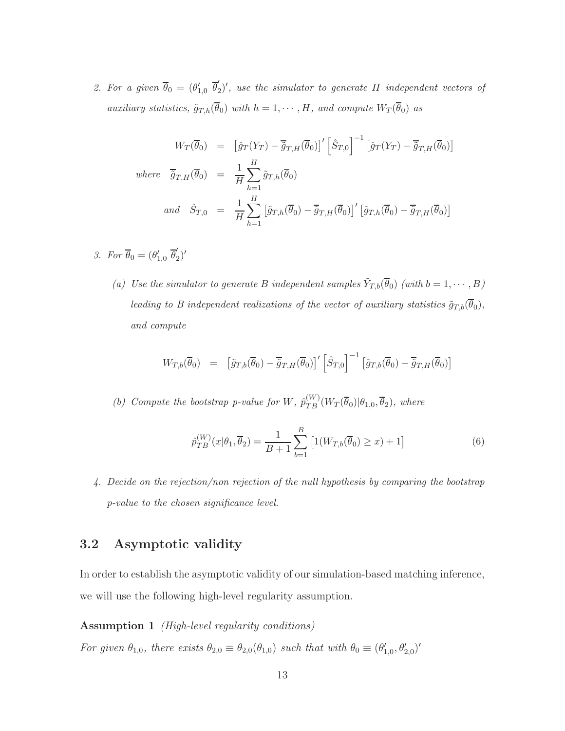2. *For a given* $\overline{\theta}_0 = (\theta'_{1,0}\ \overline{\theta}'_2)'$*, use the simulator to generate* $H$ *independent vectors of auxiliary statistics,* $\tilde{g}_{T,h}(\overline{\theta}_0)$ *with* $h = 1, \cdots, H$*, and compute* $W_T(\overline{\theta}_0)$ *as*

$$
\begin{aligned}
W_T(\overline{\theta}_0) &= \left[\hat{g}_T(Y_T) - \overline{\tilde{g}}_{T,H}(\overline{\theta}_0)\right]' \left[\hat{S}_{T,0}\right]^{-1} \left[\hat{g}_T(Y_T) - \overline{\tilde{g}}_{T,H}(\overline{\theta}_0)\right] \\
\text{where} \quad \overline{\tilde{g}}_{T,H}(\overline{\theta}_0) &= \frac{1}{H}\sum_{h=1}^{H} \tilde{g}_{T,h}(\overline{\theta}_0) \\
\text{and} \quad \hat{S}_{T,0} &= \frac{1}{H}\sum_{h=1}^{H} \left[\tilde{g}_{T,h}(\overline{\theta}_0) - \overline{\tilde{g}}_{T,H}(\overline{\theta}_0)\right]' \left[\tilde{g}_{T,h}(\overline{\theta}_0) - \overline{\tilde{g}}_{T,H}(\overline{\theta}_0)\right]
\end{aligned}
$$

3. *For* $\overline{\theta}_0 = (\theta'_{1,0}\ \overline{\theta}'_2)'$

   (a) *Use the simulator to generate* $B$ *independent samples* $\tilde{Y}_{T,b}(\overline{\theta}_0)$ *(with* $b = 1, \cdots, B$*) leading to* $B$ *independent realizations of the vector of auxiliary statistics* $\tilde{g}_{T,b}(\overline{\theta}_0)$*, and compute*

$$
W_{T,b}(\overline{\theta}_0) = \left[\tilde{g}_{T,b}(\overline{\theta}_0) - \overline{\tilde{g}}_{T,H}(\overline{\theta}_0)\right]' \left[\hat{S}_{T,0}\right]^{-1} \left[\tilde{g}_{T,b}(\overline{\theta}_0) - \overline{\tilde{g}}_{T,H}(\overline{\theta}_0)\right]
$$

   (b) *Compute the bootstrap p-value for* $W$*,* $\hat{p}^{(W)}_{TB}(W_T(\overline{\theta}_0)|\theta_{1,0}, \overline{\theta}_2)$*, where*

$$
\hat{p}^{(W)}_{TB}(x|\theta_1, \overline{\theta}_2) = \frac{1}{B+1}\sum_{b=1}^{B}\left[1(W_{T,b}(\overline{\theta}_0) \geq x) + 1\right] \tag{6}
$$

4. *Decide on the rejection/non rejection of the null hypothesis by comparing the bootstrap p-value to the chosen significance level.*

## 3.2 Asymptotic validity

In order to establish the asymptotic validity of our simulation-based matching inference, we will use the following high-level regularity assumption.

**Assumption 1** *(High-level regularity conditions)*

*For given* $\theta_{1,0}$*, there exists* $\theta_{2,0} \equiv \theta_{2,0}(\theta_{1,0})$ *such that with* $\theta_0 \equiv (\theta'_{1,0}, \theta'_{2,0})'$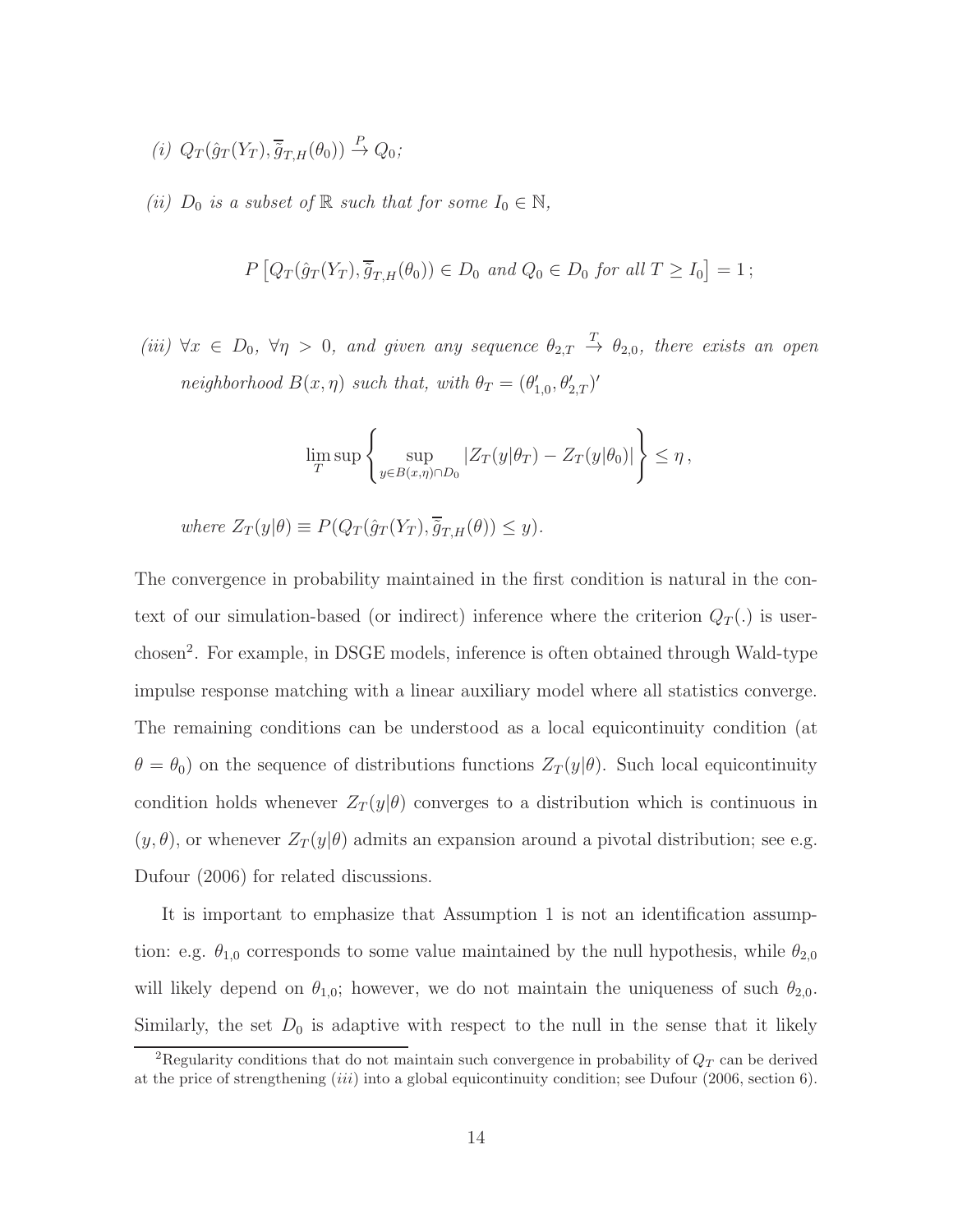*(i)* $Q_T(\hat{g}_T(Y_T), \overline{\overline{g}}_{T,H}(\theta_0)) \xrightarrow{P} Q_0$;

*(ii)* $D_0$ *is a subset of* $\mathbb{R}$ *such that for some* $I_0 \in \mathbb{N}$,

$$P\left[Q_T(\hat{g}_T(Y_T), \overline{\overline{g}}_{T,H}(\theta_0)) \in D_0 \text{ and } Q_0 \in D_0 \text{ for all } T \geq I_0\right] = 1\,;$$

*(iii)* $\forall x \in D_0$, $\forall \eta > 0$, *and given any sequence* $\theta_{2,T} \xrightarrow{T} \theta_{2,0}$, *there exists an open neighborhood* $B(x, \eta)$ *such that, with* $\theta_T = (\theta_{1,0}', \theta_{2,T}')'$

$$\limsup_T \left\{ \sup_{y \in B(x,\eta) \cap D_0} |Z_T(y|\theta_T) - Z_T(y|\theta_0)| \right\} \leq \eta\,,$$

*where* $Z_T(y|\theta) \equiv P(Q_T(\hat{g}_T(Y_T), \overline{\overline{g}}_{T,H}(\theta)) \leq y)$.

The convergence in probability maintained in the first condition is natural in the context of our simulation-based (or indirect) inference where the criterion $Q_T(.)$ is user-chosen[2]. For example, in DSGE models, inference is often obtained through Wald-type impulse response matching with a linear auxiliary model where all statistics converge. The remaining conditions can be understood as a local equicontinuity condition (at $\theta = \theta_0$) on the sequence of distributions functions $Z_T(y|\theta)$. Such local equicontinuity condition holds whenever $Z_T(y|\theta)$ converges to a distribution which is continuous in $(y, \theta)$, or whenever $Z_T(y|\theta)$ admits an expansion around a pivotal distribution; see e.g. Dufour (2006) for related discussions.

It is important to emphasize that Assumption 1 is not an identification assumption: e.g. $\theta_{1,0}$ corresponds to some value maintained by the null hypothesis, while $\theta_{2,0}$ will likely depend on $\theta_{1,0}$; however, we do not maintain the uniqueness of such $\theta_{2,0}$. Similarly, the set $D_0$ is adaptive with respect to the null in the sense that it likely

[2]Regularity conditions that do not maintain such convergence in probability of $Q_T$ can be derived at the price of strengthening *(iii)* into a global equicontinuity condition; see Dufour (2006, section 6).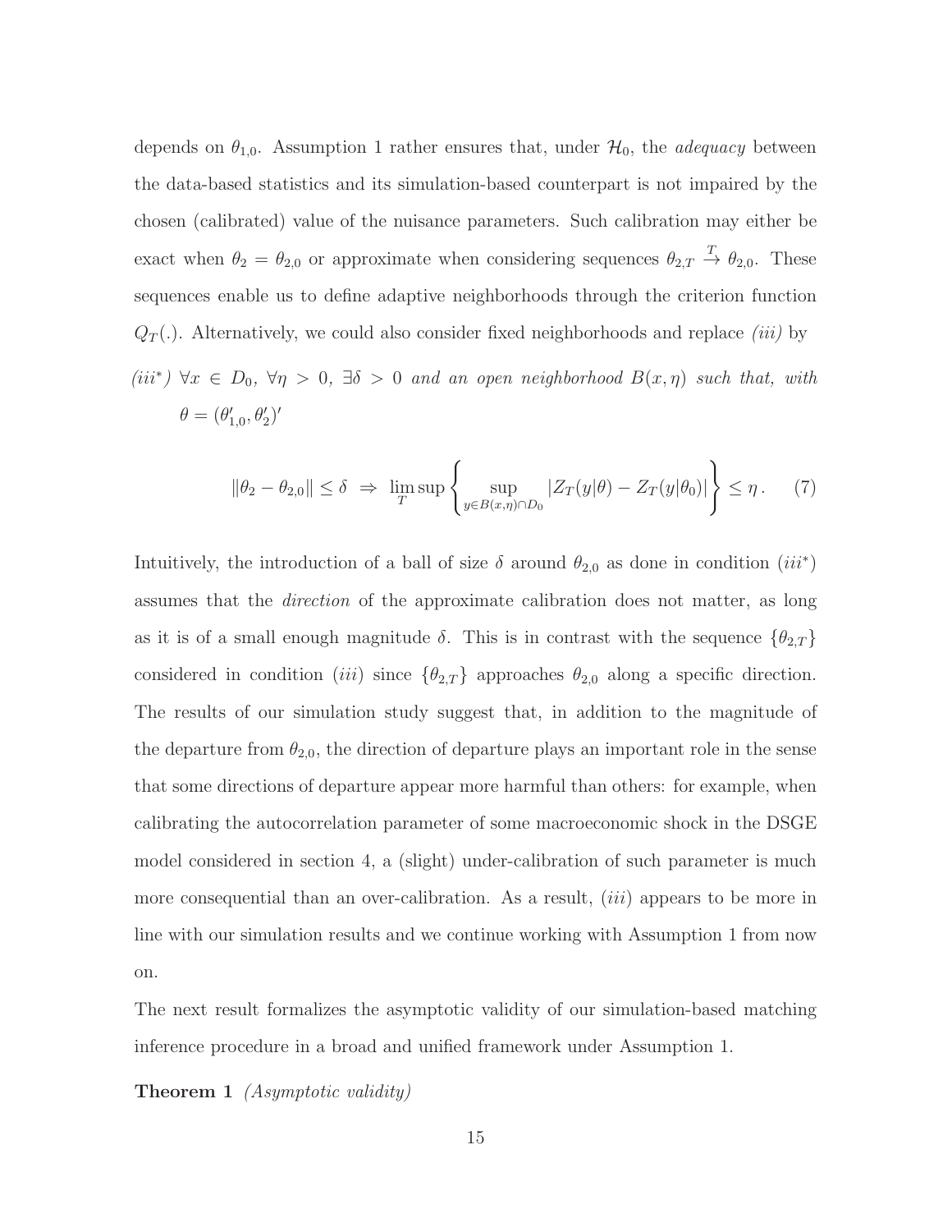depends on $\theta_{1,0}$. Assumption 1 rather ensures that, under $\mathcal{H}_0$, the *adequacy* between the data-based statistics and its simulation-based counterpart is not impaired by the chosen (calibrated) value of the nuisance parameters. Such calibration may either be exact when $\theta_2 = \theta_{2,0}$ or approximate when considering sequences $\theta_{2,T} \overset{T}{\to} \theta_{2,0}$. These sequences enable us to define adaptive neighborhoods through the criterion function $Q_T(.)$. Alternatively, we could also consider fixed neighborhoods and replace *(iii)* by

*(iii\*)* $\forall x \in D_0$, $\forall \eta > 0$, $\exists \delta > 0$ *and an open neighborhood* $B(x, \eta)$ *such that, with* $\theta = (\theta_{1,0}', \theta_2')'$

$$\|\theta_2 - \theta_{2,0}\| \leq \delta \;\Rightarrow\; \limsup_T \left\{ \sup_{y \in B(x,\eta) \cap D_0} |Z_T(y|\theta) - Z_T(y|\theta_0)| \right\} \leq \eta \,. \tag{7}$$

Intuitively, the introduction of a ball of size $\delta$ around $\theta_{2,0}$ as done in condition $(iii^*)$ assumes that the *direction* of the approximate calibration does not matter, as long as it is of a small enough magnitude $\delta$. This is in contrast with the sequence $\{\theta_{2,T}\}$ considered in condition $(iii)$ since $\{\theta_{2,T}\}$ approaches $\theta_{2,0}$ along a specific direction. The results of our simulation study suggest that, in addition to the magnitude of the departure from $\theta_{2,0}$, the direction of departure plays an important role in the sense that some directions of departure appear more harmful than others: for example, when calibrating the autocorrelation parameter of some macroeconomic shock in the DSGE model considered in section 4, a (slight) under-calibration of such parameter is much more consequential than an over-calibration. As a result, $(iii)$ appears to be more in line with our simulation results and we continue working with Assumption 1 from now on.

The next result formalizes the asymptotic validity of our simulation-based matching inference procedure in a broad and unified framework under Assumption 1.

**Theorem 1** *(Asymptotic validity)*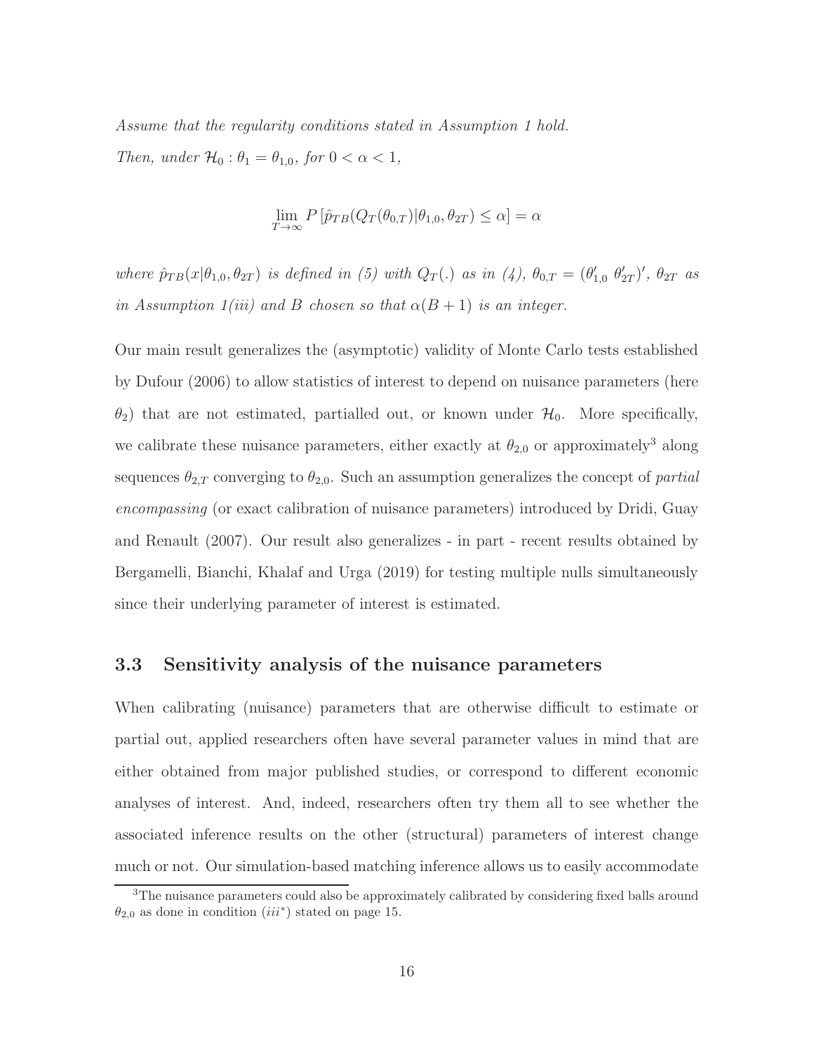*Assume that the regularity conditions stated in Assumption 1 hold.*

*Then, under $\mathcal{H}_0 : \theta_1 = \theta_{1,0}$, for $0 < \alpha < 1$,*

$$\lim_{T \to \infty} P\left[\hat{p}_{TB}(Q_T(\theta_{0,T})|\theta_{1,0}, \theta_{2T}) \leq \alpha\right] = \alpha$$

*where $\hat{p}_{TB}(x|\theta_{1,0}, \theta_{2T})$ is defined in (5) with $Q_T(.)$ as in (4), $\theta_{0,T} = (\theta'_{1,0}\ \theta'_{2T})'$, $\theta_{2T}$ as in Assumption 1(iii) and $B$ chosen so that $\alpha(B+1)$ is an integer.*

Our main result generalizes the (asymptotic) validity of Monte Carlo tests established by Dufour (2006) to allow statistics of interest to depend on nuisance parameters (here $\theta_2$) that are not estimated, partialled out, or known under $\mathcal{H}_0$. More specifically, we calibrate these nuisance parameters, either exactly at $\theta_{2,0}$ or approximately[3] along sequences $\theta_{2,T}$ converging to $\theta_{2,0}$. Such an assumption generalizes the concept of *partial encompassing* (or exact calibration of nuisance parameters) introduced by Dridi, Guay and Renault (2007). Our result also generalizes - in part - recent results obtained by Bergamelli, Bianchi, Khalaf and Urga (2019) for testing multiple nulls simultaneously since their underlying parameter of interest is estimated.

## 3.3 Sensitivity analysis of the nuisance parameters

When calibrating (nuisance) parameters that are otherwise difficult to estimate or partial out, applied researchers often have several parameter values in mind that are either obtained from major published studies, or correspond to different economic analyses of interest. And, indeed, researchers often try them all to see whether the associated inference results on the other (structural) parameters of interest change much or not. Our simulation-based matching inference allows us to easily accommodate

[3] The nuisance parameters could also be approximately calibrated by considering fixed balls around $\theta_{2,0}$ as done in condition $(iii^*)$ stated on page 15.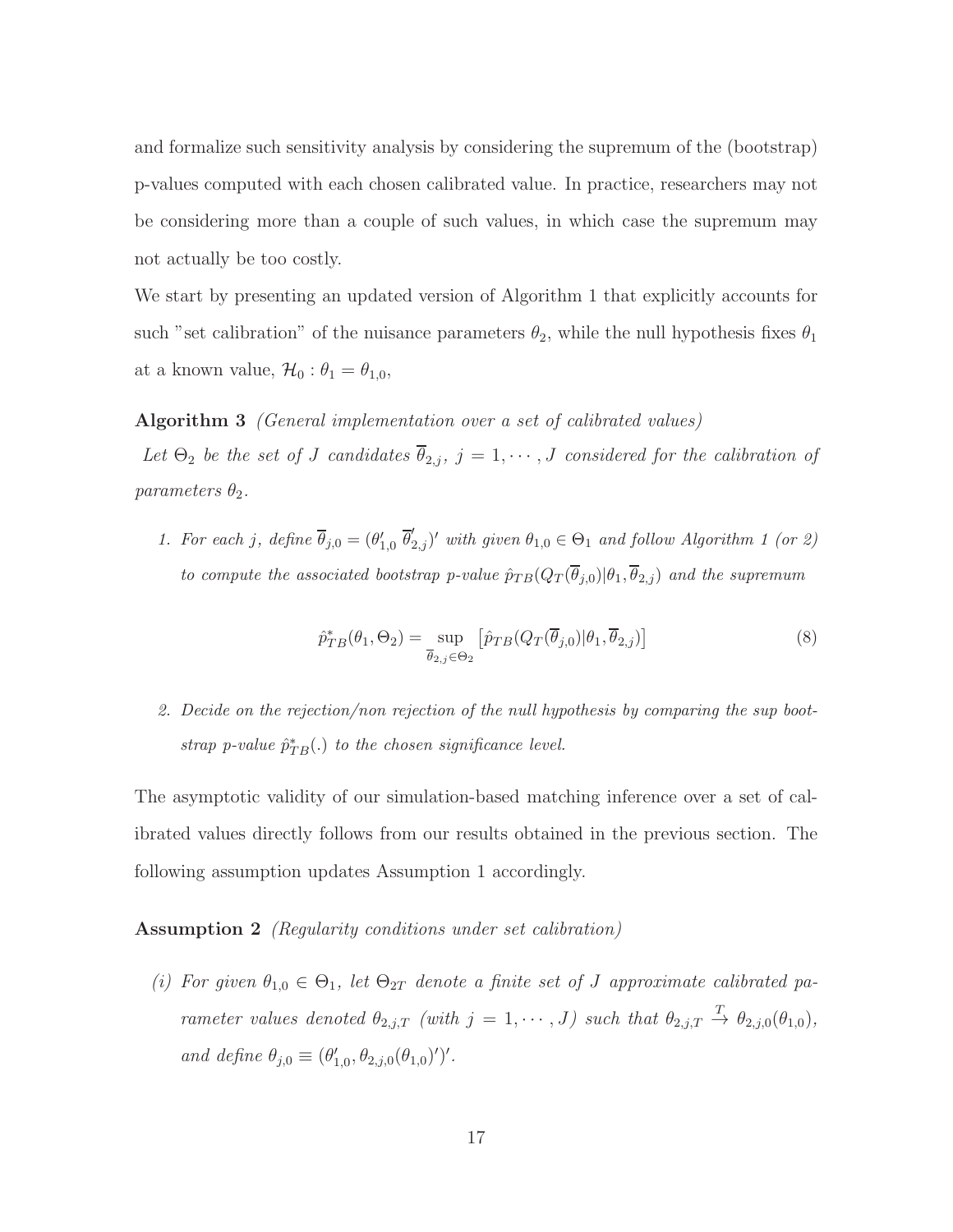and formalize such sensitivity analysis by considering the supremum of the (bootstrap) p-values computed with each chosen calibrated value. In practice, researchers may not be considering more than a couple of such values, in which case the supremum may not actually be too costly.

We start by presenting an updated version of Algorithm 1 that explicitly accounts for such "set calibration" of the nuisance parameters $\theta_2$, while the null hypothesis fixes $\theta_1$ at a known value, $\mathcal{H}_0 : \theta_1 = \theta_{1,0}$,

**Algorithm 3** *(General implementation over a set of calibrated values)*

*Let $\Theta_2$ be the set of $J$ candidates $\overline{\theta}_{2,j}$, $j = 1, \cdots, J$ considered for the calibration of parameters $\theta_2$.*

1. *For each $j$, define $\overline{\theta}_{j,0} = (\theta'_{1,0}\ \overline{\theta}'_{2,j})'$ with given $\theta_{1,0} \in \Theta_1$ and follow Algorithm 1 (or 2) to compute the associated bootstrap p-value $\hat{p}_{TB}(Q_T(\overline{\theta}_{j,0})|\theta_1, \overline{\theta}_{2,j})$ and the supremum*

$$\hat{p}^*_{TB}(\theta_1, \Theta_2) = \sup_{\overline{\theta}_{2,j} \in \Theta_2} \left[\hat{p}_{TB}(Q_T(\overline{\theta}_{j,0})|\theta_1, \overline{\theta}_{2,j})\right] \tag{8}$$

2. *Decide on the rejection/non rejection of the null hypothesis by comparing the sup bootstrap p-value $\hat{p}^*_{TB}(.)$ to the chosen significance level.*

The asymptotic validity of our simulation-based matching inference over a set of calibrated values directly follows from our results obtained in the previous section. The following assumption updates Assumption 1 accordingly.

**Assumption 2** *(Regularity conditions under set calibration)*

*(i) For given $\theta_{1,0} \in \Theta_1$, let $\Theta_{2T}$ denote a finite set of $J$ approximate calibrated parameter values denoted $\theta_{2,j,T}$ (with $j = 1, \cdots, J$) such that $\theta_{2,j,T} \overset{T}{\to} \theta_{2,j,0}(\theta_{1,0})$, and define $\theta_{j,0} \equiv (\theta'_{1,0}, \theta_{2,j,0}(\theta_{1,0})')'$.*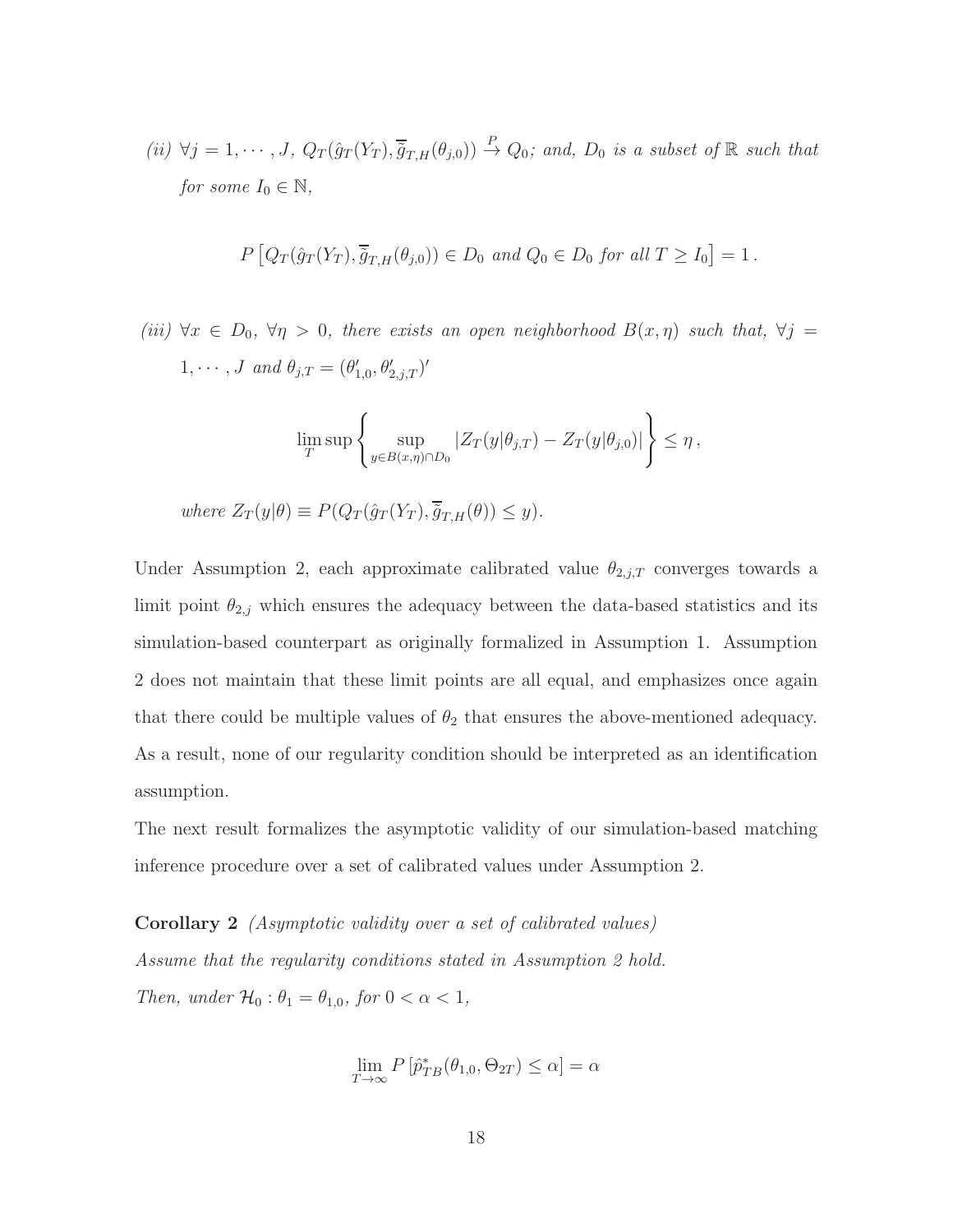*(ii)* $\forall j = 1, \cdots, J$, $Q_T(\hat{g}_T(Y_T), \overline{\tilde{g}}_{T,H}(\theta_{j,0})) \xrightarrow{P} Q_0$*; and,* $D_0$ *is a subset of* $\mathbb{R}$ *such that for some* $I_0 \in \mathbb{N}$,

$$P\left[Q_T(\hat{g}_T(Y_T), \overline{\tilde{g}}_{T,H}(\theta_{j,0})) \in D_0 \text{ and } Q_0 \in D_0 \text{ for all } T \geq I_0\right] = 1\,.$$

*(iii)* $\forall x \in D_0$, $\forall \eta > 0$, *there exists an open neighborhood* $B(x, \eta)$ *such that,* $\forall j = 1, \cdots, J$ *and* $\theta_{j,T} = (\theta'_{1,0}, \theta'_{2,j,T})'$

$$\limsup_T \left\{ \sup_{y \in B(x,\eta) \cap D_0} |Z_T(y|\theta_{j,T}) - Z_T(y|\theta_{j,0})| \right\} \leq \eta\,,$$

*where* $Z_T(y|\theta) \equiv P(Q_T(\hat{g}_T(Y_T), \overline{\tilde{g}}_{T,H}(\theta)) \leq y)$.

Under Assumption 2, each approximate calibrated value $\theta_{2,j,T}$ converges towards a limit point $\theta_{2,j}$ which ensures the adequacy between the data-based statistics and its simulation-based counterpart as originally formalized in Assumption 1. Assumption 2 does not maintain that these limit points are all equal, and emphasizes once again that there could be multiple values of $\theta_2$ that ensures the above-mentioned adequacy. As a result, none of our regularity condition should be interpreted as an identification assumption.

The next result formalizes the asymptotic validity of our simulation-based matching inference procedure over a set of calibrated values under Assumption 2.

**Corollary 2** *(Asymptotic validity over a set of calibrated values)*
*Assume that the regularity conditions stated in Assumption 2 hold.*
*Then, under* $\mathcal{H}_0 : \theta_1 = \theta_{1,0}$*, for* $0 < \alpha < 1$,

$$\lim_{T \to \infty} P\left[\hat{p}^*_{TB}(\theta_{1,0}, \Theta_{2T}) \leq \alpha\right] = \alpha$$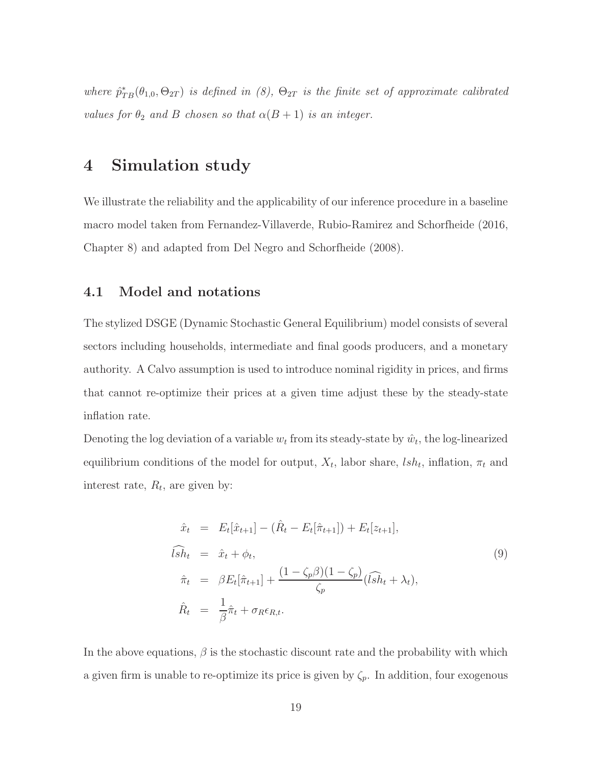*where $\hat{p}^*_{TB}(\theta_{1,0}, \Theta_{2T})$ is defined in (8), $\Theta_{2T}$ is the finite set of approximate calibrated values for $\theta_2$ and $B$ chosen so that $\alpha(B+1)$ is an integer.*

# 4 Simulation study

We illustrate the reliability and the applicability of our inference procedure in a baseline macro model taken from Fernandez-Villaverde, Rubio-Ramirez and Schorfheide (2016, Chapter 8) and adapted from Del Negro and Schorfheide (2008).

## 4.1 Model and notations

The stylized DSGE (Dynamic Stochastic General Equilibrium) model consists of several sectors including households, intermediate and final goods producers, and a monetary authority. A Calvo assumption is used to introduce nominal rigidity in prices, and firms that cannot re-optimize their prices at a given time adjust these by the steady-state inflation rate.

Denoting the log deviation of a variable $w_t$ from its steady-state by $\hat{w}_t$, the log-linearized equilibrium conditions of the model for output, $X_t$, labor share, $lsh_t$, inflation, $\pi_t$ and interest rate, $R_t$, are given by:

$$
\begin{aligned}
\hat{x}_t &= E_t[\hat{x}_{t+1}] - (\hat{R}_t - E_t[\hat{\pi}_{t+1}]) + E_t[z_{t+1}], \\
\widehat{lsh}_t &= \hat{x}_t + \phi_t, \\
\hat{\pi}_t &= \beta E_t[\hat{\pi}_{t+1}] + \frac{(1-\zeta_p\beta)(1-\zeta_p)}{\zeta_p}(\widehat{lsh}_t + \lambda_t), \\
\hat{R}_t &= \frac{1}{\beta}\hat{\pi}_t + \sigma_R \epsilon_{R,t}.
\end{aligned}
\tag{9}
$$

In the above equations, $\beta$ is the stochastic discount rate and the probability with which a given firm is unable to re-optimize its price is given by $\zeta_p$. In addition, four exogenous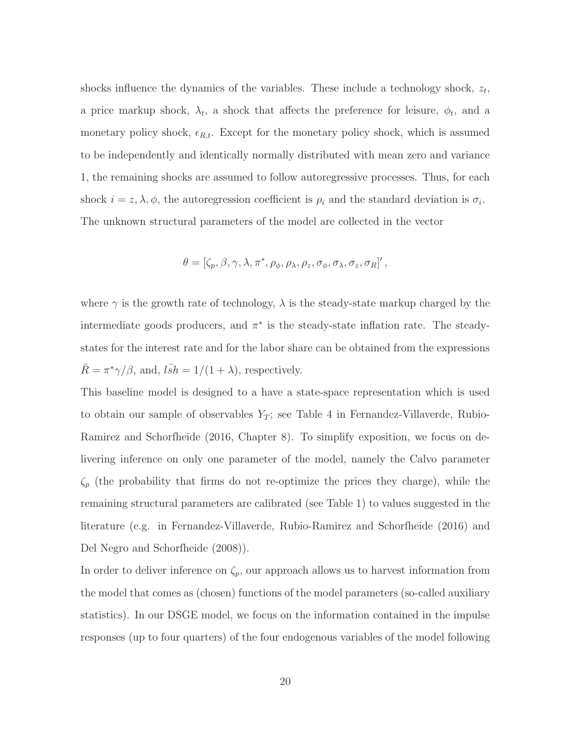shocks influence the dynamics of the variables. These include a technology shock, $z_t$, a price markup shock, $\lambda_t$, a shock that affects the preference for leisure, $\phi_t$, and a monetary policy shock, $\epsilon_{R,t}$. Except for the monetary policy shock, which is assumed to be independently and identically normally distributed with mean zero and variance 1, the remaining shocks are assumed to follow autoregressive processes. Thus, for each shock $i = z, \lambda, \phi$, the autoregression coefficient is $\rho_i$ and the standard deviation is $\sigma_i$. The unknown structural parameters of the model are collected in the vector

$$\theta = [\zeta_p, \beta, \gamma, \lambda, \pi^*, \rho_\phi, \rho_\lambda, \rho_z, \sigma_\phi, \sigma_\lambda, \sigma_z, \sigma_R]',$$

where $\gamma$ is the growth rate of technology, $\lambda$ is the steady-state markup charged by the intermediate goods producers, and $\pi^*$ is the steady-state inflation rate. The steady-states for the interest rate and for the labor share can be obtained from the expressions $\bar{R} = \pi^* \gamma / \beta$, and, $l\bar{s}h = 1/(1 + \lambda)$, respectively.

This baseline model is designed to a have a state-space representation which is used to obtain our sample of observables $Y_T$; see Table 4 in Fernandez-Villaverde, Rubio-Ramirez and Schorfheide (2016, Chapter 8). To simplify exposition, we focus on delivering inference on only one parameter of the model, namely the Calvo parameter $\zeta_p$ (the probability that firms do not re-optimize the prices they charge), while the remaining structural parameters are calibrated (see Table 1) to values suggested in the literature (e.g. in Fernandez-Villaverde, Rubio-Ramirez and Schorfheide (2016) and Del Negro and Schorfheide (2008)).

In order to deliver inference on $\zeta_p$, our approach allows us to harvest information from the model that comes as (chosen) functions of the model parameters (so-called auxiliary statistics). In our DSGE model, we focus on the information contained in the impulse responses (up to four quarters) of the four endogenous variables of the model following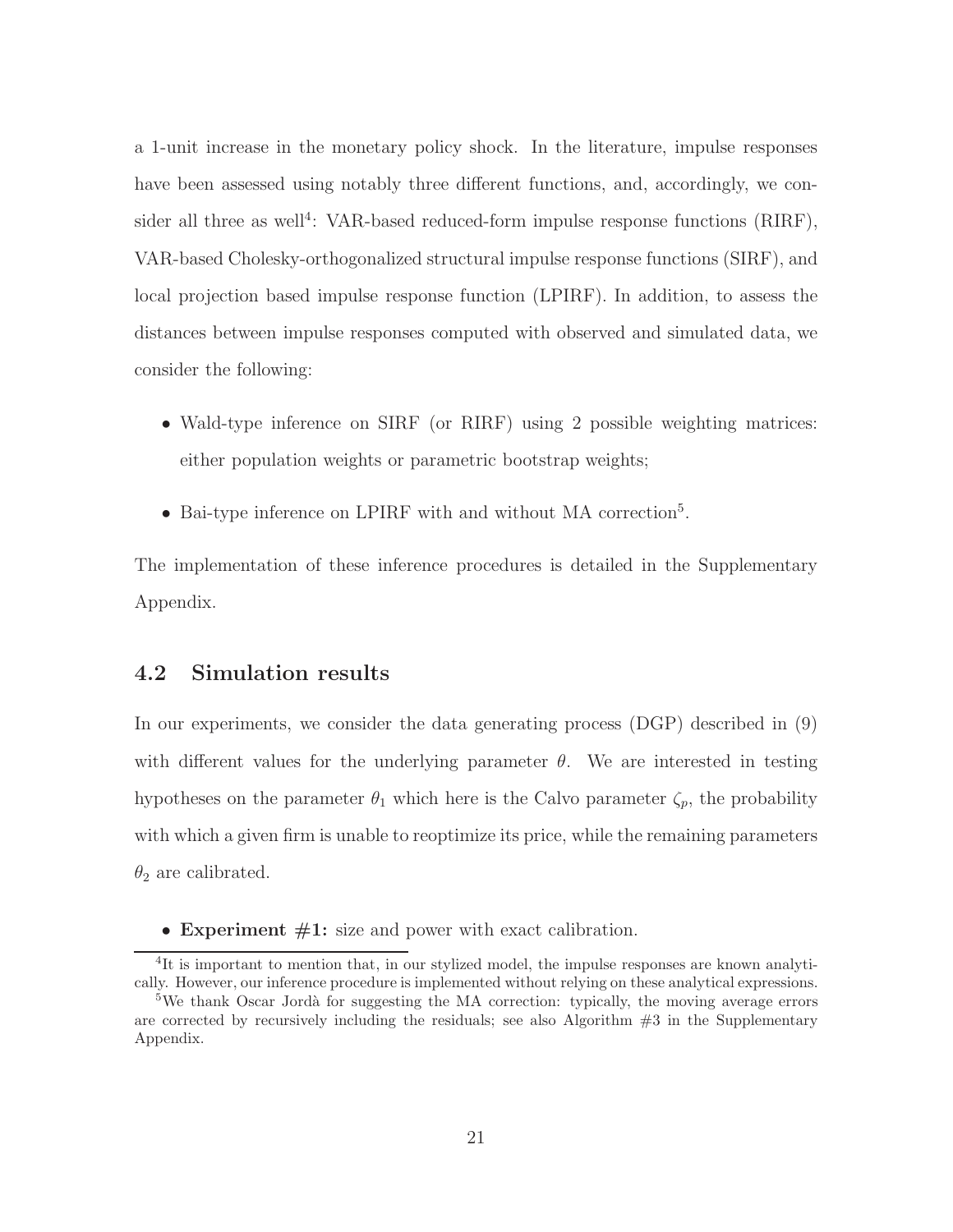a 1-unit increase in the monetary policy shock. In the literature, impulse responses have been assessed using notably three different functions, and, accordingly, we consider all three as well[4]: VAR-based reduced-form impulse response functions (RIRF), VAR-based Cholesky-orthogonalized structural impulse response functions (SIRF), and local projection based impulse response function (LPIRF). In addition, to assess the distances between impulse responses computed with observed and simulated data, we consider the following:

- Wald-type inference on SIRF (or RIRF) using 2 possible weighting matrices: either population weights or parametric bootstrap weights;
- Bai-type inference on LPIRF with and without MA correction[5].

The implementation of these inference procedures is detailed in the Supplementary Appendix.

## 4.2 Simulation results

In our experiments, we consider the data generating process (DGP) described in (9) with different values for the underlying parameter $\theta$. We are interested in testing hypotheses on the parameter $\theta_1$ which here is the Calvo parameter $\zeta_p$, the probability with which a given firm is unable to reoptimize its price, while the remaining parameters $\theta_2$ are calibrated.

- **Experiment #1:** size and power with exact calibration.

[4] It is important to mention that, in our stylized model, the impulse responses are known analytically. However, our inference procedure is implemented without relying on these analytical expressions.

[5] We thank Oscar Jordà for suggesting the MA correction: typically, the moving average errors are corrected by recursively including the residuals; see also Algorithm #3 in the Supplementary Appendix.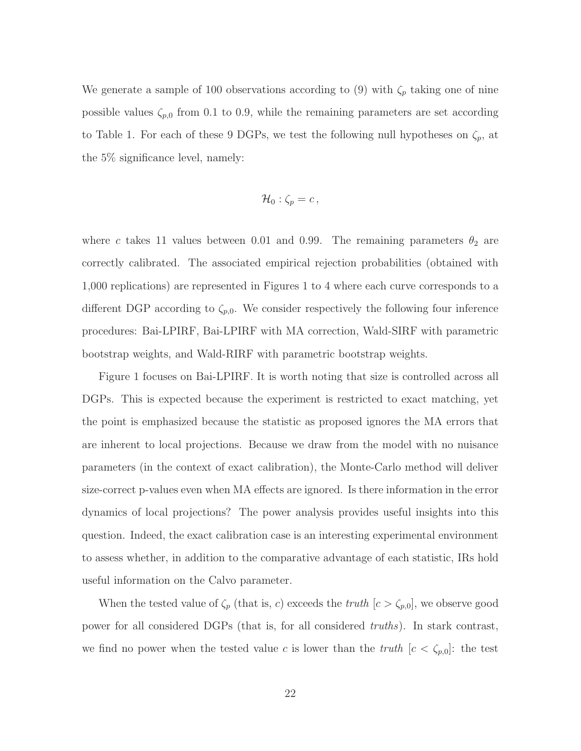We generate a sample of 100 observations according to (9) with $\zeta_p$ taking one of nine possible values $\zeta_{p,0}$ from 0.1 to 0.9, while the remaining parameters are set according to Table 1. For each of these 9 DGPs, we test the following null hypotheses on $\zeta_p$, at the 5% significance level, namely:

$$\mathcal{H}_0 : \zeta_p = c\,,$$

where $c$ takes 11 values between 0.01 and 0.99. The remaining parameters $\theta_2$ are correctly calibrated. The associated empirical rejection probabilities (obtained with 1,000 replications) are represented in Figures 1 to 4 where each curve corresponds to a different DGP according to $\zeta_{p,0}$. We consider respectively the following four inference procedures: Bai-LPIRF, Bai-LPIRF with MA correction, Wald-SIRF with parametric bootstrap weights, and Wald-RIRF with parametric bootstrap weights.

Figure 1 focuses on Bai-LPIRF. It is worth noting that size is controlled across all DGPs. This is expected because the experiment is restricted to exact matching, yet the point is emphasized because the statistic as proposed ignores the MA errors that are inherent to local projections. Because we draw from the model with no nuisance parameters (in the context of exact calibration), the Monte-Carlo method will deliver size-correct p-values even when MA effects are ignored. Is there information in the error dynamics of local projections? The power analysis provides useful insights into this question. Indeed, the exact calibration case is an interesting experimental environment to assess whether, in addition to the comparative advantage of each statistic, IRs hold useful information on the Calvo parameter.

When the tested value of $\zeta_p$ (that is, $c$) exceeds the *truth* $[c > \zeta_{p,0}]$, we observe good power for all considered DGPs (that is, for all considered *truths*). In stark contrast, we find no power when the tested value $c$ is lower than the *truth* $[c < \zeta_{p,0}]$: the test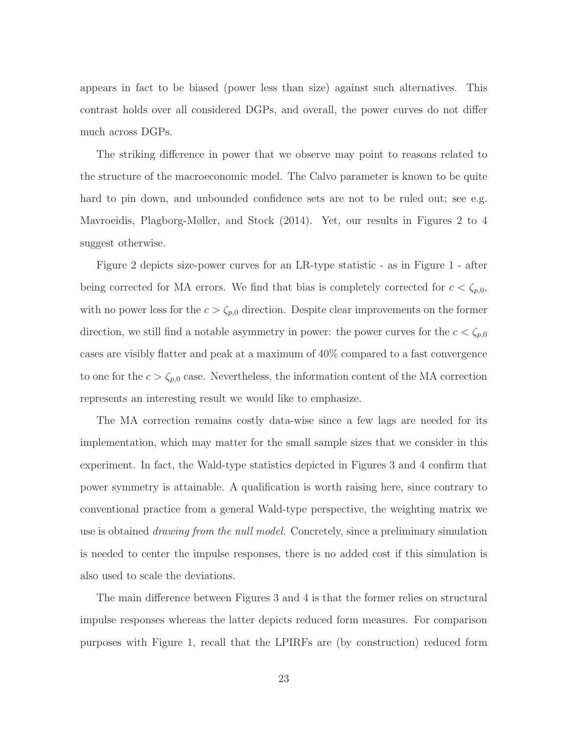appears in fact to be biased (power less than size) against such alternatives. This contrast holds over all considered DGPs, and overall, the power curves do not differ much across DGPs.

The striking difference in power that we observe may point to reasons related to the structure of the macroeconomic model. The Calvo parameter is known to be quite hard to pin down, and unbounded confidence sets are not to be ruled out; see e.g. Mavroeidis, Plagborg-Møller, and Stock (2014). Yet, our results in Figures 2 to 4 suggest otherwise.

Figure 2 depicts size-power curves for an LR-type statistic - as in Figure 1 - after being corrected for MA errors. We find that bias is completely corrected for $c < \zeta_{p,0}$, with no power loss for the $c > \zeta_{p,0}$ direction. Despite clear improvements on the former direction, we still find a notable asymmetry in power: the power curves for the $c < \zeta_{p,0}$ cases are visibly flatter and peak at a maximum of 40% compared to a fast convergence to one for the $c > \zeta_{p,0}$ case. Nevertheless, the information content of the MA correction represents an interesting result we would like to emphasize.

The MA correction remains costly data-wise since a few lags are needed for its implementation, which may matter for the small sample sizes that we consider in this experiment. In fact, the Wald-type statistics depicted in Figures 3 and 4 confirm that power symmetry is attainable. A qualification is worth raising here, since contrary to conventional practice from a general Wald-type perspective, the weighting matrix we use is obtained *drawing from the null model.* Concretely, since a preliminary simulation is needed to center the impulse responses, there is no added cost if this simulation is also used to scale the deviations.

The main difference between Figures 3 and 4 is that the former relies on structural impulse responses whereas the latter depicts reduced form measures. For comparison purposes with Figure 1, recall that the LPIRFs are (by construction) reduced form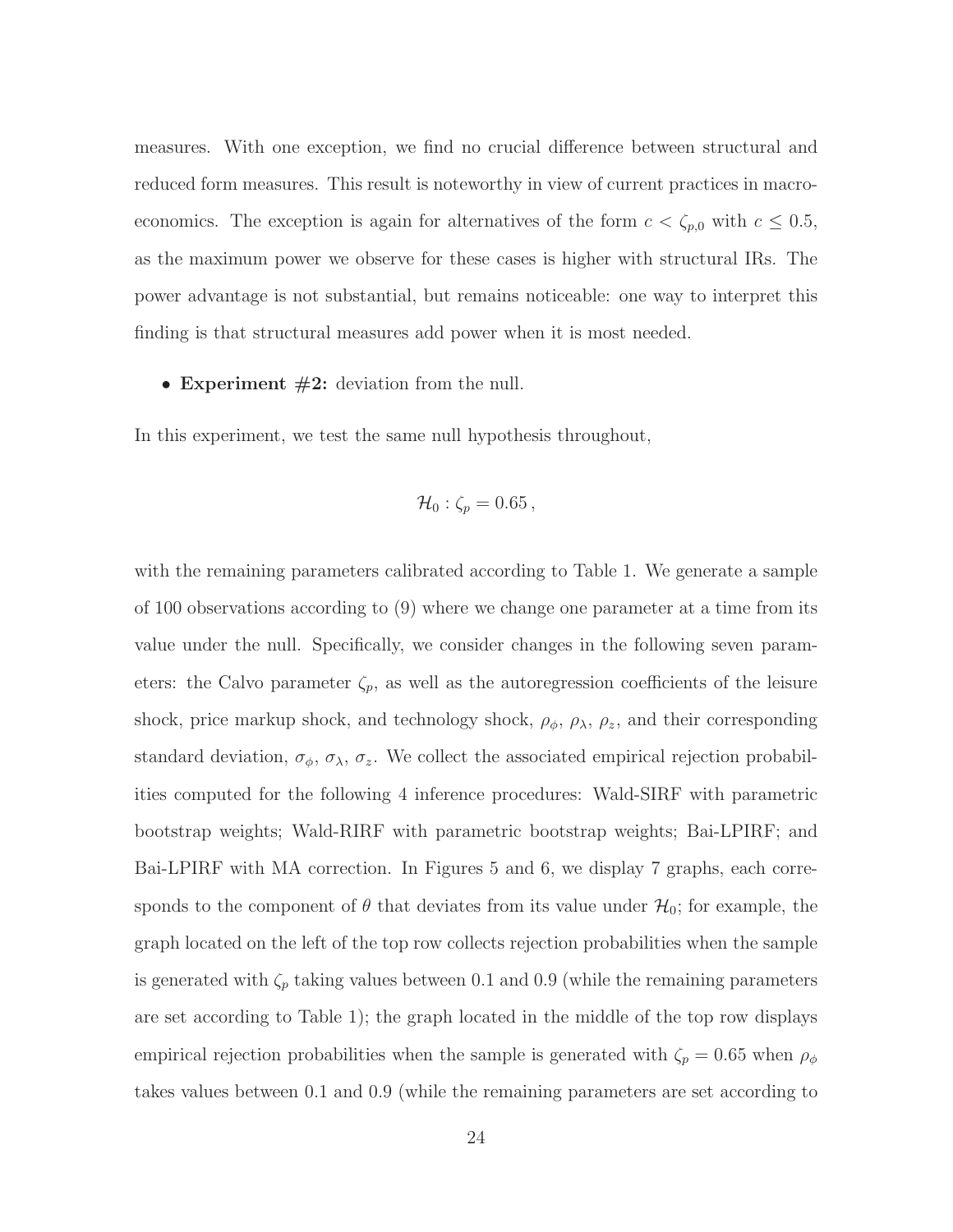measures. With one exception, we find no crucial difference between structural and reduced form measures. This result is noteworthy in view of current practices in macroeconomics. The exception is again for alternatives of the form $c < \zeta_{p,0}$ with $c \leq 0.5$, as the maximum power we observe for these cases is higher with structural IRs. The power advantage is not substantial, but remains noticeable: one way to interpret this finding is that structural measures add power when it is most needed.

- **Experiment #2:** deviation from the null.

In this experiment, we test the same null hypothesis throughout,

$$\mathcal{H}_0 : \zeta_p = 0.65\,,$$

with the remaining parameters calibrated according to Table 1. We generate a sample of 100 observations according to (9) where we change one parameter at a time from its value under the null. Specifically, we consider changes in the following seven parameters: the Calvo parameter $\zeta_p$, as well as the autoregression coefficients of the leisure shock, price markup shock, and technology shock, $\rho_\phi$, $\rho_\lambda$, $\rho_z$, and their corresponding standard deviation, $\sigma_\phi$, $\sigma_\lambda$, $\sigma_z$. We collect the associated empirical rejection probabilities computed for the following 4 inference procedures: Wald-SIRF with parametric bootstrap weights; Wald-RIRF with parametric bootstrap weights; Bai-LPIRF; and Bai-LPIRF with MA correction. In Figures 5 and 6, we display 7 graphs, each corresponds to the component of $\theta$ that deviates from its value under $\mathcal{H}_0$; for example, the graph located on the left of the top row collects rejection probabilities when the sample is generated with $\zeta_p$ taking values between 0.1 and 0.9 (while the remaining parameters are set according to Table 1); the graph located in the middle of the top row displays empirical rejection probabilities when the sample is generated with $\zeta_p = 0.65$ when $\rho_\phi$ takes values between 0.1 and 0.9 (while the remaining parameters are set according to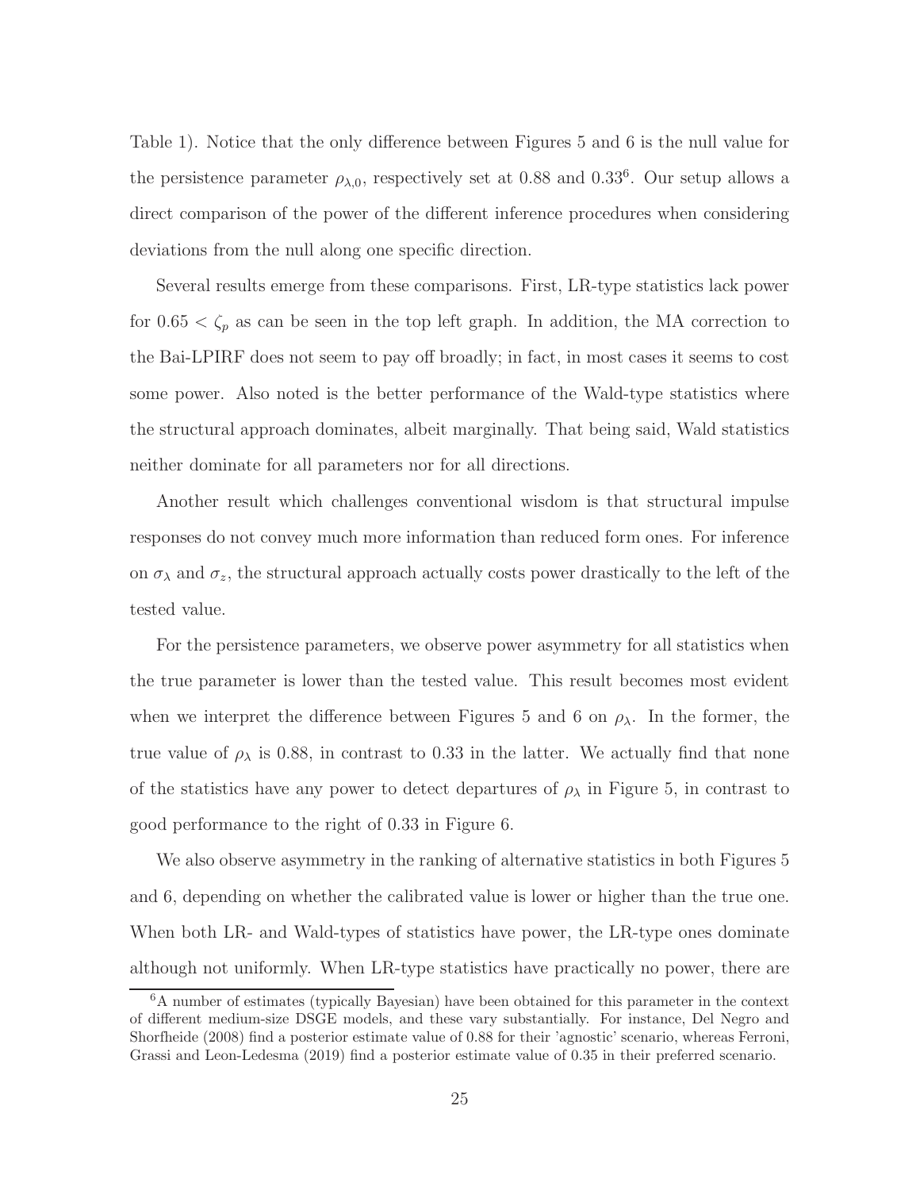Table 1). Notice that the only difference between Figures 5 and 6 is the null value for the persistence parameter $\rho_{\lambda,0}$, respectively set at 0.88 and 0.33[6]. Our setup allows a direct comparison of the power of the different inference procedures when considering deviations from the null along one specific direction.

Several results emerge from these comparisons. First, LR-type statistics lack power for $0.65 < \zeta_p$ as can be seen in the top left graph. In addition, the MA correction to the Bai-LPIRF does not seem to pay off broadly; in fact, in most cases it seems to cost some power. Also noted is the better performance of the Wald-type statistics where the structural approach dominates, albeit marginally. That being said, Wald statistics neither dominate for all parameters nor for all directions.

Another result which challenges conventional wisdom is that structural impulse responses do not convey much more information than reduced form ones. For inference on $\sigma_\lambda$ and $\sigma_z$, the structural approach actually costs power drastically to the left of the tested value.

For the persistence parameters, we observe power asymmetry for all statistics when the true parameter is lower than the tested value. This result becomes most evident when we interpret the difference between Figures 5 and 6 on $\rho_\lambda$. In the former, the true value of $\rho_\lambda$ is 0.88, in contrast to 0.33 in the latter. We actually find that none of the statistics have any power to detect departures of $\rho_\lambda$ in Figure 5, in contrast to good performance to the right of 0.33 in Figure 6.

We also observe asymmetry in the ranking of alternative statistics in both Figures 5 and 6, depending on whether the calibrated value is lower or higher than the true one. When both LR- and Wald-types of statistics have power, the LR-type ones dominate although not uniformly. When LR-type statistics have practically no power, there are

[6] A number of estimates (typically Bayesian) have been obtained for this parameter in the context of different medium-size DSGE models, and these vary substantially. For instance, Del Negro and Shorfheide (2008) find a posterior estimate value of 0.88 for their 'agnostic' scenario, whereas Ferroni, Grassi and Leon-Ledesma (2019) find a posterior estimate value of 0.35 in their preferred scenario.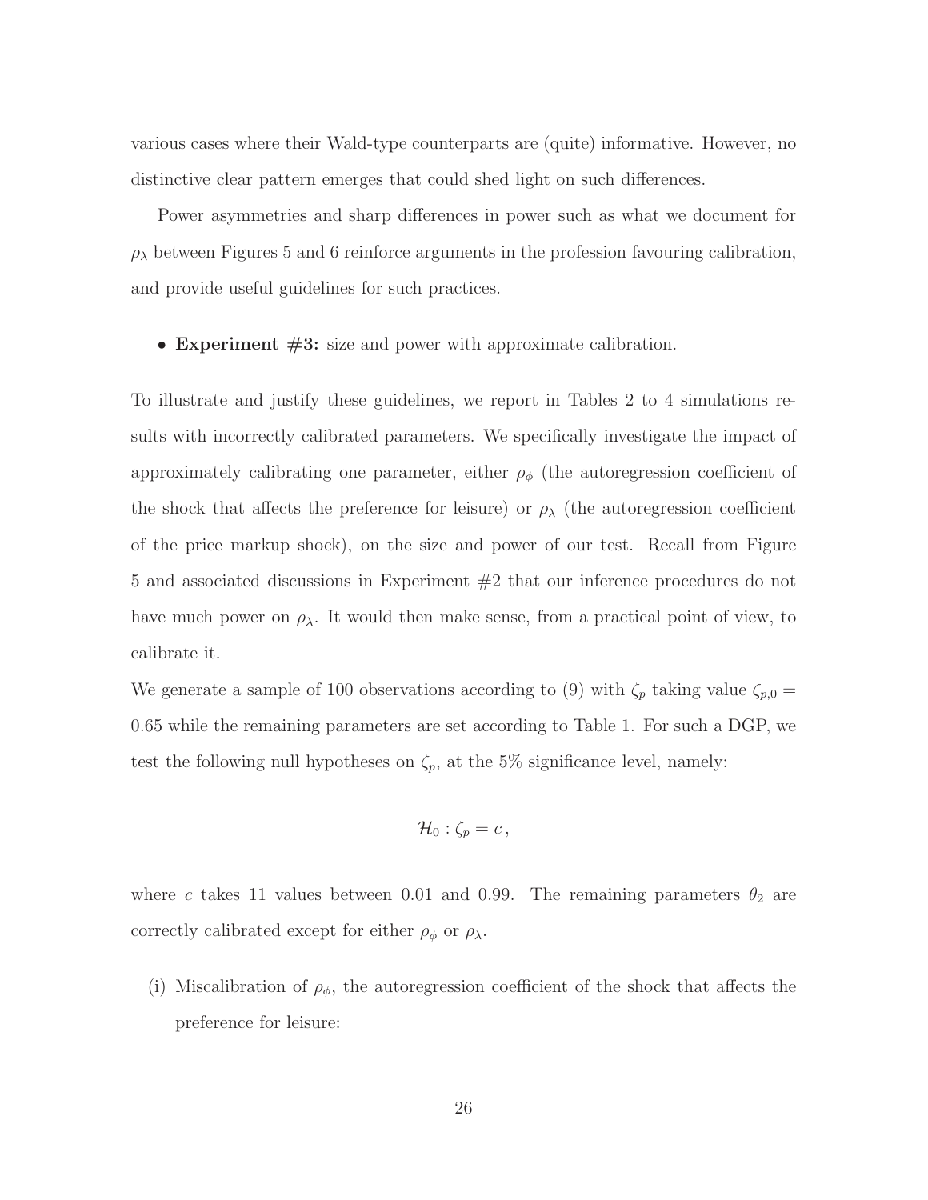various cases where their Wald-type counterparts are (quite) informative. However, no distinctive clear pattern emerges that could shed light on such differences.

Power asymmetries and sharp differences in power such as what we document for $\rho_\lambda$ between Figures 5 and 6 reinforce arguments in the profession favouring calibration, and provide useful guidelines for such practices.

- **Experiment #3:** size and power with approximate calibration.

To illustrate and justify these guidelines, we report in Tables 2 to 4 simulations results with incorrectly calibrated parameters. We specifically investigate the impact of approximately calibrating one parameter, either $\rho_\phi$ (the autoregression coefficient of the shock that affects the preference for leisure) or $\rho_\lambda$ (the autoregression coefficient of the price markup shock), on the size and power of our test. Recall from Figure 5 and associated discussions in Experiment #2 that our inference procedures do not have much power on $\rho_\lambda$. It would then make sense, from a practical point of view, to calibrate it.

We generate a sample of 100 observations according to (9) with $\zeta_p$ taking value $\zeta_{p,0} = 0.65$ while the remaining parameters are set according to Table 1. For such a DGP, we test the following null hypotheses on $\zeta_p$, at the 5% significance level, namely:

$$\mathcal{H}_0 : \zeta_p = c\,,$$

where $c$ takes 11 values between 0.01 and 0.99. The remaining parameters $\theta_2$ are correctly calibrated except for either $\rho_\phi$ or $\rho_\lambda$.

(i) Miscalibration of $\rho_\phi$, the autoregression coefficient of the shock that affects the preference for leisure: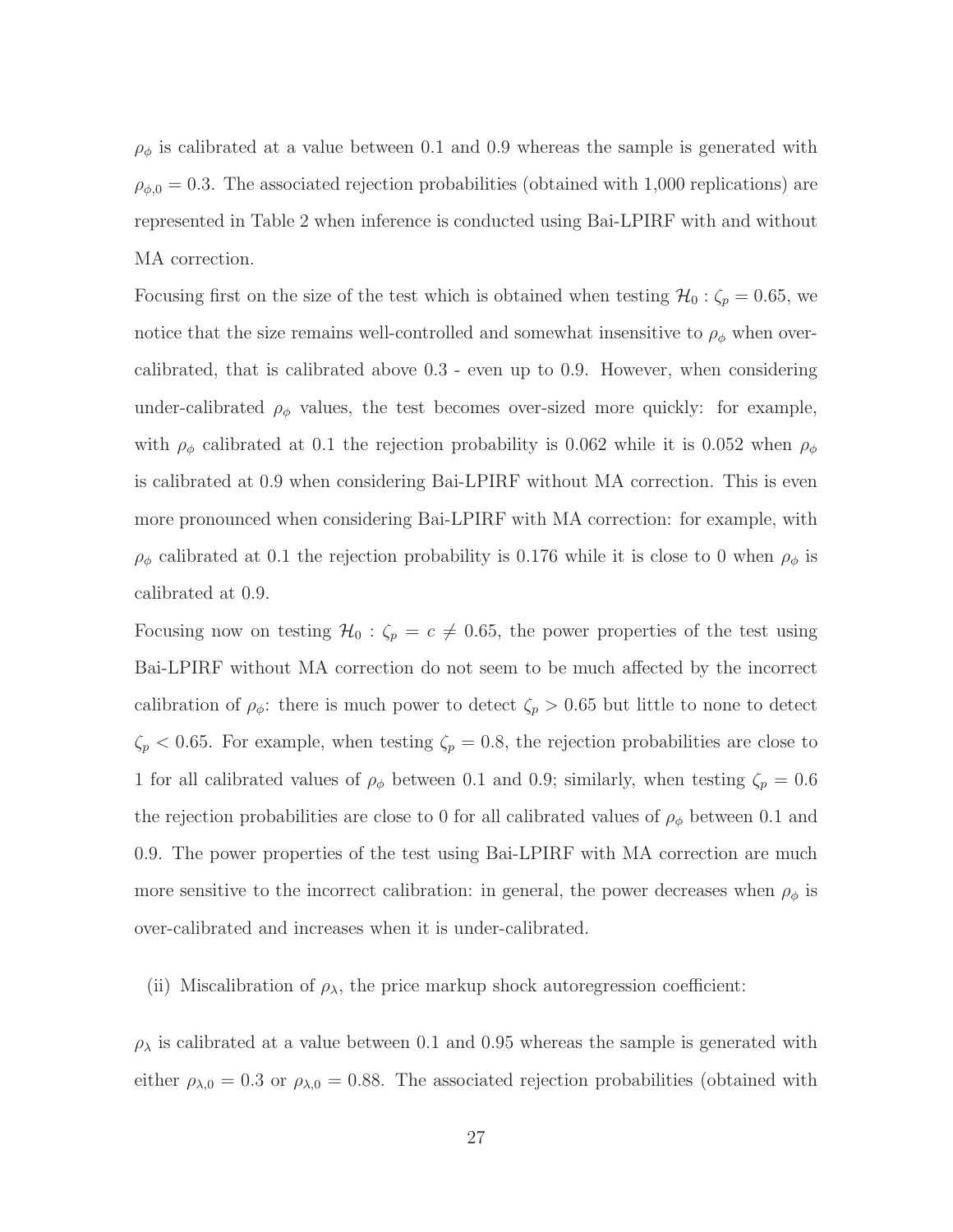$\rho_\phi$ is calibrated at a value between 0.1 and 0.9 whereas the sample is generated with $\rho_{\phi,0} = 0.3$. The associated rejection probabilities (obtained with 1,000 replications) are represented in Table 2 when inference is conducted using Bai-LPIRF with and without MA correction.

Focusing first on the size of the test which is obtained when testing $\mathcal{H}_0 : \zeta_p = 0.65$, we notice that the size remains well-controlled and somewhat insensitive to $\rho_\phi$ when over-calibrated, that is calibrated above 0.3 - even up to 0.9. However, when considering under-calibrated $\rho_\phi$ values, the test becomes over-sized more quickly: for example, with $\rho_\phi$ calibrated at 0.1 the rejection probability is 0.062 while it is 0.052 when $\rho_\phi$ is calibrated at 0.9 when considering Bai-LPIRF without MA correction. This is even more pronounced when considering Bai-LPIRF with MA correction: for example, with $\rho_\phi$ calibrated at 0.1 the rejection probability is 0.176 while it is close to 0 when $\rho_\phi$ is calibrated at 0.9.

Focusing now on testing $\mathcal{H}_0 : \zeta_p = c \neq 0.65$, the power properties of the test using Bai-LPIRF without MA correction do not seem to be much affected by the incorrect calibration of $\rho_\phi$: there is much power to detect $\zeta_p > 0.65$ but little to none to detect $\zeta_p < 0.65$. For example, when testing $\zeta_p = 0.8$, the rejection probabilities are close to 1 for all calibrated values of $\rho_\phi$ between 0.1 and 0.9; similarly, when testing $\zeta_p = 0.6$ the rejection probabilities are close to 0 for all calibrated values of $\rho_\phi$ between 0.1 and 0.9. The power properties of the test using Bai-LPIRF with MA correction are much more sensitive to the incorrect calibration: in general, the power decreases when $\rho_\phi$ is over-calibrated and increases when it is under-calibrated.

(ii) Miscalibration of $\rho_\lambda$, the price markup shock autoregression coefficient:

$\rho_\lambda$ is calibrated at a value between 0.1 and 0.95 whereas the sample is generated with either $\rho_{\lambda,0} = 0.3$ or $\rho_{\lambda,0} = 0.88$. The associated rejection probabilities (obtained with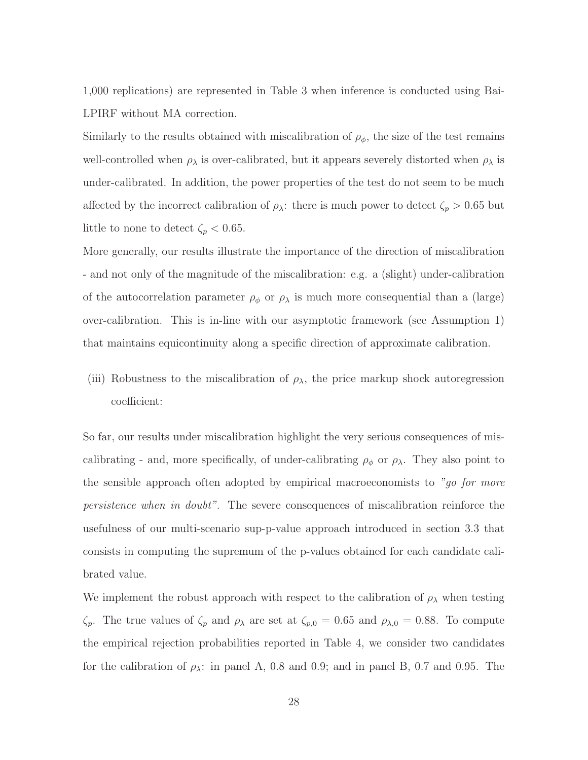1,000 replications) are represented in Table 3 when inference is conducted using Bai-LPIRF without MA correction.

Similarly to the results obtained with miscalibration of $\rho_\phi$, the size of the test remains well-controlled when $\rho_\lambda$ is over-calibrated, but it appears severely distorted when $\rho_\lambda$ is under-calibrated. In addition, the power properties of the test do not seem to be much affected by the incorrect calibration of $\rho_\lambda$: there is much power to detect $\zeta_p > 0.65$ but little to none to detect $\zeta_p < 0.65$.

More generally, our results illustrate the importance of the direction of miscalibration - and not only of the magnitude of the miscalibration: e.g. a (slight) under-calibration of the autocorrelation parameter $\rho_\phi$ or $\rho_\lambda$ is much more consequential than a (large) over-calibration. This is in-line with our asymptotic framework (see Assumption 1) that maintains equicontinuity along a specific direction of approximate calibration.

(iii) Robustness to the miscalibration of $\rho_\lambda$, the price markup shock autoregression coefficient:

So far, our results under miscalibration highlight the very serious consequences of miscalibrating - and, more specifically, of under-calibrating $\rho_\phi$ or $\rho_\lambda$. They also point to the sensible approach often adopted by empirical macroeconomists to *"go for more persistence when in doubt"*. The severe consequences of miscalibration reinforce the usefulness of our multi-scenario sup-p-value approach introduced in section 3.3 that consists in computing the supremum of the p-values obtained for each candidate calibrated value.

We implement the robust approach with respect to the calibration of $\rho_\lambda$ when testing $\zeta_p$. The true values of $\zeta_p$ and $\rho_\lambda$ are set at $\zeta_{p,0} = 0.65$ and $\rho_{\lambda,0} = 0.88$. To compute the empirical rejection probabilities reported in Table 4, we consider two candidates for the calibration of $\rho_\lambda$: in panel A, 0.8 and 0.9; and in panel B, 0.7 and 0.95. The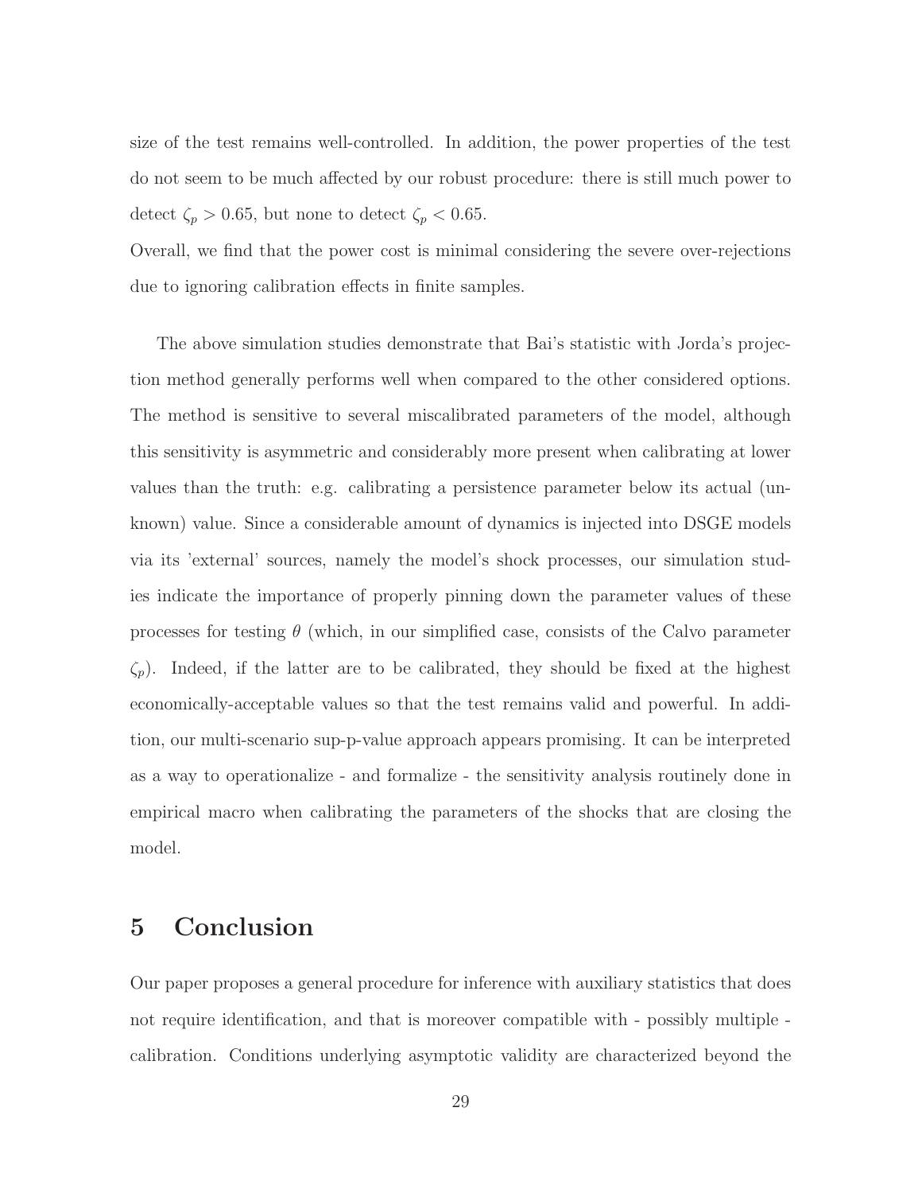size of the test remains well-controlled. In addition, the power properties of the test do not seem to be much affected by our robust procedure: there is still much power to detect $\zeta_p > 0.65$, but none to detect $\zeta_p < 0.65$.

Overall, we find that the power cost is minimal considering the severe over-rejections due to ignoring calibration effects in finite samples.

The above simulation studies demonstrate that Bai's statistic with Jorda's projection method generally performs well when compared to the other considered options. The method is sensitive to several miscalibrated parameters of the model, although this sensitivity is asymmetric and considerably more present when calibrating at lower values than the truth: e.g. calibrating a persistence parameter below its actual (unknown) value. Since a considerable amount of dynamics is injected into DSGE models via its 'external' sources, namely the model's shock processes, our simulation studies indicate the importance of properly pinning down the parameter values of these processes for testing $\theta$ (which, in our simplified case, consists of the Calvo parameter $\zeta_p$). Indeed, if the latter are to be calibrated, they should be fixed at the highest economically-acceptable values so that the test remains valid and powerful. In addition, our multi-scenario sup-p-value approach appears promising. It can be interpreted as a way to operationalize - and formalize - the sensitivity analysis routinely done in empirical macro when calibrating the parameters of the shocks that are closing the model.

# 5 Conclusion

Our paper proposes a general procedure for inference with auxiliary statistics that does not require identification, and that is moreover compatible with - possibly multiple - calibration. Conditions underlying asymptotic validity are characterized beyond the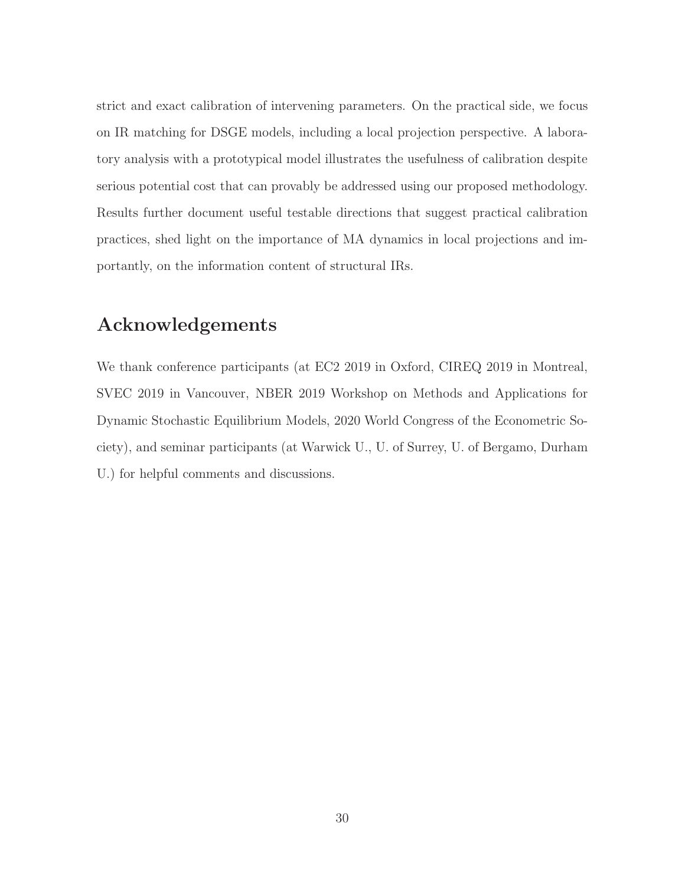strict and exact calibration of intervening parameters. On the practical side, we focus on IR matching for DSGE models, including a local projection perspective. A laboratory analysis with a prototypical model illustrates the usefulness of calibration despite serious potential cost that can provably be addressed using our proposed methodology. Results further document useful testable directions that suggest practical calibration practices, shed light on the importance of MA dynamics in local projections and importantly, on the information content of structural IRs.

## Acknowledgements

We thank conference participants (at EC2 2019 in Oxford, CIREQ 2019 in Montreal, SVEC 2019 in Vancouver, NBER 2019 Workshop on Methods and Applications for Dynamic Stochastic Equilibrium Models, 2020 World Congress of the Econometric Society), and seminar participants (at Warwick U., U. of Surrey, U. of Bergamo, Durham U.) for helpful comments and discussions.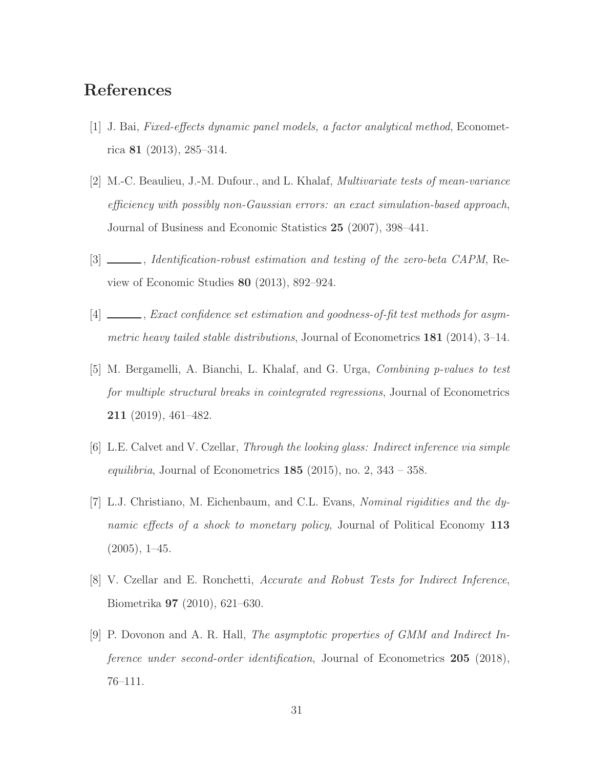# References

[1] J. Bai, *Fixed-effects dynamic panel models, a factor analytical method*, Econometrica **81** (2013), 285–314.

[2] M.-C. Beaulieu, J.-M. Dufour., and L. Khalaf, *Multivariate tests of mean-variance efficiency with possibly non-Gaussian errors: an exact simulation-based approach*, Journal of Business and Economic Statistics **25** (2007), 398–441.

[3] ______, *Identification-robust estimation and testing of the zero-beta CAPM*, Review of Economic Studies **80** (2013), 892–924.

[4] ______, *Exact confidence set estimation and goodness-of-fit test methods for asymmetric heavy tailed stable distributions*, Journal of Econometrics **181** (2014), 3–14.

[5] M. Bergamelli, A. Bianchi, L. Khalaf, and G. Urga, *Combining p-values to test for multiple structural breaks in cointegrated regressions*, Journal of Econometrics **211** (2019), 461–482.

[6] L.E. Calvet and V. Czellar, *Through the looking glass: Indirect inference via simple equilibria*, Journal of Econometrics **185** (2015), no. 2, 343 – 358.

[7] L.J. Christiano, M. Eichenbaum, and C.L. Evans, *Nominal rigidities and the dynamic effects of a shock to monetary policy*, Journal of Political Economy **113** (2005), 1–45.

[8] V. Czellar and E. Ronchetti, *Accurate and Robust Tests for Indirect Inference*, Biometrika **97** (2010), 621–630.

[9] P. Dovonon and A. R. Hall, *The asymptotic properties of GMM and Indirect Inference under second-order identification*, Journal of Econometrics **205** (2018), 76–111.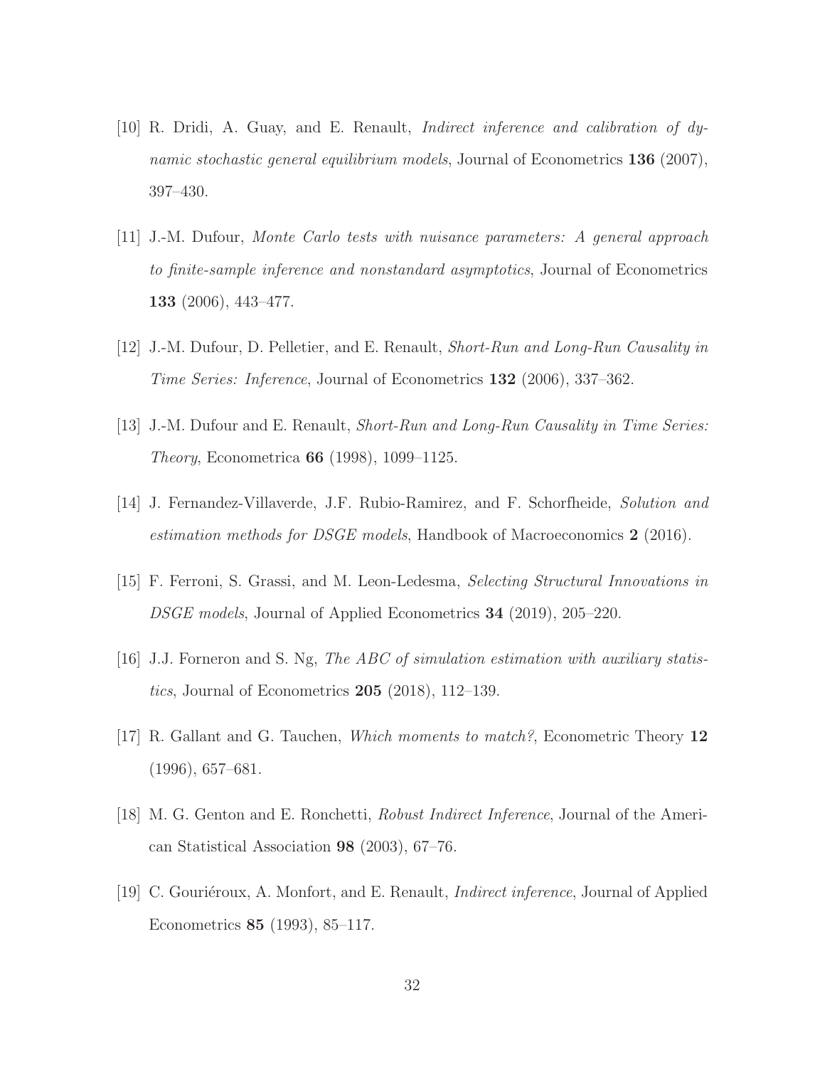[10] R. Dridi, A. Guay, and E. Renault, *Indirect inference and calibration of dynamic stochastic general equilibrium models*, Journal of Econometrics **136** (2007), 397–430.

[11] J.-M. Dufour, *Monte Carlo tests with nuisance parameters: A general approach to finite-sample inference and nonstandard asymptotics*, Journal of Econometrics **133** (2006), 443–477.

[12] J.-M. Dufour, D. Pelletier, and E. Renault, *Short-Run and Long-Run Causality in Time Series: Inference*, Journal of Econometrics **132** (2006), 337–362.

[13] J.-M. Dufour and E. Renault, *Short-Run and Long-Run Causality in Time Series: Theory*, Econometrica **66** (1998), 1099–1125.

[14] J. Fernandez-Villaverde, J.F. Rubio-Ramirez, and F. Schorfheide, *Solution and estimation methods for DSGE models*, Handbook of Macroeconomics **2** (2016).

[15] F. Ferroni, S. Grassi, and M. Leon-Ledesma, *Selecting Structural Innovations in DSGE models*, Journal of Applied Econometrics **34** (2019), 205–220.

[16] J.J. Forneron and S. Ng, *The ABC of simulation estimation with auxiliary statistics*, Journal of Econometrics **205** (2018), 112–139.

[17] R. Gallant and G. Tauchen, *Which moments to match?*, Econometric Theory **12** (1996), 657–681.

[18] M. G. Genton and E. Ronchetti, *Robust Indirect Inference*, Journal of the American Statistical Association **98** (2003), 67–76.

[19] C. Gouriéroux, A. Monfort, and E. Renault, *Indirect inference*, Journal of Applied Econometrics **85** (1993), 85–117.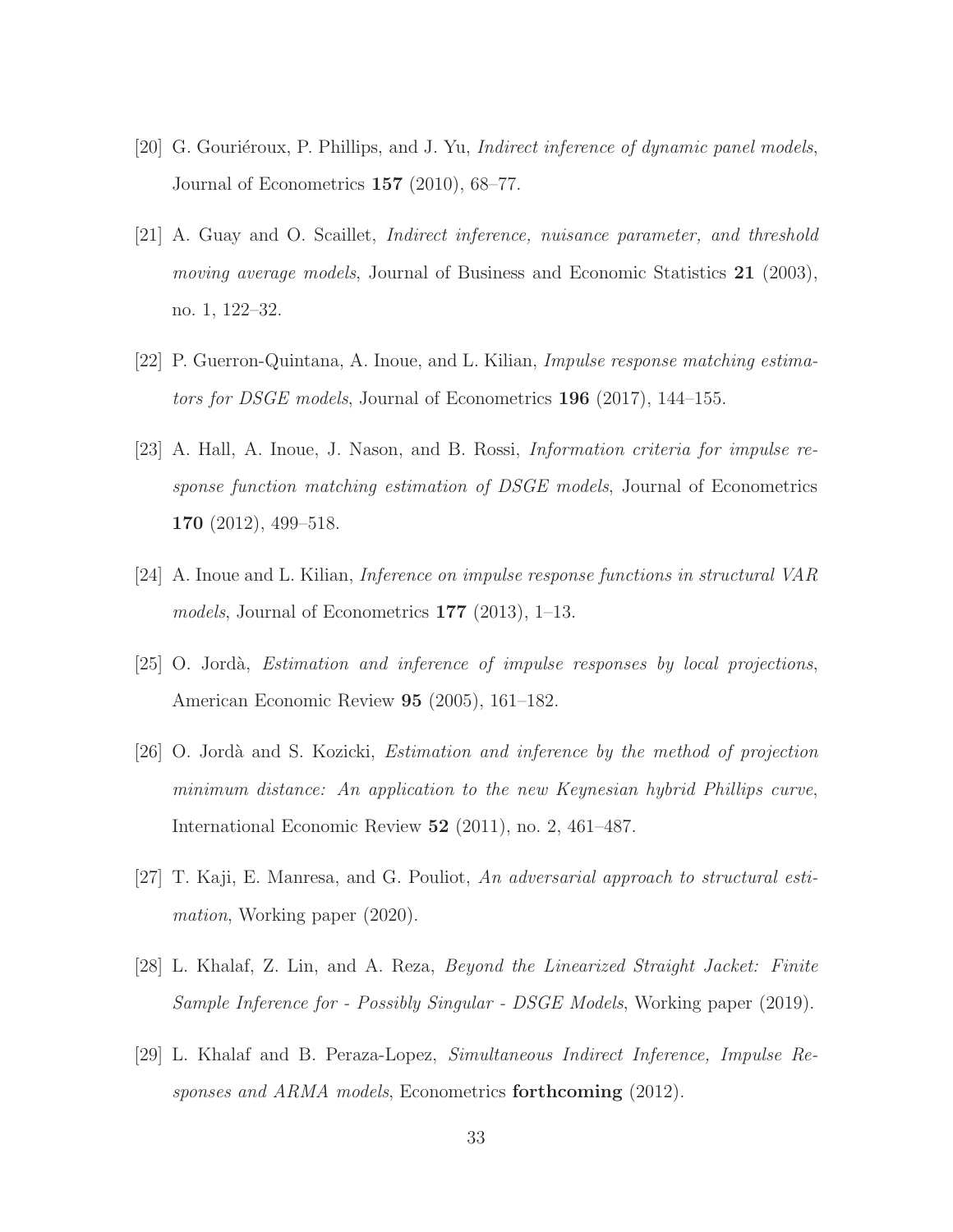[20] G. Gouriéroux, P. Phillips, and J. Yu, *Indirect inference of dynamic panel models*, Journal of Econometrics **157** (2010), 68–77.

[21] A. Guay and O. Scaillet, *Indirect inference, nuisance parameter, and threshold moving average models*, Journal of Business and Economic Statistics **21** (2003), no. 1, 122–32.

[22] P. Guerron-Quintana, A. Inoue, and L. Kilian, *Impulse response matching estimators for DSGE models*, Journal of Econometrics **196** (2017), 144–155.

[23] A. Hall, A. Inoue, J. Nason, and B. Rossi, *Information criteria for impulse response function matching estimation of DSGE models*, Journal of Econometrics **170** (2012), 499–518.

[24] A. Inoue and L. Kilian, *Inference on impulse response functions in structural VAR models*, Journal of Econometrics **177** (2013), 1–13.

[25] O. Jordà, *Estimation and inference of impulse responses by local projections*, American Economic Review **95** (2005), 161–182.

[26] O. Jordà and S. Kozicki, *Estimation and inference by the method of projection minimum distance: An application to the new Keynesian hybrid Phillips curve*, International Economic Review **52** (2011), no. 2, 461–487.

[27] T. Kaji, E. Manresa, and G. Pouliot, *An adversarial approach to structural estimation*, Working paper (2020).

[28] L. Khalaf, Z. Lin, and A. Reza, *Beyond the Linearized Straight Jacket: Finite Sample Inference for - Possibly Singular - DSGE Models*, Working paper (2019).

[29] L. Khalaf and B. Peraza-Lopez, *Simultaneous Indirect Inference, Impulse Responses and ARMA models*, Econometrics **forthcoming** (2012).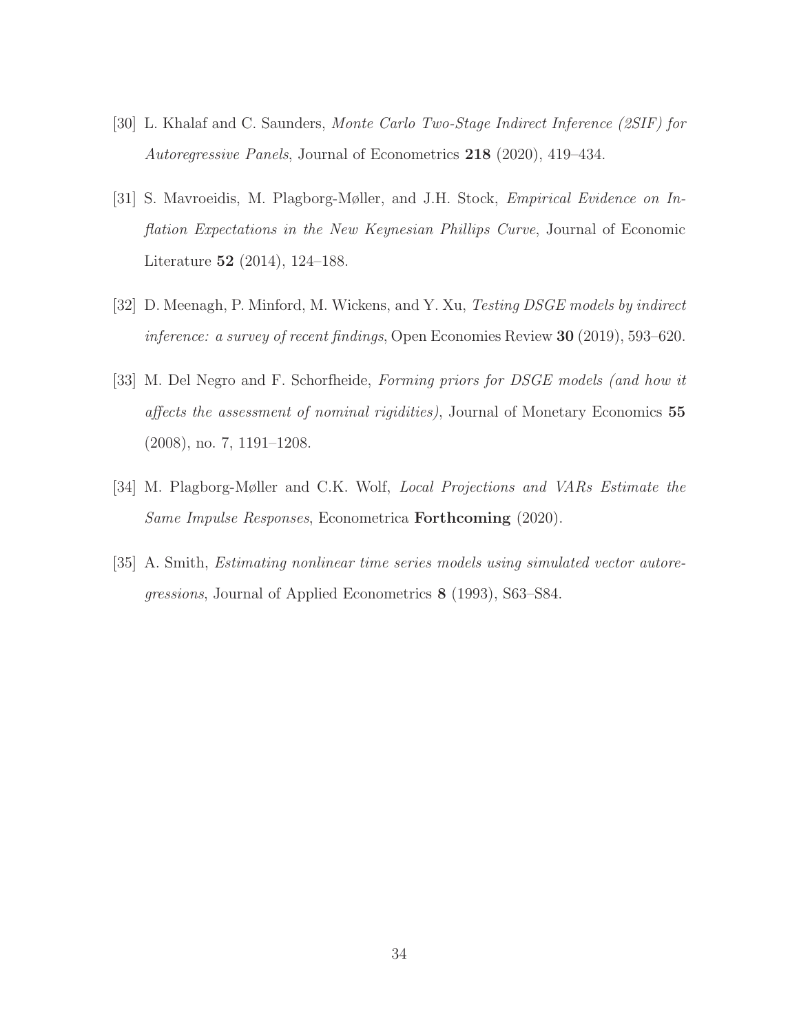[30] L. Khalaf and C. Saunders, *Monte Carlo Two-Stage Indirect Inference (2SIF) for Autoregressive Panels*, Journal of Econometrics **218** (2020), 419–434.

[31] S. Mavroeidis, M. Plagborg-Møller, and J.H. Stock, *Empirical Evidence on Inflation Expectations in the New Keynesian Phillips Curve*, Journal of Economic Literature **52** (2014), 124–188.

[32] D. Meenagh, P. Minford, M. Wickens, and Y. Xu, *Testing DSGE models by indirect inference: a survey of recent findings*, Open Economies Review **30** (2019), 593–620.

[33] M. Del Negro and F. Schorfheide, *Forming priors for DSGE models (and how it affects the assessment of nominal rigidities)*, Journal of Monetary Economics **55** (2008), no. 7, 1191–1208.

[34] M. Plagborg-Møller and C.K. Wolf, *Local Projections and VARs Estimate the Same Impulse Responses*, Econometrica **Forthcoming** (2020).

[35] A. Smith, *Estimating nonlinear time series models using simulated vector autoregressions*, Journal of Applied Econometrics **8** (1993), S63–S84.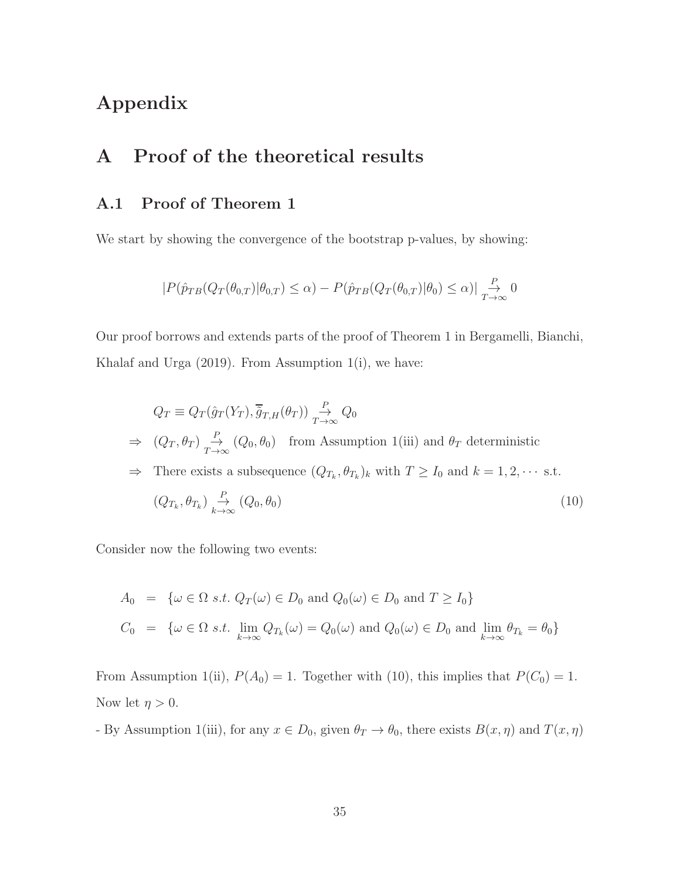# Appendix

# A Proof of the theoretical results

## A.1 Proof of Theorem 1

We start by showing the convergence of the bootstrap p-values, by showing:

$$|P(\hat{p}_{TB}(Q_T(\theta_{0,T})|\theta_{0,T}) \leq \alpha) - P(\hat{p}_{TB}(Q_T(\theta_{0,T})|\theta_0) \leq \alpha)| \underset{T\to\infty}{\overset{P}{\to}} 0$$

Our proof borrows and extends parts of the proof of Theorem 1 in Bergamelli, Bianchi, Khalaf and Urga (2019). From Assumption 1(i), we have:

$$\begin{aligned}
& Q_T \equiv Q_T(\hat{g}_T(Y_T), \overline{\tilde{g}}_{T,H}(\theta_T)) \underset{T\to\infty}{\overset{P}{\to}} Q_0 \\
\Rightarrow \ & (Q_T, \theta_T) \underset{T\to\infty}{\overset{P}{\to}} (Q_0, \theta_0) \quad \text{from Assumption 1(iii) and } \theta_T \text{ deterministic} \\
\Rightarrow \ & \text{There exists a subsequence } (Q_{T_k}, \theta_{T_k})_k \text{ with } T \geq I_0 \text{ and } k = 1, 2, \cdots \text{ s.t.} \\
& (Q_{T_k}, \theta_{T_k}) \underset{k\to\infty}{\overset{P}{\to}} (Q_0, \theta_0) \qquad (10)
\end{aligned}$$

Consider now the following two events:

$$\begin{aligned}
A_0 &= \{\omega \in \Omega \ s.t. \ Q_T(\omega) \in D_0 \text{ and } Q_0(\omega) \in D_0 \text{ and } T \geq I_0\} \\
C_0 &= \{\omega \in \Omega \ s.t. \ \lim_{k\to\infty} Q_{T_k}(\omega) = Q_0(\omega) \text{ and } Q_0(\omega) \in D_0 \text{ and } \lim_{k\to\infty} \theta_{T_k} = \theta_0\}
\end{aligned}$$

From Assumption 1(ii), $P(A_0) = 1$. Together with (10), this implies that $P(C_0) = 1$. Now let $\eta > 0$.

- By Assumption 1(iii), for any $x \in D_0$, given $\theta_T \to \theta_0$, there exists $B(x, \eta)$ and $T(x, \eta)$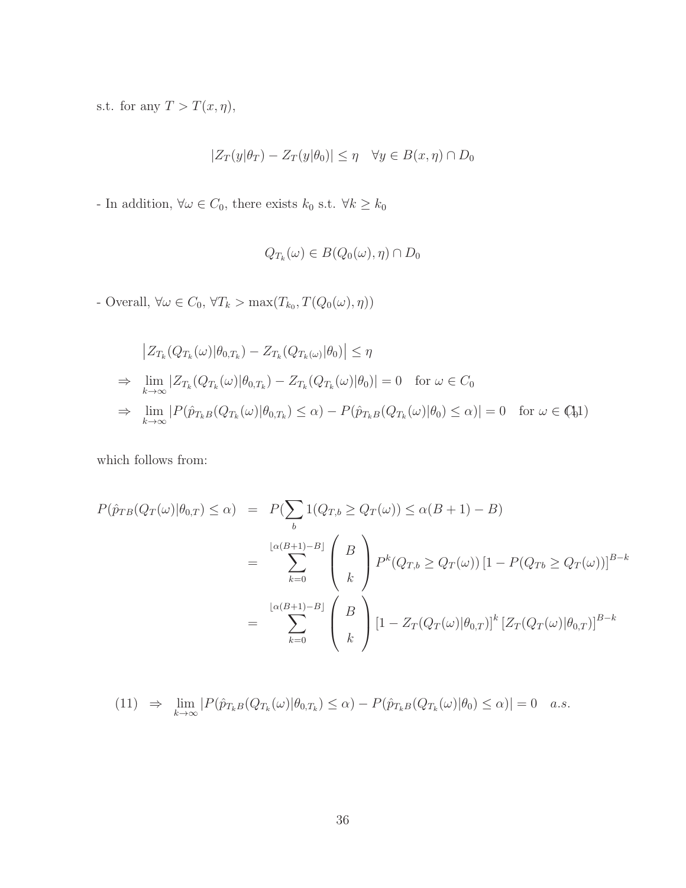s.t. for any $T > T(x, \eta)$,

$$|Z_T(y|\theta_T) - Z_T(y|\theta_0)| \leq \eta \quad \forall y \in B(x, \eta) \cap D_0$$

- In addition, $\forall \omega \in C_0$, there exists $k_0$ s.t. $\forall k \geq k_0$

$$Q_{T_k}(\omega) \in B(Q_0(\omega), \eta) \cap D_0$$

- Overall, $\forall \omega \in C_0$, $\forall T_k > \max(T_{k_0}, T(Q_0(\omega), \eta))$

$$\begin{aligned}
& \left| Z_{T_k}(Q_{T_k}(\omega)|\theta_{0,T_k}) - Z_{T_k}(Q_{T_k(\omega)}|\theta_0) \right| \leq \eta \\
\Rightarrow \quad & \lim_{k\to\infty} |Z_{T_k}(Q_{T_k}(\omega)|\theta_{0,T_k}) - Z_{T_k}(Q_{T_k}(\omega)|\theta_0)| = 0 \quad \text{for } \omega \in C_0 \\
\Rightarrow \quad & \lim_{k\to\infty} |P(\hat{p}_{T_k B}(Q_{T_k}(\omega)|\theta_{0,T_k}) \leq \alpha) - P(\hat{p}_{T_k B}(Q_{T_k}(\omega)|\theta_0) \leq \alpha)| = 0 \quad \text{for } \omega \in C_0 \qquad (11)
\end{aligned}$$

which follows from:

$$\begin{aligned}
P(\hat{p}_{TB}(Q_T(\omega)|\theta_{0,T}) \leq \alpha) &= P(\sum_b 1(Q_{T,b} \geq Q_T(\omega)) \leq \alpha(B+1) - B) \\
&= \sum_{k=0}^{\lfloor \alpha(B+1)-B \rfloor} \binom{B}{k} P^k(Q_{T,b} \geq Q_T(\omega)) \left[1 - P(Q_{Tb} \geq Q_T(\omega))\right]^{B-k} \\
&= \sum_{k=0}^{\lfloor \alpha(B+1)-B \rfloor} \binom{B}{k} \left[1 - Z_T(Q_T(\omega)|\theta_{0,T})\right]^k \left[Z_T(Q_T(\omega)|\theta_{0,T})\right]^{B-k}
\end{aligned}$$

$$(11) \quad \Rightarrow \quad \lim_{k\to\infty} |P(\hat{p}_{T_k B}(Q_{T_k}(\omega)|\theta_{0,T_k}) \leq \alpha) - P(\hat{p}_{T_k B}(Q_{T_k}(\omega)|\theta_0) \leq \alpha)| = 0 \quad a.s.$$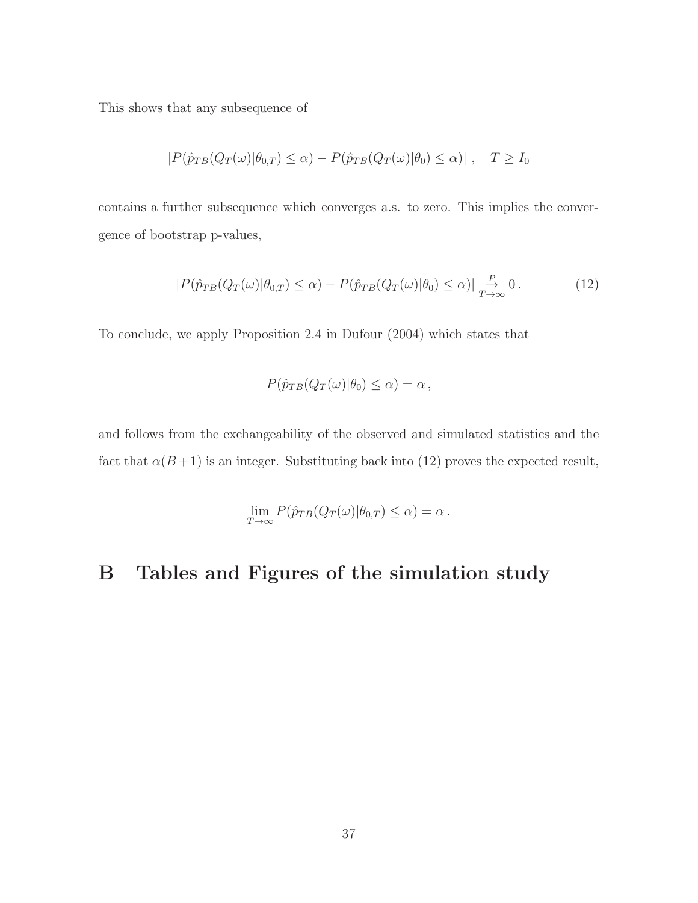This shows that any subsequence of

$$|P(\hat{p}_{TB}(Q_T(\omega)|\theta_{0,T}) \leq \alpha) - P(\hat{p}_{TB}(Q_T(\omega)|\theta_0) \leq \alpha)| \,, \quad T \geq I_0$$

contains a further subsequence which converges a.s. to zero. This implies the convergence of bootstrap p-values,

$$|P(\hat{p}_{TB}(Q_T(\omega)|\theta_{0,T}) \leq \alpha) - P(\hat{p}_{TB}(Q_T(\omega)|\theta_0) \leq \alpha)| \underset{T\to\infty}{\overset{P}{\to}} 0 \,. \tag{12}$$

To conclude, we apply Proposition 2.4 in Dufour (2004) which states that

$$P(\hat{p}_{TB}(Q_T(\omega)|\theta_0) \leq \alpha) = \alpha \,,$$

and follows from the exchangeability of the observed and simulated statistics and the fact that $\alpha(B+1)$ is an integer. Substituting back into (12) proves the expected result,

$$\lim_{T\to\infty} P(\hat{p}_{TB}(Q_T(\omega)|\theta_{0,T}) \leq \alpha) = \alpha \,.$$

# B Tables and Figures of the simulation study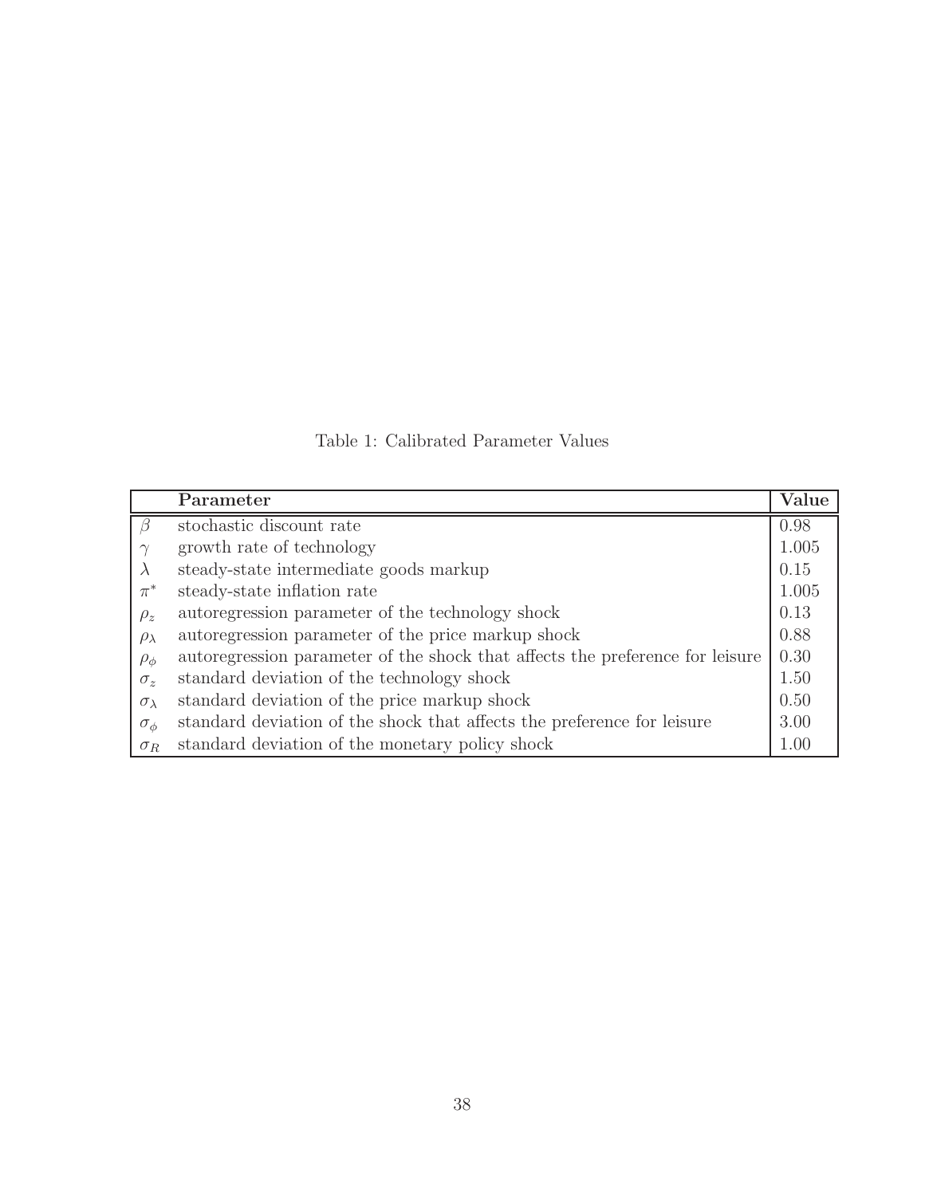Table 1: Calibrated Parameter Values

| | Parameter | Value |
|---|---|---|
| $\beta$ | stochastic discount rate | 0.98 |
| $\gamma$ | growth rate of technology | 1.005 |
| $\lambda$ | steady-state intermediate goods markup | 0.15 |
| $\pi^*$ | steady-state inflation rate | 1.005 |
| $\rho_z$ | autoregression parameter of the technology shock | 0.13 |
| $\rho_\lambda$ | autoregression parameter of the price markup shock | 0.88 |
| $\rho_\phi$ | autoregression parameter of the shock that affects the preference for leisure | 0.30 |
| $\sigma_z$ | standard deviation of the technology shock | 1.50 |
| $\sigma_\lambda$ | standard deviation of the price markup shock | 0.50 |
| $\sigma_\phi$ | standard deviation of the shock that affects the preference for leisure | 3.00 |
| $\sigma_R$ | standard deviation of the monetary policy shock | 1.00 |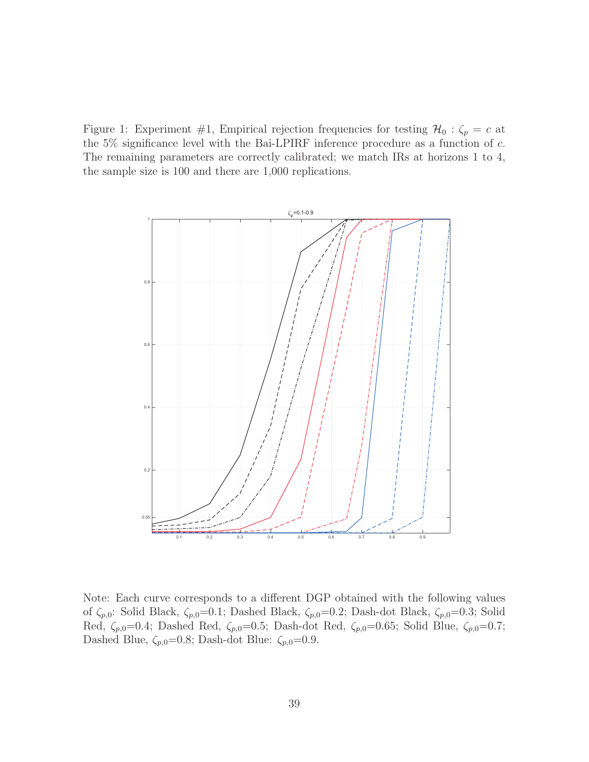Figure 1: Experiment #1, Empirical rejection frequencies for testing $\mathcal{H}_0 : \zeta_p = c$ at the 5% significance level with the Bai-LPIRF inference procedure as a function of $c$. The remaining parameters are correctly calibrated; we match IRs at horizons 1 to 4, the sample size is 100 and there are 1,000 replications.

Note: Each curve corresponds to a different DGP obtained with the following values of $\zeta_{p,0}$: Solid Black, $\zeta_{p,0}$=0.1; Dashed Black, $\zeta_{p,0}$=0.2; Dash-dot Black, $\zeta_{p,0}$=0.3; Solid Red, $\zeta_{p,0}$=0.4; Dashed Red, $\zeta_{p,0}$=0.5; Dash-dot Red, $\zeta_{p,0}$=0.65; Solid Blue, $\zeta_{p,0}$=0.7; Dashed Blue, $\zeta_{p,0}$=0.8; Dash-dot Blue: $\zeta_{p,0}$=0.9.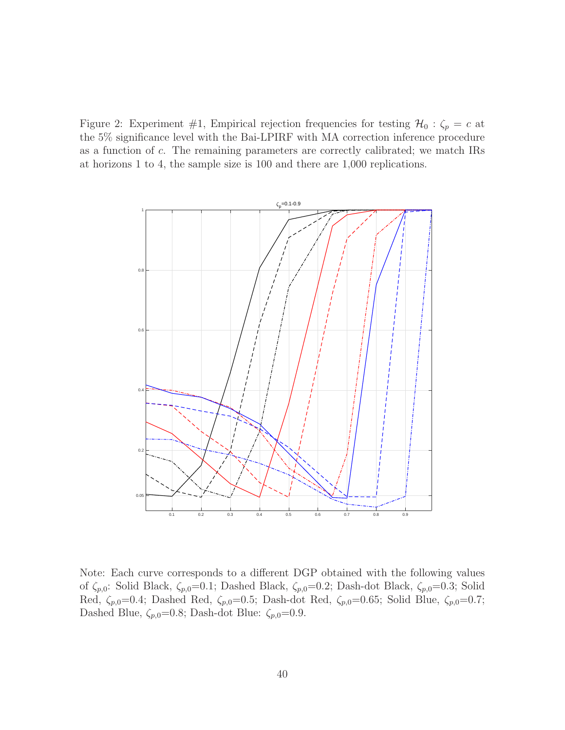Figure 2: Experiment #1, Empirical rejection frequencies for testing $\mathcal{H}_0 : \zeta_p = c$ at the 5% significance level with the Bai-LPIRF with MA correction inference procedure as a function of $c$. The remaining parameters are correctly calibrated; we match IRs at horizons 1 to 4, the sample size is 100 and there are 1,000 replications.

Note: Each curve corresponds to a different DGP obtained with the following values of $\zeta_{p,0}$: Solid Black, $\zeta_{p,0}$=0.1; Dashed Black, $\zeta_{p,0}$=0.2; Dash-dot Black, $\zeta_{p,0}$=0.3; Solid Red, $\zeta_{p,0}$=0.4; Dashed Red, $\zeta_{p,0}$=0.5; Dash-dot Red, $\zeta_{p,0}$=0.65; Solid Blue, $\zeta_{p,0}$=0.7; Dashed Blue, $\zeta_{p,0}$=0.8; Dash-dot Blue: $\zeta_{p,0}$=0.9.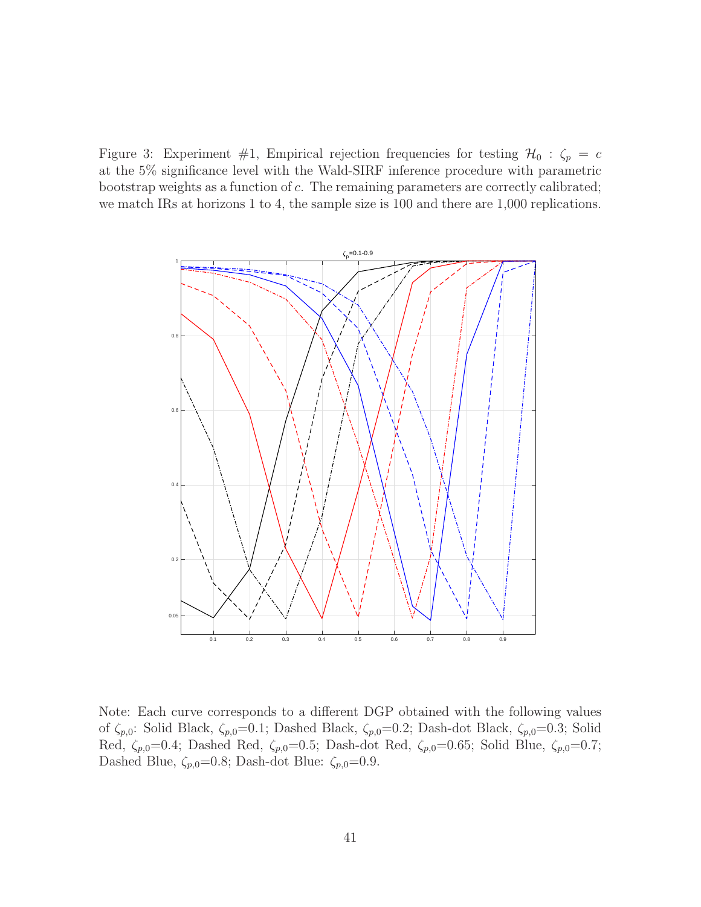Figure 3: Experiment #1, Empirical rejection frequencies for testing $\mathcal{H}_0 : \zeta_p = c$ at the 5% significance level with the Wald-SIRF inference procedure with parametric bootstrap weights as a function of $c$. The remaining parameters are correctly calibrated; we match IRs at horizons 1 to 4, the sample size is 100 and there are 1,000 replications.

Note: Each curve corresponds to a different DGP obtained with the following values of $\zeta_{p,0}$: Solid Black, $\zeta_{p,0}$=0.1; Dashed Black, $\zeta_{p,0}$=0.2; Dash-dot Black, $\zeta_{p,0}$=0.3; Solid Red, $\zeta_{p,0}$=0.4; Dashed Red, $\zeta_{p,0}$=0.5; Dash-dot Red, $\zeta_{p,0}$=0.65; Solid Blue, $\zeta_{p,0}$=0.7; Dashed Blue, $\zeta_{p,0}$=0.8; Dash-dot Blue: $\zeta_{p,0}$=0.9.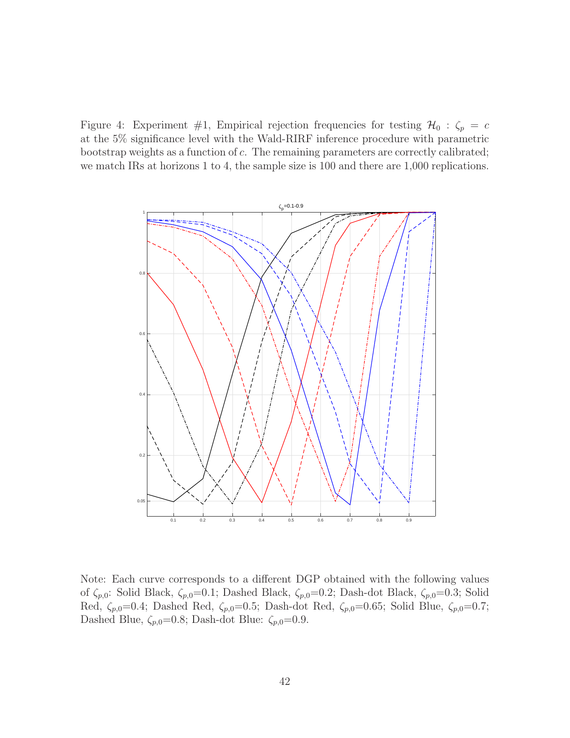Figure 4: Experiment #1, Empirical rejection frequencies for testing $\mathcal{H}_0 : \zeta_p = c$ at the 5% significance level with the Wald-RIRF inference procedure with parametric bootstrap weights as a function of $c$. The remaining parameters are correctly calibrated; we match IRs at horizons 1 to 4, the sample size is 100 and there are 1,000 replications.

Note: Each curve corresponds to a different DGP obtained with the following values of $\zeta_{p,0}$: Solid Black, $\zeta_{p,0}$=0.1; Dashed Black, $\zeta_{p,0}$=0.2; Dash-dot Black, $\zeta_{p,0}$=0.3; Solid Red, $\zeta_{p,0}$=0.4; Dashed Red, $\zeta_{p,0}$=0.5; Dash-dot Red, $\zeta_{p,0}$=0.65; Solid Blue, $\zeta_{p,0}$=0.7; Dashed Blue, $\zeta_{p,0}$=0.8; Dash-dot Blue: $\zeta_{p,0}$=0.9.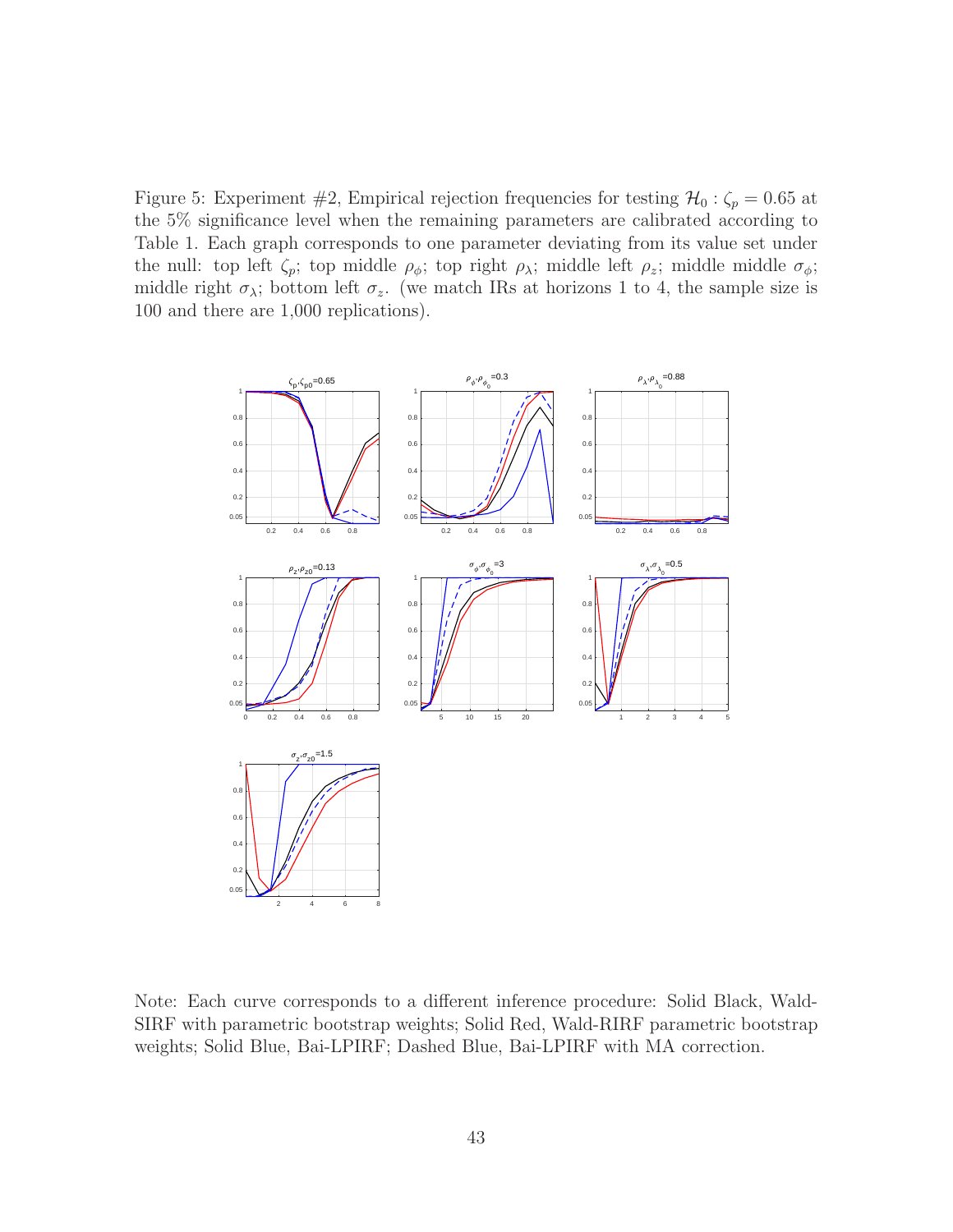Figure 5: Experiment #2, Empirical rejection frequencies for testing $\mathcal{H}_0 : \zeta_p = 0.65$ at the 5% significance level when the remaining parameters are calibrated according to Table 1. Each graph corresponds to one parameter deviating from its value set under the null: top left $\zeta_p$; top middle $\rho_\phi$; top right $\rho_\lambda$; middle left $\rho_z$; middle middle $\sigma_\phi$; middle right $\sigma_\lambda$; bottom left $\sigma_z$. (we match IRs at horizons 1 to 4, the sample size is 100 and there are 1,000 replications).

Note: Each curve corresponds to a different inference procedure: Solid Black, Wald-SIRF with parametric bootstrap weights; Solid Red, Wald-RIRF parametric bootstrap weights; Solid Blue, Bai-LPIRF; Dashed Blue, Bai-LPIRF with MA correction.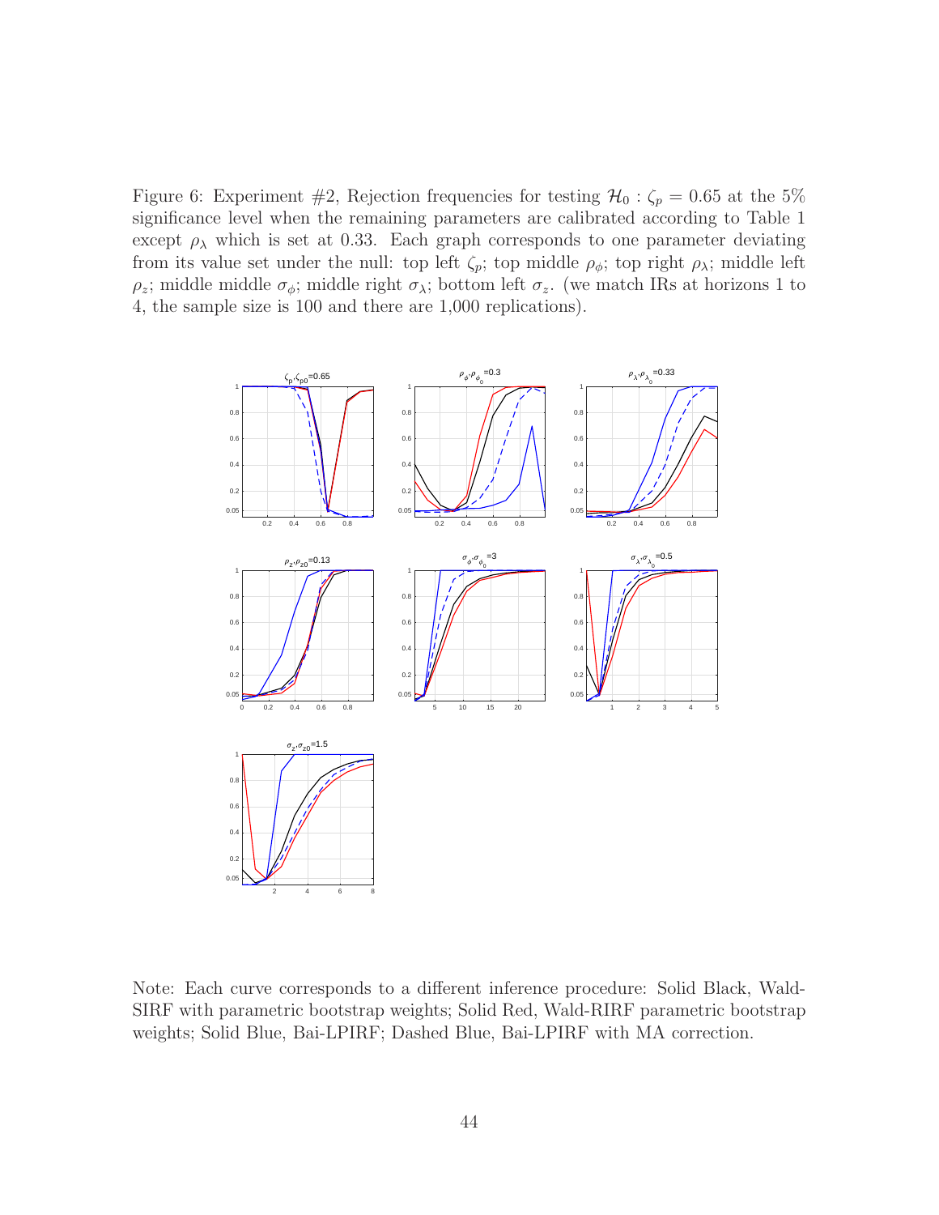Figure 6: Experiment #2, Rejection frequencies for testing $\mathcal{H}_0 : \zeta_p = 0.65$ at the 5% significance level when the remaining parameters are calibrated according to Table 1 except $\rho_\lambda$ which is set at 0.33. Each graph corresponds to one parameter deviating from its value set under the null: top left $\zeta_p$; top middle $\rho_\phi$; top right $\rho_\lambda$; middle left $\rho_z$; middle middle $\sigma_\phi$; middle right $\sigma_\lambda$; bottom left $\sigma_z$. (we match IRs at horizons 1 to 4, the sample size is 100 and there are 1,000 replications).

Note: Each curve corresponds to a different inference procedure: Solid Black, Wald-SIRF with parametric bootstrap weights; Solid Red, Wald-RIRF parametric bootstrap weights; Solid Blue, Bai-LPIRF; Dashed Blue, Bai-LPIRF with MA correction.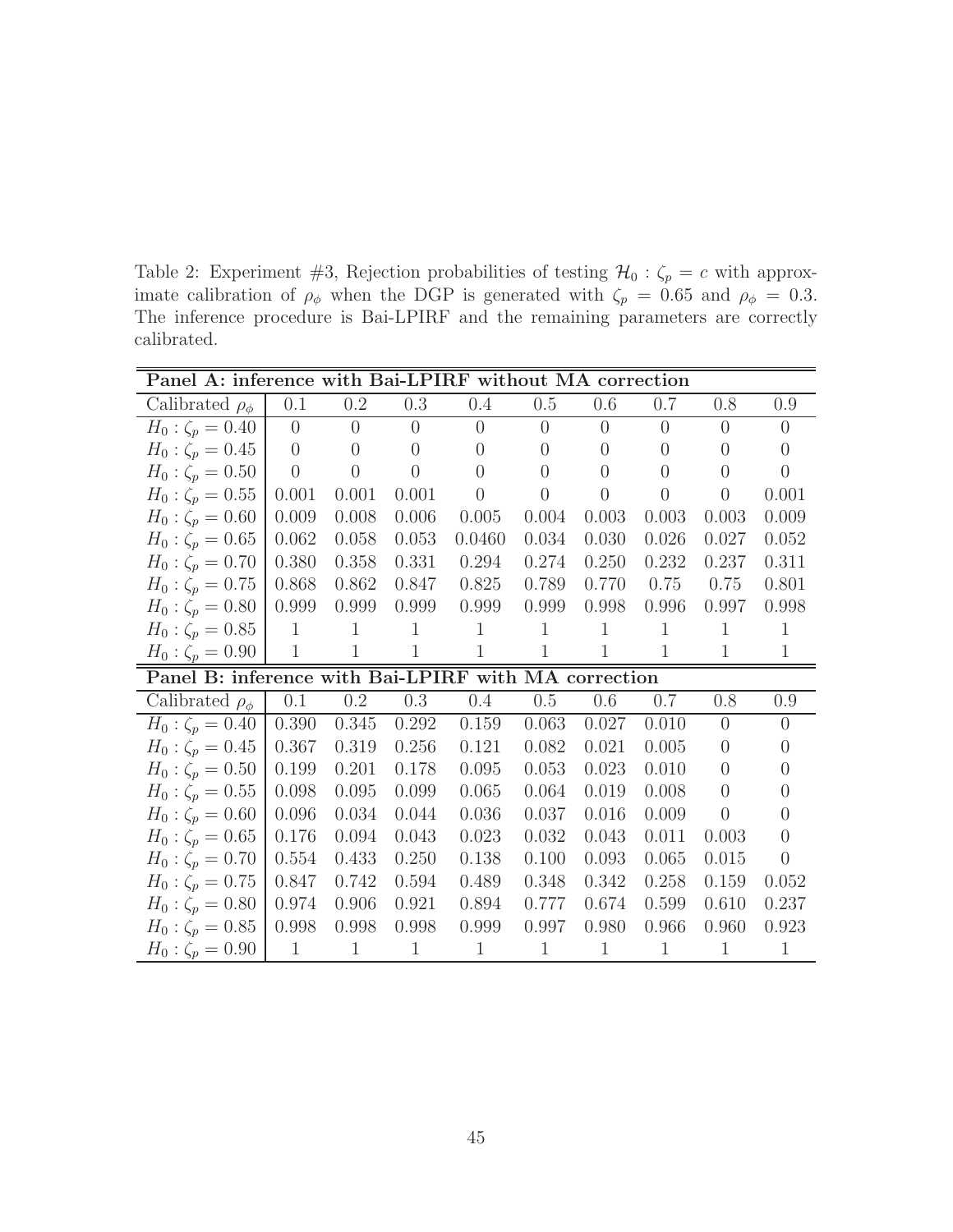Table 2: Experiment #3, Rejection probabilities of testing $\mathcal{H}_0 : \zeta_p = c$ with approximate calibration of $\rho_\phi$ when the DGP is generated with $\zeta_p = 0.65$ and $\rho_\phi = 0.3$. The inference procedure is Bai-LPIRF and the remaining parameters are correctly calibrated.

| **Panel A: inference with Bai-LPIRF without MA correction** | | | | | | | | | |
|---|---|---|---|---|---|---|---|---|---|
| Calibrated $\rho_\phi$ | 0.1 | 0.2 | 0.3 | 0.4 | 0.5 | 0.6 | 0.7 | 0.8 | 0.9 |
| $H_0 : \zeta_p = 0.40$ | 0 | 0 | 0 | 0 | 0 | 0 | 0 | 0 | 0 |
| $H_0 : \zeta_p = 0.45$ | 0 | 0 | 0 | 0 | 0 | 0 | 0 | 0 | 0 |
| $H_0 : \zeta_p = 0.50$ | 0 | 0 | 0 | 0 | 0 | 0 | 0 | 0 | 0 |
| $H_0 : \zeta_p = 0.55$ | 0.001 | 0.001 | 0.001 | 0 | 0 | 0 | 0 | 0 | 0.001 |
| $H_0 : \zeta_p = 0.60$ | 0.009 | 0.008 | 0.006 | 0.005 | 0.004 | 0.003 | 0.003 | 0.003 | 0.009 |
| $H_0 : \zeta_p = 0.65$ | 0.062 | 0.058 | 0.053 | 0.0460 | 0.034 | 0.030 | 0.026 | 0.027 | 0.052 |
| $H_0 : \zeta_p = 0.70$ | 0.380 | 0.358 | 0.331 | 0.294 | 0.274 | 0.250 | 0.232 | 0.237 | 0.311 |
| $H_0 : \zeta_p = 0.75$ | 0.868 | 0.862 | 0.847 | 0.825 | 0.789 | 0.770 | 0.75 | 0.75 | 0.801 |
| $H_0 : \zeta_p = 0.80$ | 0.999 | 0.999 | 0.999 | 0.999 | 0.999 | 0.998 | 0.996 | 0.997 | 0.998 |
| $H_0 : \zeta_p = 0.85$ | 1 | 1 | 1 | 1 | 1 | 1 | 1 | 1 | 1 |
| $H_0 : \zeta_p = 0.90$ | 1 | 1 | 1 | 1 | 1 | 1 | 1 | 1 | 1 |
| **Panel B: inference with Bai-LPIRF with MA correction** | | | | | | | | | |
| Calibrated $\rho_\phi$ | 0.1 | 0.2 | 0.3 | 0.4 | 0.5 | 0.6 | 0.7 | 0.8 | 0.9 |
| $H_0 : \zeta_p = 0.40$ | 0.390 | 0.345 | 0.292 | 0.159 | 0.063 | 0.027 | 0.010 | 0 | 0 |
| $H_0 : \zeta_p = 0.45$ | 0.367 | 0.319 | 0.256 | 0.121 | 0.082 | 0.021 | 0.005 | 0 | 0 |
| $H_0 : \zeta_p = 0.50$ | 0.199 | 0.201 | 0.178 | 0.095 | 0.053 | 0.023 | 0.010 | 0 | 0 |
| $H_0 : \zeta_p = 0.55$ | 0.098 | 0.095 | 0.099 | 0.065 | 0.064 | 0.019 | 0.008 | 0 | 0 |
| $H_0 : \zeta_p = 0.60$ | 0.096 | 0.034 | 0.044 | 0.036 | 0.037 | 0.016 | 0.009 | 0 | 0 |
| $H_0 : \zeta_p = 0.65$ | 0.176 | 0.094 | 0.043 | 0.023 | 0.032 | 0.043 | 0.011 | 0.003 | 0 |
| $H_0 : \zeta_p = 0.70$ | 0.554 | 0.433 | 0.250 | 0.138 | 0.100 | 0.093 | 0.065 | 0.015 | 0 |
| $H_0 : \zeta_p = 0.75$ | 0.847 | 0.742 | 0.594 | 0.489 | 0.348 | 0.342 | 0.258 | 0.159 | 0.052 |
| $H_0 : \zeta_p = 0.80$ | 0.974 | 0.906 | 0.921 | 0.894 | 0.777 | 0.674 | 0.599 | 0.610 | 0.237 |
| $H_0 : \zeta_p = 0.85$ | 0.998 | 0.998 | 0.998 | 0.999 | 0.997 | 0.980 | 0.966 | 0.960 | 0.923 |
| $H_0 : \zeta_p = 0.90$ | 1 | 1 | 1 | 1 | 1 | 1 | 1 | 1 | 1 |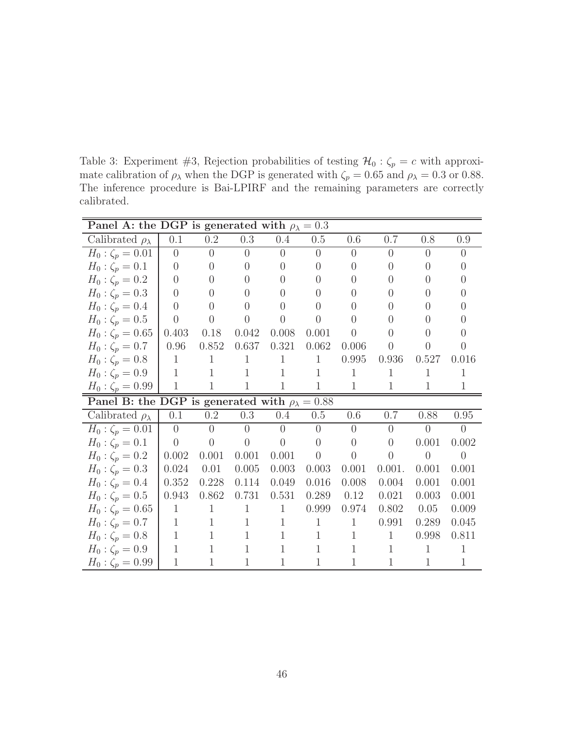Table 3: Experiment #3, Rejection probabilities of testing $\mathcal{H}_0 : \zeta_p = c$ with approximate calibration of $\rho_\lambda$ when the DGP is generated with $\zeta_p = 0.65$ and $\rho_\lambda = 0.3$ or 0.88. The inference procedure is Bai-LPIRF and the remaining parameters are correctly calibrated.

| **Panel A: the DGP is generated with $\rho_\lambda = 0.3$** | | | | | | | | | |
|---|---|---|---|---|---|---|---|---|---|
| Calibrated $\rho_\lambda$ | 0.1 | 0.2 | 0.3 | 0.4 | 0.5 | 0.6 | 0.7 | 0.8 | 0.9 |
| $H_0 : \zeta_p = 0.01$ | 0 | 0 | 0 | 0 | 0 | 0 | 0 | 0 | 0 |
| $H_0 : \zeta_p = 0.1$ | 0 | 0 | 0 | 0 | 0 | 0 | 0 | 0 | 0 |
| $H_0 : \zeta_p = 0.2$ | 0 | 0 | 0 | 0 | 0 | 0 | 0 | 0 | 0 |
| $H_0 : \zeta_p = 0.3$ | 0 | 0 | 0 | 0 | 0 | 0 | 0 | 0 | 0 |
| $H_0 : \zeta_p = 0.4$ | 0 | 0 | 0 | 0 | 0 | 0 | 0 | 0 | 0 |
| $H_0 : \zeta_p = 0.5$ | 0 | 0 | 0 | 0 | 0 | 0 | 0 | 0 | 0 |
| $H_0 : \zeta_p = 0.65$ | 0.403 | 0.18 | 0.042 | 0.008 | 0.001 | 0 | 0 | 0 | 0 |
| $H_0 : \zeta_p = 0.7$ | 0.96 | 0.852 | 0.637 | 0.321 | 0.062 | 0.006 | 0 | 0 | 0 |
| $H_0 : \zeta_p = 0.8$ | 1 | 1 | 1 | 1 | 1 | 0.995 | 0.936 | 0.527 | 0.016 |
| $H_0 : \zeta_p = 0.9$ | 1 | 1 | 1 | 1 | 1 | 1 | 1 | 1 | 1 |
| $H_0 : \zeta_p = 0.99$ | 1 | 1 | 1 | 1 | 1 | 1 | 1 | 1 | 1 |
| **Panel B: the DGP is generated with $\rho_\lambda = 0.88$** | | | | | | | | | |
| Calibrated $\rho_\lambda$ | 0.1 | 0.2 | 0.3 | 0.4 | 0.5 | 0.6 | 0.7 | 0.88 | 0.95 |
| $H_0 : \zeta_p = 0.01$ | 0 | 0 | 0 | 0 | 0 | 0 | 0 | 0 | 0 |
| $H_0 : \zeta_p = 0.1$ | 0 | 0 | 0 | 0 | 0 | 0 | 0 | 0.001 | 0.002 |
| $H_0 : \zeta_p = 0.2$ | 0.002 | 0.001 | 0.001 | 0.001 | 0 | 0 | 0 | 0 | 0 |
| $H_0 : \zeta_p = 0.3$ | 0.024 | 0.01 | 0.005 | 0.003 | 0.003 | 0.001 | 0.001. | 0.001 | 0.001 |
| $H_0 : \zeta_p = 0.4$ | 0.352 | 0.228 | 0.114 | 0.049 | 0.016 | 0.008 | 0.004 | 0.001 | 0.001 |
| $H_0 : \zeta_p = 0.5$ | 0.943 | 0.862 | 0.731 | 0.531 | 0.289 | 0.12 | 0.021 | 0.003 | 0.001 |
| $H_0 : \zeta_p = 0.65$ | 1 | 1 | 1 | 1 | 0.999 | 0.974 | 0.802 | 0.05 | 0.009 |
| $H_0 : \zeta_p = 0.7$ | 1 | 1 | 1 | 1 | 1 | 1 | 0.991 | 0.289 | 0.045 |
| $H_0 : \zeta_p = 0.8$ | 1 | 1 | 1 | 1 | 1 | 1 | 1 | 0.998 | 0.811 |
| $H_0 : \zeta_p = 0.9$ | 1 | 1 | 1 | 1 | 1 | 1 | 1 | 1 | 1 |
| $H_0 : \zeta_p = 0.99$ | 1 | 1 | 1 | 1 | 1 | 1 | 1 | 1 | 1 |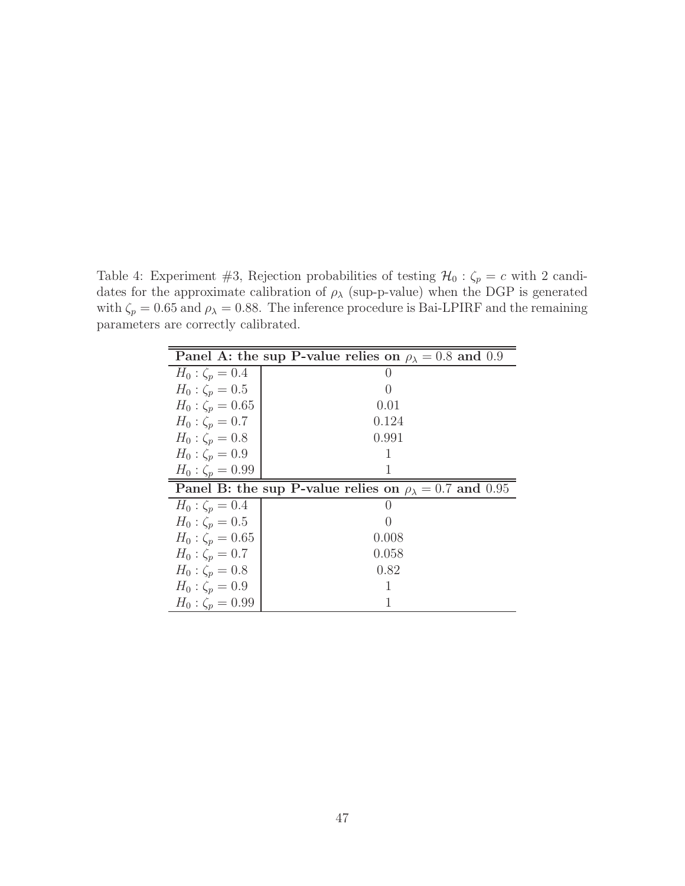Table 4: Experiment #3, Rejection probabilities of testing $\mathcal{H}_0 : \zeta_p = c$ with 2 candidates for the approximate calibration of $\rho_\lambda$ (sup-p-value) when the DGP is generated with $\zeta_p = 0.65$ and $\rho_\lambda = 0.88$. The inference procedure is Bai-LPIRF and the remaining parameters are correctly calibrated.

| **Panel A: the sup P-value relies on $\rho_\lambda = 0.8$ and $0.9$** | |
|---|---|
| $H_0 : \zeta_p = 0.4$ | 0 |
| $H_0 : \zeta_p = 0.5$ | 0 |
| $H_0 : \zeta_p = 0.65$ | 0.01 |
| $H_0 : \zeta_p = 0.7$ | 0.124 |
| $H_0 : \zeta_p = 0.8$ | 0.991 |
| $H_0 : \zeta_p = 0.9$ | 1 |
| $H_0 : \zeta_p = 0.99$ | 1 |
| **Panel B: the sup P-value relies on $\rho_\lambda = 0.7$ and $0.95$** | |
| $H_0 : \zeta_p = 0.4$ | 0 |
| $H_0 : \zeta_p = 0.5$ | 0 |
| $H_0 : \zeta_p = 0.65$ | 0.008 |
| $H_0 : \zeta_p = 0.7$ | 0.058 |
| $H_0 : \zeta_p = 0.8$ | 0.82 |
| $H_0 : \zeta_p = 0.9$ | 1 |
| $H_0 : \zeta_p = 0.99$ | 1 |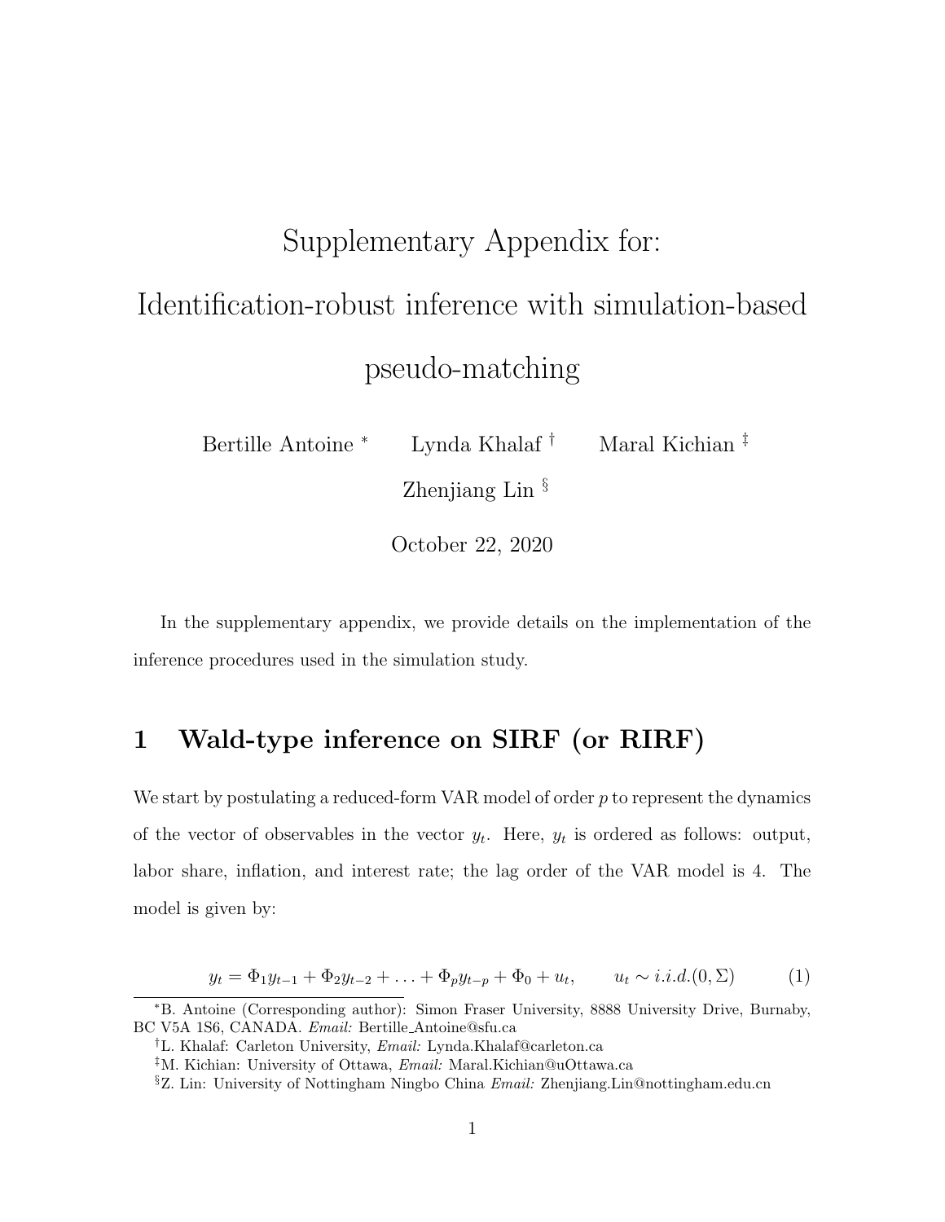# Supplementary Appendix for: Identification-robust inference with simulation-based pseudo-matching

Bertille Antoine [*] Lynda Khalaf [†] Maral Kichian [‡]

Zhenjiang Lin [§]

October 22, 2020

In the supplementary appendix, we provide details on the implementation of the inference procedures used in the simulation study.

## 1 Wald-type inference on SIRF (or RIRF)

We start by postulating a reduced-form VAR model of order $p$ to represent the dynamics of the vector of observables in the vector $y_t$. Here, $y_t$ is ordered as follows: output, labor share, inflation, and interest rate; the lag order of the VAR model is 4. The model is given by:

$$y_t = \Phi_1 y_{t-1} + \Phi_2 y_{t-2} + \ldots + \Phi_p y_{t-p} + \Phi_0 + u_t, \qquad u_t \sim i.i.d.(0, \Sigma) \tag{1}$$

---

[*] B. Antoine (Corresponding author): Simon Fraser University, 8888 University Drive, Burnaby, BC V5A 1S6, CANADA. *Email:* Bertille_Antoine@sfu.ca

[†] L. Khalaf: Carleton University, *Email:* Lynda.Khalaf@carleton.ca

[‡] M. Kichian: University of Ottawa, *Email:* Maral.Kichian@uOttawa.ca

[§] Z. Lin: University of Nottingham Ningbo China *Email:* Zhenjiang.Lin@nottingham.edu.cn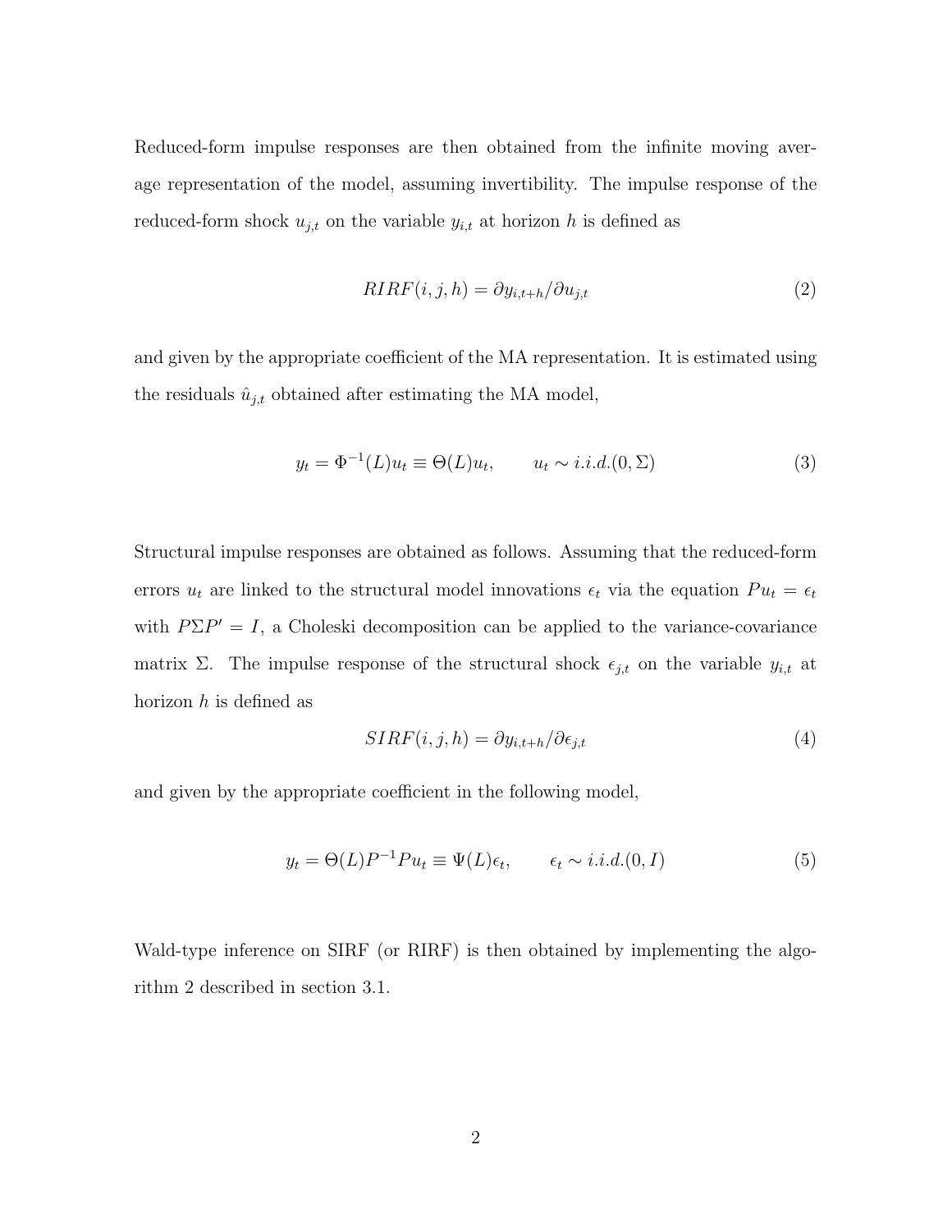Reduced-form impulse responses are then obtained from the infinite moving average representation of the model, assuming invertibility. The impulse response of the reduced-form shock $u_{j,t}$ on the variable $y_{i,t}$ at horizon $h$ is defined as

$$RIRF(i,j,h) = \partial y_{i,t+h} / \partial u_{j,t} \tag{2}$$

and given by the appropriate coefficient of the MA representation. It is estimated using the residuals $\hat{u}_{j,t}$ obtained after estimating the MA model,

$$y_t = \Phi^{-1}(L) u_t \equiv \Theta(L) u_t, \qquad u_t \sim i.i.d.(0, \Sigma) \tag{3}$$

Structural impulse responses are obtained as follows. Assuming that the reduced-form errors $u_t$ are linked to the structural model innovations $\epsilon_t$ via the equation $P u_t = \epsilon_t$ with $P \Sigma P' = I$, a Choleski decomposition can be applied to the variance-covariance matrix $\Sigma$. The impulse response of the structural shock $\epsilon_{j,t}$ on the variable $y_{i,t}$ at horizon $h$ is defined as

$$SIRF(i,j,h) = \partial y_{i,t+h} / \partial \epsilon_{j,t} \tag{4}$$

and given by the appropriate coefficient in the following model,

$$y_t = \Theta(L) P^{-1} P u_t \equiv \Psi(L) \epsilon_t, \qquad \epsilon_t \sim i.i.d.(0, I) \tag{5}$$

Wald-type inference on SIRF (or RIRF) is then obtained by implementing the algorithm 2 described in section 3.1.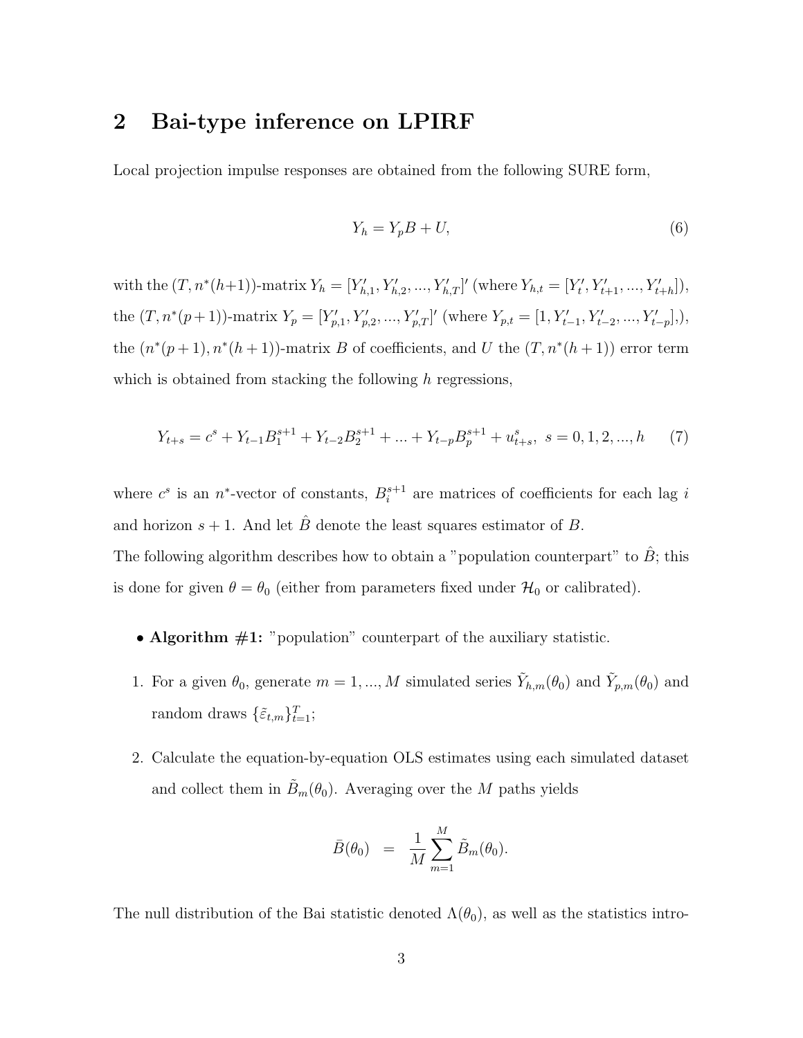## 2 Bai-type inference on LPIRF

Local projection impulse responses are obtained from the following SURE form,

$$Y_h = Y_p B + U, \tag{6}$$

with the $(T, n^*(h+1))$-matrix $Y_h = [Y'_{h,1}, Y'_{h,2}, ..., Y'_{h,T}]'$ (where $Y_{h,t} = [Y'_t, Y'_{t+1}, ..., Y'_{t+h}]$), the $(T, n^*(p+1))$-matrix $Y_p = [Y'_{p,1}, Y'_{p,2}, ..., Y'_{p,T}]'$ (where $Y_{p,t} = [1, Y'_{t-1}, Y'_{t-2}, ..., Y'_{t-p}],$), the $(n^*(p+1), n^*(h+1))$-matrix $B$ of coefficients, and $U$ the $(T, n^*(h+1))$ error term which is obtained from stacking the following $h$ regressions,

$$Y_{t+s} = c^s + Y_{t-1}B_1^{s+1} + Y_{t-2}B_2^{s+1} + ... + Y_{t-p}B_p^{s+1} + u^s_{t+s}, \ \ s = 0, 1, 2, ..., h \tag{7}$$

where $c^s$ is an $n^*$-vector of constants, $B_i^{s+1}$ are matrices of coefficients for each lag $i$ and horizon $s+1$. And let $\hat{B}$ denote the least squares estimator of $B$.
The following algorithm describes how to obtain a "population counterpart" to $\hat{B}$; this is done for given $\theta = \theta_0$ (either from parameters fixed under $\mathcal{H}_0$ or calibrated).

- **Algorithm #1:** "population" counterpart of the auxiliary statistic.

1. For a given $\theta_0$, generate $m = 1, ..., M$ simulated series $\tilde{Y}_{h,m}(\theta_0)$ and $\tilde{Y}_{p,m}(\theta_0)$ and random draws $\{\tilde{\varepsilon}_{t,m}\}_{t=1}^T$;

2. Calculate the equation-by-equation OLS estimates using each simulated dataset and collect them in $\tilde{B}_m(\theta_0)$. Averaging over the $M$ paths yields

$$\bar{B}(\theta_0) \ \ = \ \ \frac{1}{M}\sum_{m=1}^{M} \tilde{B}_m(\theta_0).$$

The null distribution of the Bai statistic denoted $\Lambda(\theta_0)$, as well as the statistics intro-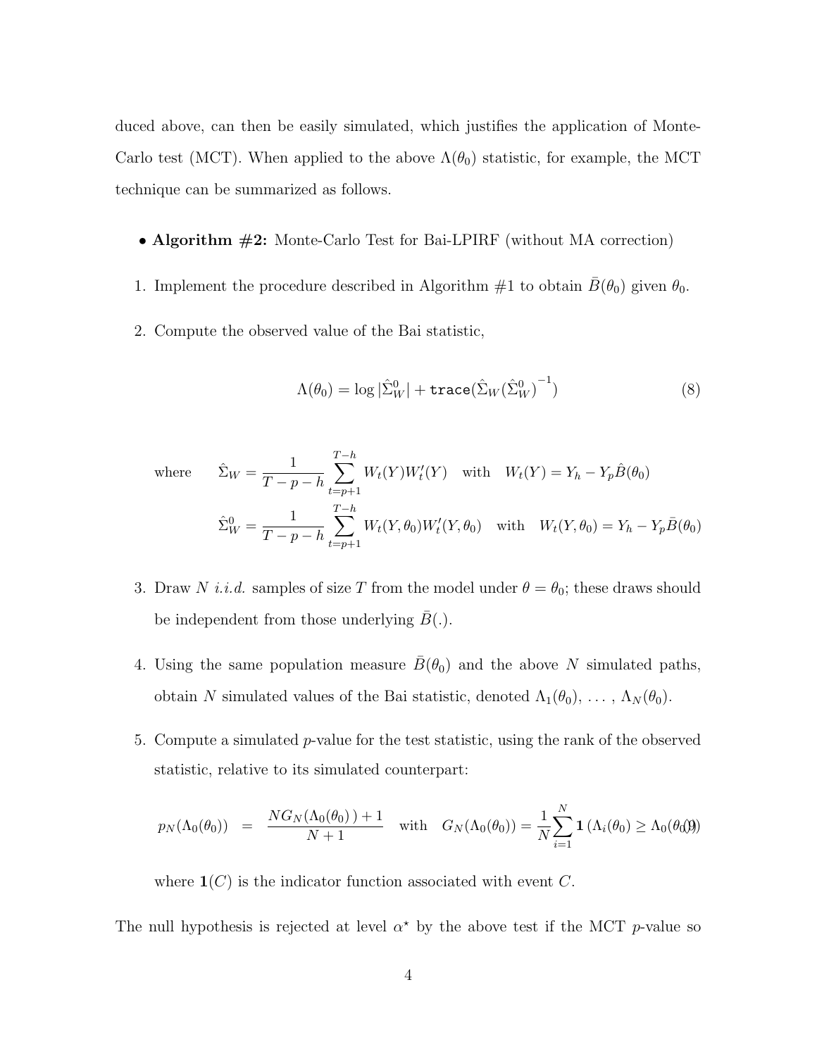duced above, can then be easily simulated, which justifies the application of Monte-Carlo test (MCT). When applied to the above $\Lambda(\theta_0)$ statistic, for example, the MCT technique can be summarized as follows.

- **Algorithm #2:** Monte-Carlo Test for Bai-LPIRF (without MA correction)

1. Implement the procedure described in Algorithm #1 to obtain $\bar{B}(\theta_0)$ given $\theta_0$.

2. Compute the observed value of the Bai statistic,

$$\Lambda(\theta_0) = \log|\hat{\Sigma}_W^0| + \texttt{trace}(\hat{\Sigma}_W(\hat{\Sigma}_W^0)^{-1}) \tag{8}$$

where
$$\hat{\Sigma}_W = \frac{1}{T-p-h}\sum_{t=p+1}^{T-h} W_t(Y)W_t'(Y) \quad \text{with} \quad W_t(Y) = Y_h - Y_p\hat{B}(\theta_0)$$
$$\hat{\Sigma}_W^0 = \frac{1}{T-p-h}\sum_{t=p+1}^{T-h} W_t(Y,\theta_0)W_t'(Y,\theta_0) \quad \text{with} \quad W_t(Y,\theta_0) = Y_h - Y_p\bar{B}(\theta_0)$$

3. Draw $N$ *i.i.d.* samples of size $T$ from the model under $\theta = \theta_0$; these draws should be independent from those underlying $\bar{B}(.)$.

4. Using the same population measure $\bar{B}(\theta_0)$ and the above $N$ simulated paths, obtain $N$ simulated values of the Bai statistic, denoted $\Lambda_1(\theta_0), \ldots, \Lambda_N(\theta_0)$.

5. Compute a simulated $p$-value for the test statistic, using the rank of the observed statistic, relative to its simulated counterpart:

$$p_N(\Lambda_0(\theta_0)) = \frac{NG_N(\Lambda_0(\theta_0)) + 1}{N+1} \quad \text{with} \quad G_N(\Lambda_0(\theta_0)) = \frac{1}{N}\sum_{i=1}^{N}\mathbf{1}\left(\Lambda_i(\theta_0) \geq \Lambda_0(\theta_0)\right) \tag{9}$$

where $\mathbf{1}(C)$ is the indicator function associated with event $C$.

The null hypothesis is rejected at level $\alpha^\star$ by the above test if the MCT $p$-value so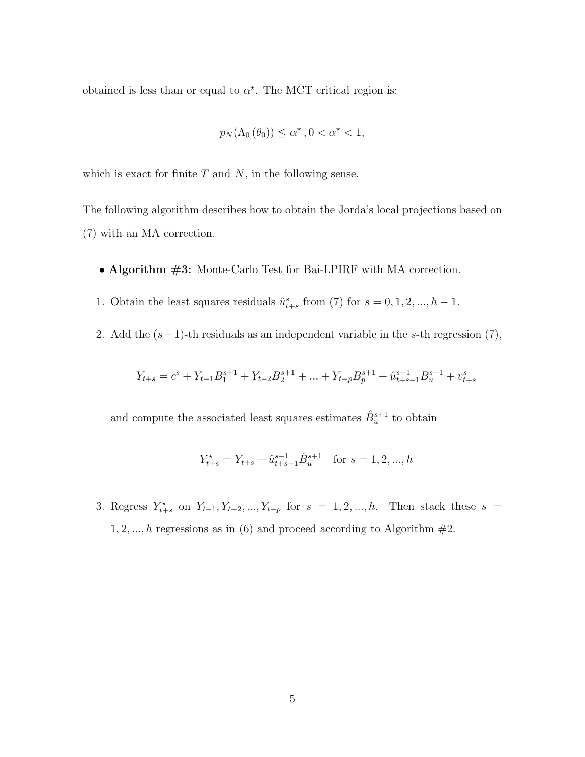obtained is less than or equal to $\alpha^{\star}$. The MCT critical region is:

$$p_N(\Lambda_0(\theta_0)) \leq \alpha^{\star}, 0 < \alpha^{\star} < 1,$$

which is exact for finite $T$ and $N$, in the following sense.

The following algorithm describes how to obtain the Jorda's local projections based on (7) with an MA correction.

- **Algorithm #3:** Monte-Carlo Test for Bai-LPIRF with MA correction.

1. Obtain the least squares residuals $\hat{u}^{s}_{t+s}$ from (7) for $s = 0, 1, 2, ..., h-1$.
2. Add the $(s-1)$-th residuals as an independent variable in the $s$-th regression (7),

$$Y_{t+s} = c^{s} + Y_{t-1}B_1^{s+1} + Y_{t-2}B_2^{s+1} + ... + Y_{t-p}B_p^{s+1} + \hat{u}^{s-1}_{t+s-1}B_u^{s+1} + v^{s}_{t+s}$$

   and compute the associated least squares estimates $\hat{B}_u^{s+1}$ to obtain

$$Y^{\star}_{t+s} = Y_{t+s} - \hat{u}^{s-1}_{t+s-1}\hat{B}_u^{s+1} \quad \text{for } s = 1, 2, ..., h$$

3. Regress $Y^{\star}_{t+s}$ on $Y_{t-1}, Y_{t-2}, ..., Y_{t-p}$ for $s = 1, 2, ..., h$. Then stack these $s = 1, 2, ..., h$ regressions as in (6) and proceed according to Algorithm #2.